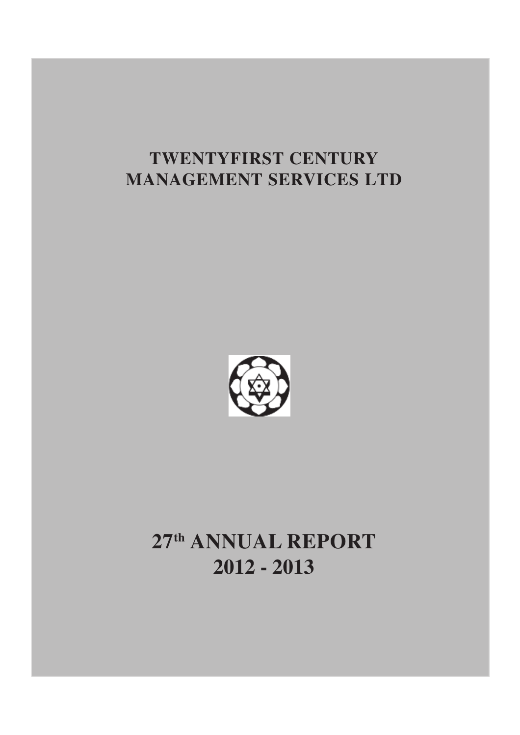# TWENTYFIRST CENTURY MANAGEMENT SERVICES LTD

# 27th ANNUAL REPORT 2012 - 2013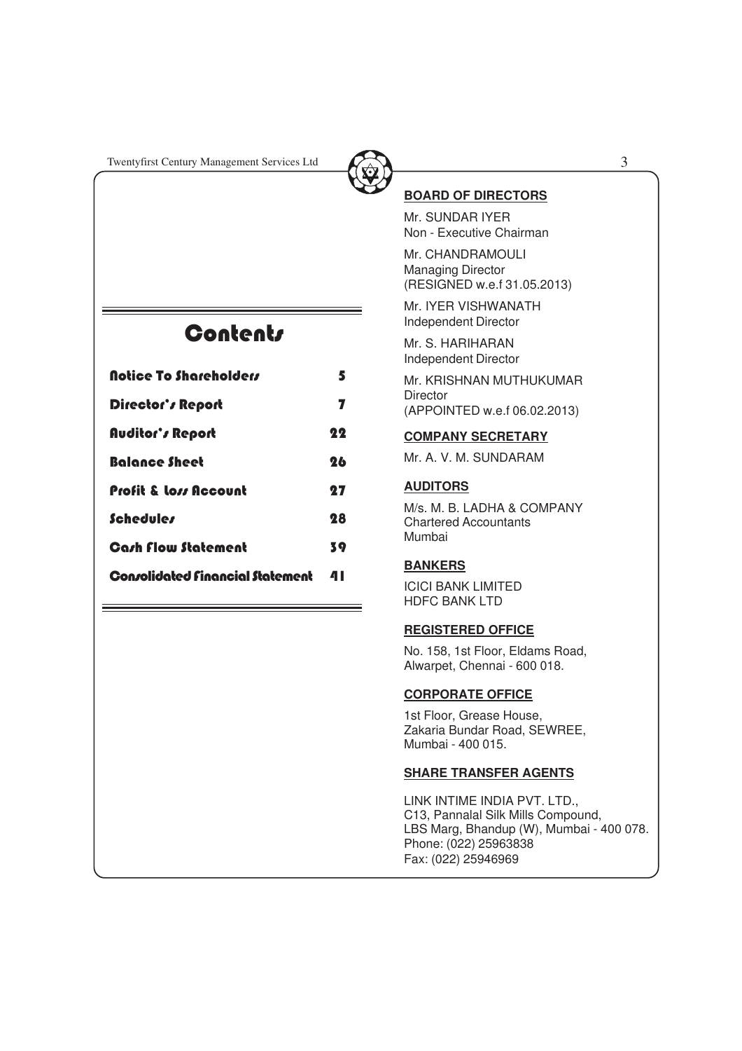## Contents

| | |
|---|---|
| Notice To Shareholders | 5 |
| Director's Report | 7 |
| Auditor's Report | 22 |
| Balance Sheet | 26 |
| Profit & Loss Account | 27 |
| Schedules | 28 |
| Cash Flow Statement | 39 |
| Consolidated Financial Statement | 41 |

### BOARD OF DIRECTORS

Mr. SUNDAR IYER
Non - Executive Chairman

Mr. CHANDRAMOULI
Managing Director
(RESIGNED w.e.f 31.05.2013)

Mr. IYER VISHWANATH
Independent Director

Mr. S. HARIHARAN
Independent Director

Mr. KRISHNAN MUTHUKUMAR
Director
(APPOINTED w.e.f 06.02.2013)

### COMPANY SECRETARY

Mr. A. V. M. SUNDARAM

### AUDITORS

M/s. M. B. LADHA & COMPANY
Chartered Accountants
Mumbai

### BANKERS

ICICI BANK LIMITED
HDFC BANK LTD

### REGISTERED OFFICE

No. 158, 1st Floor, Eldams Road,
Alwarpet, Chennai - 600 018.

### CORPORATE OFFICE

1st Floor, Grease House,
Zakaria Bundar Road, SEWREE,
Mumbai - 400 015.

### SHARE TRANSFER AGENTS

LINK INTIME INDIA PVT. LTD.,
C13, Pannalal Silk Mills Compound,
LBS Marg, Bhandup (W), Mumbai - 400 078.
Phone: (022) 25963838
Fax: (022) 25946969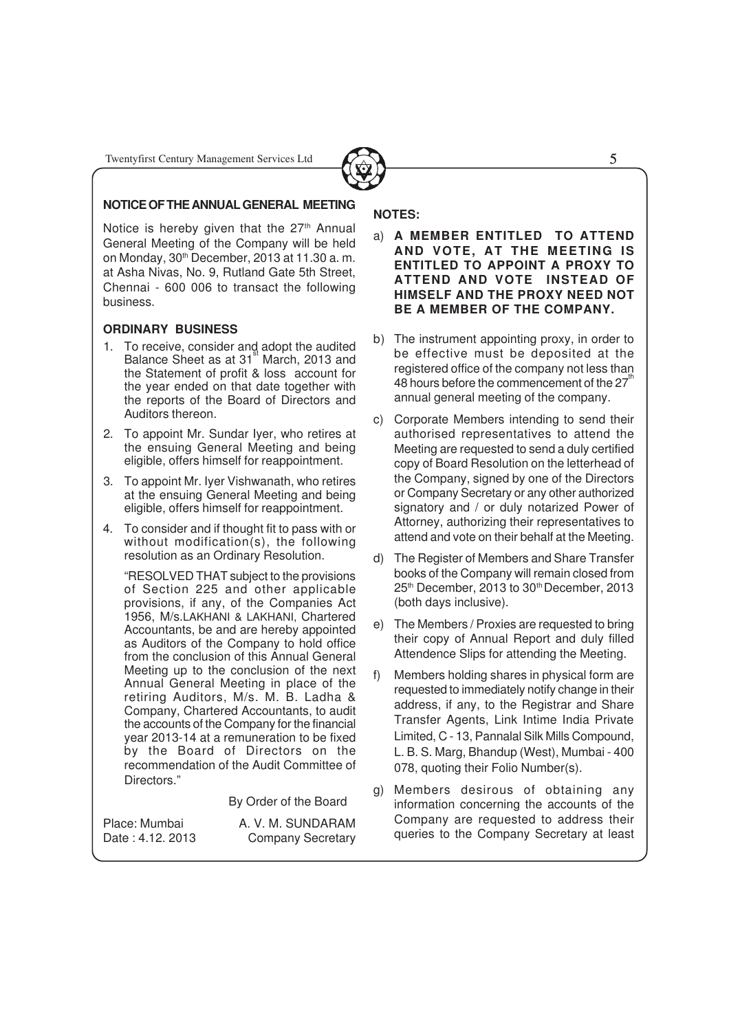## NOTICE OF THE ANNUAL GENERAL MEETING

Notice is hereby given that the 27th Annual General Meeting of the Company will be held on Monday, 30th December, 2013 at 11.30 a. m. at Asha Nivas, No. 9, Rutland Gate 5th Street, Chennai - 600 006 to transact the following business.

### ORDINARY BUSINESS

1. To receive, consider and adopt the audited Balance Sheet as at 31st March, 2013 and the Statement of profit & loss account for the year ended on that date together with the reports of the Board of Directors and Auditors thereon.
2. To appoint Mr. Sundar Iyer, who retires at the ensuing General Meeting and being eligible, offers himself for reappointment.
3. To appoint Mr. Iyer Vishwanath, who retires at the ensuing General Meeting and being eligible, offers himself for reappointment.
4. To consider and if thought fit to pass with or without modification(s), the following resolution as an Ordinary Resolution.

   "RESOLVED THAT subject to the provisions of Section 225 and other applicable provisions, if any, of the Companies Act 1956, M/s.LAKHANI & LAKHANI, Chartered Accountants, be and are hereby appointed as Auditors of the Company to hold office from the conclusion of this Annual General Meeting up to the conclusion of the next Annual General Meeting in place of the retiring Auditors, M/s. M. B. Ladha & Company, Chartered Accountants, to audit the accounts of the Company for the financial year 2013-14 at a remuneration to be fixed by the Board of Directors on the recommendation of the Audit Committee of Directors."

By Order of the Board

Place: Mumbai
Date : 4.12. 2013

A. V. M. SUNDARAM
Company Secretary

### NOTES:

a) **A MEMBER ENTITLED TO ATTEND AND VOTE, AT THE MEETING IS ENTITLED TO APPOINT A PROXY TO ATTEND AND VOTE INSTEAD OF HIMSELF AND THE PROXY NEED NOT BE A MEMBER OF THE COMPANY.**

b) The instrument appointing proxy, in order to be effective must be deposited at the registered office of the company not less than 48 hours before the commencement of the 27th annual general meeting of the company.

c) Corporate Members intending to send their authorised representatives to attend the Meeting are requested to send a duly certified copy of Board Resolution on the letterhead of the Company, signed by one of the Directors or Company Secretary or any other authorized signatory and / or duly notarized Power of Attorney, authorizing their representatives to attend and vote on their behalf at the Meeting.

d) The Register of Members and Share Transfer books of the Company will remain closed from 25th December, 2013 to 30th December, 2013 (both days inclusive).

e) The Members / Proxies are requested to bring their copy of Annual Report and duly filled Attendence Slips for attending the Meeting.

f) Members holding shares in physical form are requested to immediately notify change in their address, if any, to the Registrar and Share Transfer Agents, Link Intime India Private Limited, C - 13, Pannalal Silk Mills Compound, L. B. S. Marg, Bhandup (West), Mumbai - 400 078, quoting their Folio Number(s).

g) Members desirous of obtaining any information concerning the accounts of the Company are requested to address their queries to the Company Secretary at least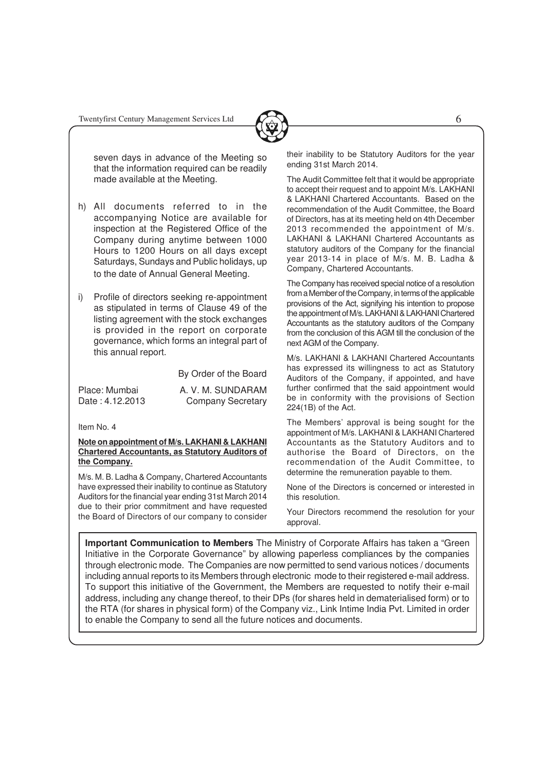seven days in advance of the Meeting so that the information required can be readily made available at the Meeting.

h) All documents referred to in the accompanying Notice are available for inspection at the Registered Office of the Company during anytime between 1000 Hours to 1200 Hours on all days except Saturdays, Sundays and Public holidays, up to the date of Annual General Meeting.

i) Profile of directors seeking re-appointment as stipulated in terms of Clause 49 of the listing agreement with the stock exchanges is provided in the report on corporate governance, which forms an integral part of this annual report.

By Order of the Board

Place: Mumbai — A. V. M. SUNDARAM
Date : 4.12.2013 — Company Secretary

Item No. 4

**Note on appointment of M/s. LAKHANI & LAKHANI Chartered Accountants, as Statutory Auditors of the Company.**

M/s. M. B. Ladha & Company, Chartered Accountants have expressed their inability to continue as Statutory Auditors for the financial year ending 31st March 2014 due to their prior commitment and have requested the Board of Directors of our company to consider their inability to be Statutory Auditors for the year ending 31st March 2014.

The Audit Committee felt that it would be appropriate to accept their request and to appoint M/s. LAKHANI & LAKHANI Chartered Accountants. Based on the recommendation of the Audit Committee, the Board of Directors, has at its meeting held on 4th December 2013 recommended the appointment of M/s. LAKHANI & LAKHANI Chartered Accountants as statutory auditors of the Company for the financial year 2013-14 in place of M/s. M. B. Ladha & Company, Chartered Accountants.

The Company has received special notice of a resolution from a Member of the Company, in terms of the applicable provisions of the Act, signifying his intention to propose the appointment of M/s. LAKHANI & LAKHANI Chartered Accountants as the statutory auditors of the Company from the conclusion of this AGM till the conclusion of the next AGM of the Company.

M/s. LAKHANI & LAKHANI Chartered Accountants has expressed its willingness to act as Statutory Auditors of the Company, if appointed, and have further confirmed that the said appointment would be in conformity with the provisions of Section 224(1B) of the Act.

The Members' approval is being sought for the appointment of M/s. LAKHANI & LAKHANI Chartered Accountants as the Statutory Auditors and to authorise the Board of Directors, on the recommendation of the Audit Committee, to determine the remuneration payable to them.

None of the Directors is concerned or interested in this resolution.

Your Directors recommend the resolution for your approval.

**Important Communication to Members** The Ministry of Corporate Affairs has taken a "Green Initiative in the Corporate Governance" by allowing paperless compliances by the companies through electronic mode. The Companies are now permitted to send various notices / documents including annual reports to its Members through electronic mode to their registered e-mail address. To support this initiative of the Government, the Members are requested to notify their e-mail address, including any change thereof, to their DPs (for shares held in dematerialised form) or to the RTA (for shares in physical form) of the Company viz., Link Intime India Pvt. Limited in order to enable the Company to send all the future notices and documents.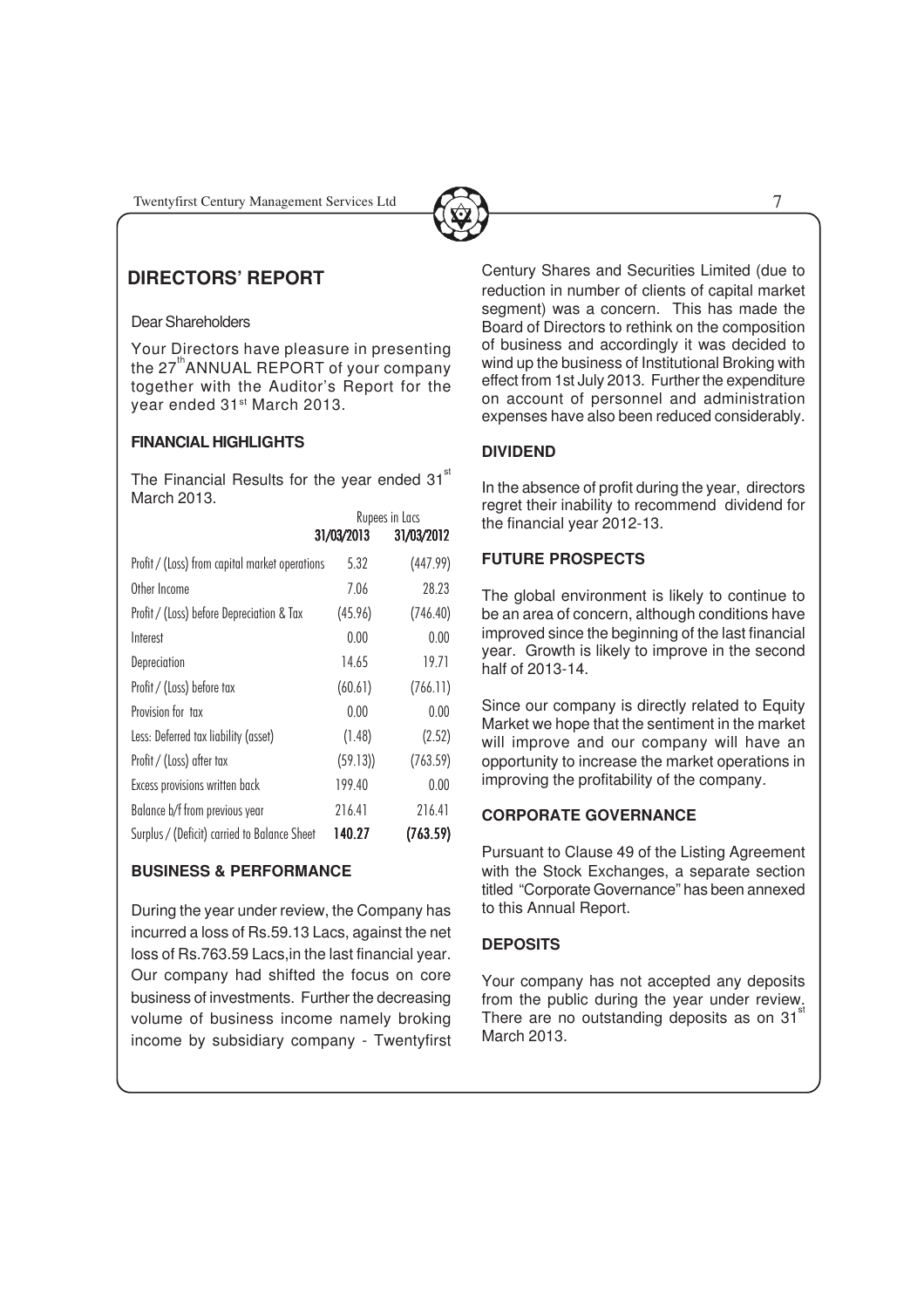## DIRECTORS' REPORT

Dear Shareholders

Your Directors have pleasure in presenting the 27th ANNUAL REPORT of your company together with the Auditor's Report for the year ended 31st March 2013.

### FINANCIAL HIGHLIGHTS

The Financial Results for the year ended 31st March 2013.

| | Rupees in Lacs | |
|---|---|---|
| | **31/03/2013** | **31/03/2012** |
| Profit / (Loss) from capital market operations | 5.32 | (447.99) |
| Other Income | 7.06 | 28.23 |
| Profit / (Loss) before Depreciation & Tax | (45.96) | (746.40) |
| Interest | 0.00 | 0.00 |
| Depreciation | 14.65 | 19.71 |
| Profit / (Loss) before tax | (60.61) | (766.11) |
| Provision for tax | 0.00 | 0.00 |
| Less: Deferred tax liability (asset) | (1.48) | (2.52) |
| Profit / (Loss) after tax | (59.13)) | (763.59) |
| Excess provisions written back | 199.40 | 0.00 |
| Balance b/f from previous year | 216.41 | 216.41 |
| Surplus / (Deficit) carried to Balance Sheet | **140.27** | **(763.59)** |

### BUSINESS & PERFORMANCE

During the year under review, the Company has incurred a loss of Rs.59.13 Lacs, against the net loss of Rs.763.59 Lacs,in the last financial year. Our company had shifted the focus on core business of investments. Further the decreasing volume of business income namely broking income by subsidiary company - Twentyfirst Century Shares and Securities Limited (due to reduction in number of clients of capital market segment) was a concern. This has made the Board of Directors to rethink on the composition of business and accordingly it was decided to wind up the business of Institutional Broking with effect from 1st July 2013. Further the expenditure on account of personnel and administration expenses have also been reduced considerably.

### DIVIDEND

In the absence of profit during the year, directors regret their inability to recommend dividend for the financial year 2012-13.

### FUTURE PROSPECTS

The global environment is likely to continue to be an area of concern, although conditions have improved since the beginning of the last financial year. Growth is likely to improve in the second half of 2013-14.

Since our company is directly related to Equity Market we hope that the sentiment in the market will improve and our company will have an opportunity to increase the market operations in improving the profitability of the company.

### CORPORATE GOVERNANCE

Pursuant to Clause 49 of the Listing Agreement with the Stock Exchanges, a separate section titled "Corporate Governance" has been annexed to this Annual Report.

### DEPOSITS

Your company has not accepted any deposits from the public during the year under review. There are no outstanding deposits as on 31st March 2013.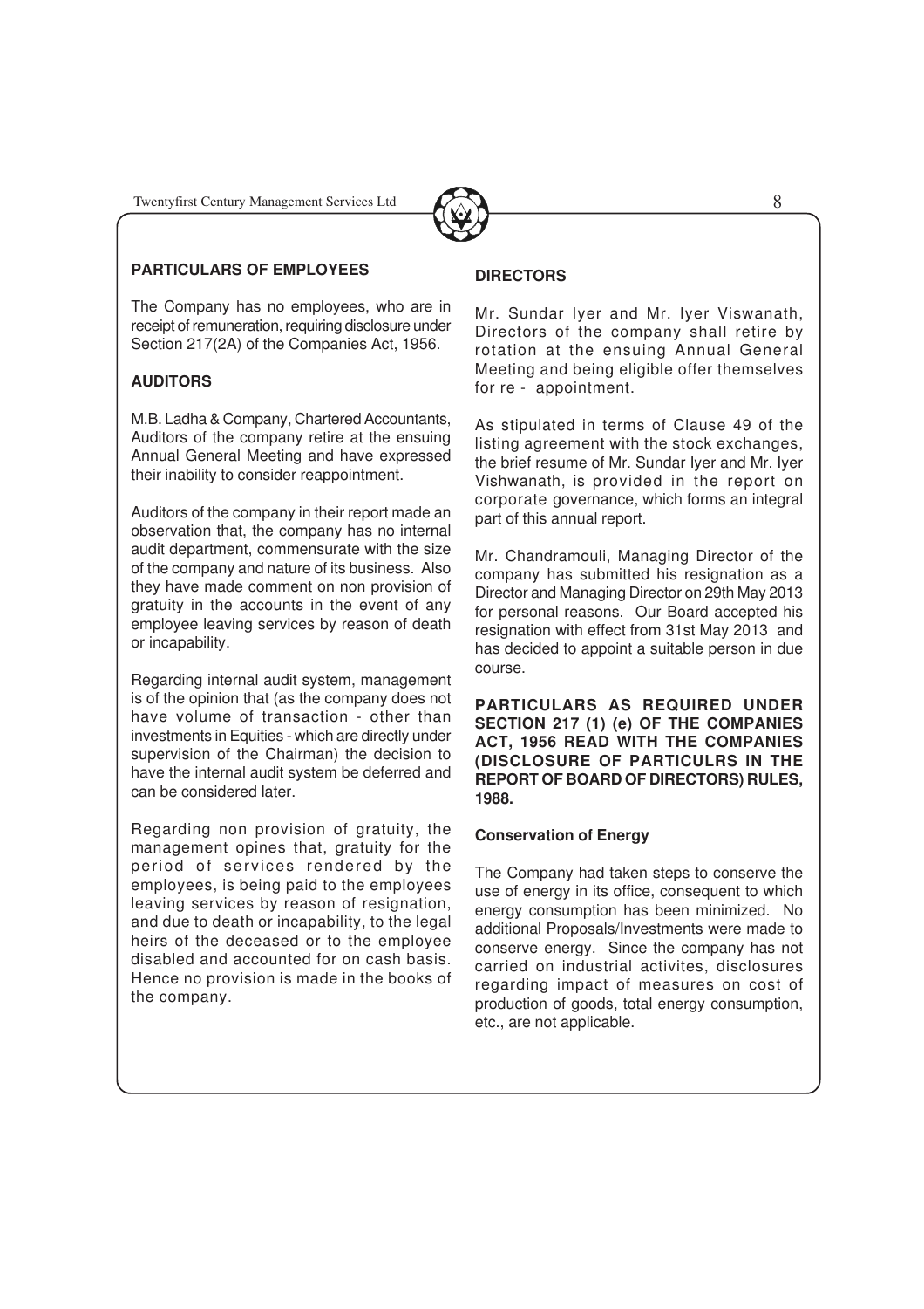## PARTICULARS OF EMPLOYEES

The Company has no employees, who are in receipt of remuneration, requiring disclosure under Section 217(2A) of the Companies Act, 1956.

## AUDITORS

M.B. Ladha & Company, Chartered Accountants, Auditors of the company retire at the ensuing Annual General Meeting and have expressed their inability to consider reappointment.

Auditors of the company in their report made an observation that, the company has no internal audit department, commensurate with the size of the company and nature of its business. Also they have made comment on non provision of gratuity in the accounts in the event of any employee leaving services by reason of death or incapability.

Regarding internal audit system, management is of the opinion that (as the company does not have volume of transaction - other than investments in Equities - which are directly under supervision of the Chairman) the decision to have the internal audit system be deferred and can be considered later.

Regarding non provision of gratuity, the management opines that, gratuity for the period of services rendered by the employees, is being paid to the employees leaving services by reason of resignation, and due to death or incapability, to the legal heirs of the deceased or to the employee disabled and accounted for on cash basis. Hence no provision is made in the books of the company.

## DIRECTORS

Mr. Sundar Iyer and Mr. Iyer Viswanath, Directors of the company shall retire by rotation at the ensuing Annual General Meeting and being eligible offer themselves for re - appointment.

As stipulated in terms of Clause 49 of the listing agreement with the stock exchanges, the brief resume of Mr. Sundar Iyer and Mr. Iyer Vishwanath, is provided in the report on corporate governance, which forms an integral part of this annual report.

Mr. Chandramouli, Managing Director of the company has submitted his resignation as a Director and Managing Director on 29th May 2013 for personal reasons. Our Board accepted his resignation with effect from 31st May 2013 and has decided to appoint a suitable person in due course.

## PARTICULARS AS REQUIRED UNDER SECTION 217 (1) (e) OF THE COMPANIES ACT, 1956 READ WITH THE COMPANIES (DISCLOSURE OF PARTICULRS IN THE REPORT OF BOARD OF DIRECTORS) RULES, 1988.

### Conservation of Energy

The Company had taken steps to conserve the use of energy in its office, consequent to which energy consumption has been minimized. No additional Proposals/Investments were made to conserve energy. Since the company has not carried on industrial activites, disclosures regarding impact of measures on cost of production of goods, total energy consumption, etc., are not applicable.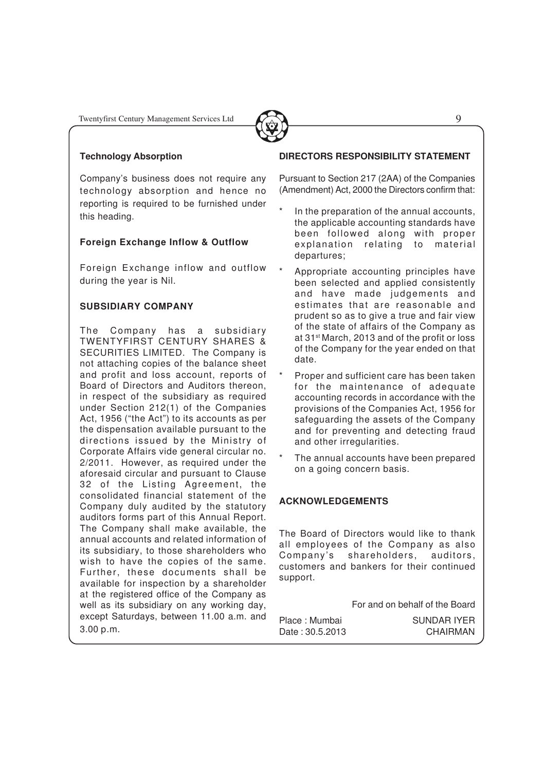### Technology Absorption

Company's business does not require any technology absorption and hence no reporting is required to be furnished under this heading.

### Foreign Exchange Inflow & Outflow

Foreign Exchange inflow and outflow during the year is Nil.

### SUBSIDIARY COMPANY

The Company has a subsidiary TWENTYFIRST CENTURY SHARES & SECURITIES LIMITED. The Company is not attaching copies of the balance sheet and profit and loss account, reports of Board of Directors and Auditors thereon, in respect of the subsidiary as required under Section 212(1) of the Companies Act, 1956 ("the Act") to its accounts as per the dispensation available pursuant to the directions issued by the Ministry of Corporate Affairs vide general circular no. 2/2011. However, as required under the aforesaid circular and pursuant to Clause 32 of the Listing Agreement, the consolidated financial statement of the Company duly audited by the statutory auditors forms part of this Annual Report. The Company shall make available, the annual accounts and related information of its subsidiary, to those shareholders who wish to have the copies of the same. Further, these documents shall be available for inspection by a shareholder at the registered office of the Company as well as its subsidiary on any working day, except Saturdays, between 11.00 a.m. and 3.00 p.m.

### DIRECTORS RESPONSIBILITY STATEMENT

Pursuant to Section 217 (2AA) of the Companies (Amendment) Act, 2000 the Directors confirm that:

* In the preparation of the annual accounts, the applicable accounting standards have been followed along with proper explanation relating to material departures;
* Appropriate accounting principles have been selected and applied consistently and have made judgements and estimates that are reasonable and prudent so as to give a true and fair view of the state of affairs of the Company as at 31st March, 2013 and of the profit or loss of the Company for the year ended on that date.
* Proper and sufficient care has been taken for the maintenance of adequate accounting records in accordance with the provisions of the Companies Act, 1956 for safeguarding the assets of the Company and for preventing and detecting fraud and other irregularities.
* The annual accounts have been prepared on a going concern basis.

### ACKNOWLEDGEMENTS

The Board of Directors would like to thank all employees of the Company as also Company's shareholders, auditors, customers and bankers for their continued support.

For and on behalf of the Board

Place : Mumbai
Date : 30.5.2013

SUNDAR IYER
CHAIRMAN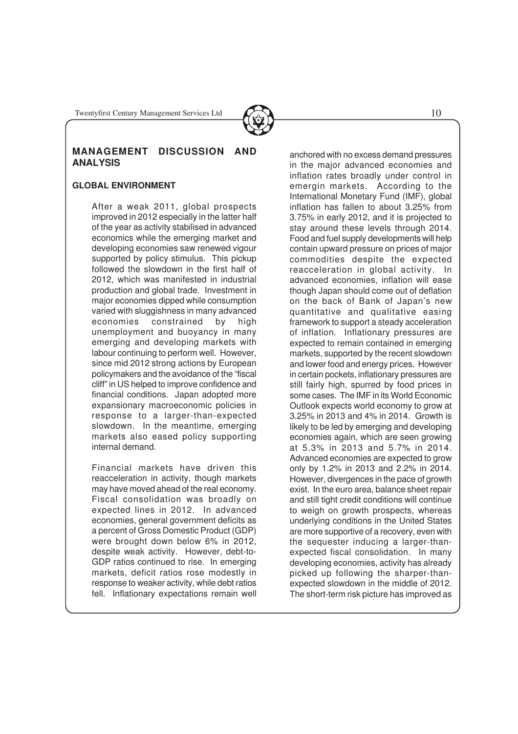## MANAGEMENT DISCUSSION AND ANALYSIS

### GLOBAL ENVIRONMENT

After a weak 2011, global prospects improved in 2012 especially in the latter half of the year as activity stabilised in advanced economics while the emerging market and developing economies saw renewed vigour supported by policy stimulus. This pickup followed the slowdown in the first half of 2012, which was manifested in industrial production and global trade. Investment in major economies dipped while consumption varied with sluggishness in many advanced economies constrained by high unemployment and buoyancy in many emerging and developing markets with labour continuing to perform well. However, since mid 2012 strong actions by European policymakers and the avoidance of the "fiscal cliff" in US helped to improve confidence and financial conditions. Japan adopted more expansionary macroeconomic policies in response to a larger-than-expected slowdown. In the meantime, emerging markets also eased policy supporting internal demand.

Financial markets have driven this reacceleration in activity, though markets may have moved ahead of the real economy. Fiscal consolidation was broadly on expected lines in 2012. In advanced economies, general government deficits as a percent of Gross Domestic Product (GDP) were brought down below 6% in 2012, despite weak activity. However, debt-to-GDP ratios continued to rise. In emerging markets, deficit ratios rose modestly in response to weaker activity, while debt ratios fell. Inflationary expectations remain well anchored with no excess demand pressures in the major advanced economies and inflation rates broadly under control in emergin markets. According to the International Monetary Fund (IMF), global inflation has fallen to about 3.25% from 3.75% in early 2012, and it is projected to stay around these levels through 2014. Food and fuel supply developments will help contain upward pressure on prices of major commodities despite the expected reacceleration in global activity. In advanced economies, inflation will ease though Japan should come out of deflation on the back of Bank of Japan's new quantitative and qualitative easing framework to support a steady acceleration of inflation. Inflationary pressures are expected to remain contained in emerging markets, supported by the recent slowdown and lower food and energy prices. However in certain pockets, inflationary pressures are still fairly high, spurred by food prices in some cases. The IMF in its World Economic Outlook expects world economy to grow at 3.25% in 2013 and 4% in 2014. Growth is likely to be led by emerging and developing economies again, which are seen growing at 5.3% in 2013 and 5.7% in 2014. Advanced economies are expected to grow only by 1.2% in 2013 and 2.2% in 2014. However, divergences in the pace of growth exist. In the euro area, balance sheet repair and still tight credit conditions will continue to weigh on growth prospects, whereas underlying conditions in the United States are more supportive of a recovery, even with the sequester inducing a larger-than-expected fiscal consolidation. In many developing economies, activity has already picked up following the sharper-than-expected slowdown in the middle of 2012. The short-term risk picture has improved as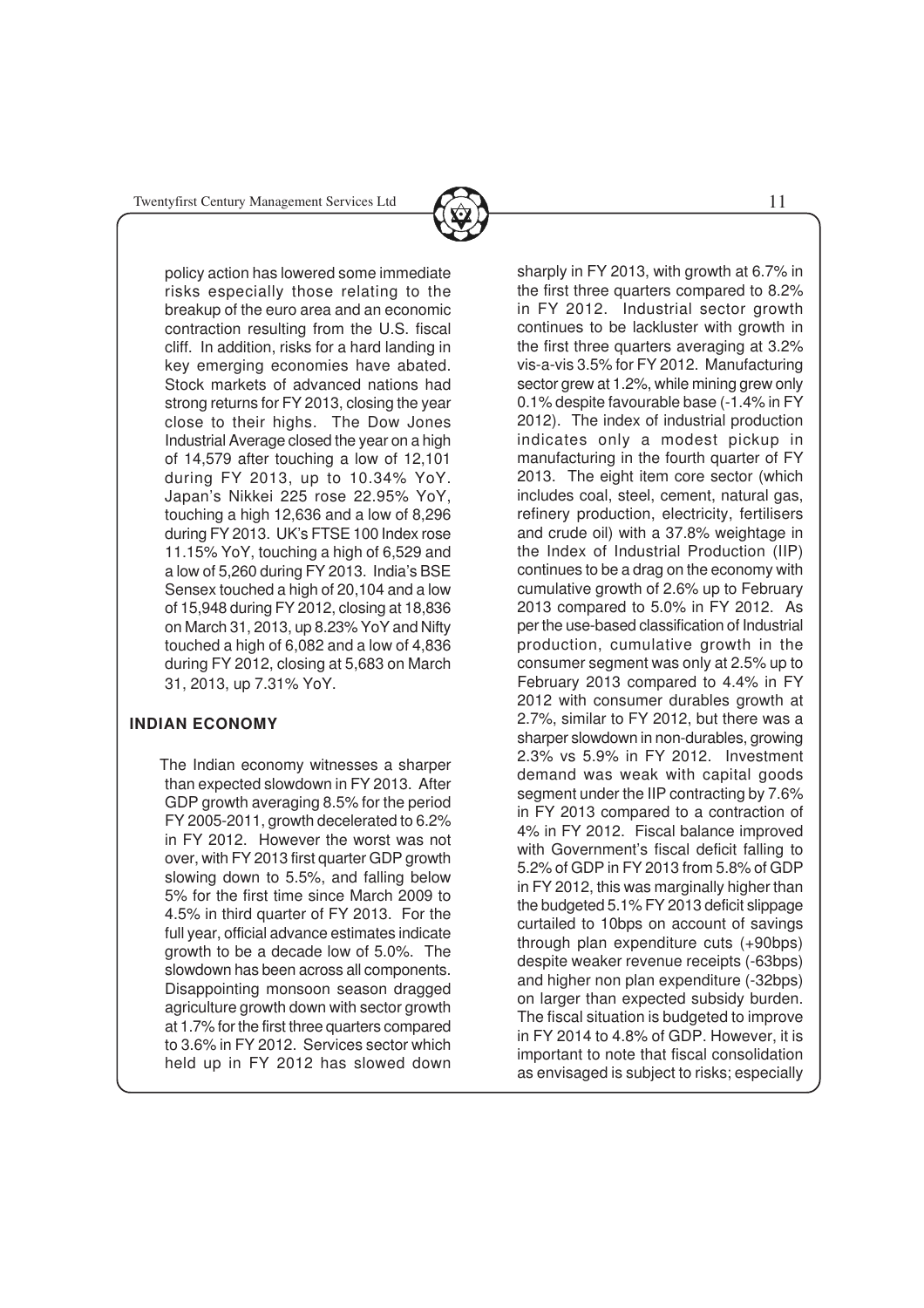policy action has lowered some immediate risks especially those relating to the breakup of the euro area and an economic contraction resulting from the U.S. fiscal cliff. In addition, risks for a hard landing in key emerging economies have abated. Stock markets of advanced nations had strong returns for FY 2013, closing the year close to their highs. The Dow Jones Industrial Average closed the year on a high of 14,579 after touching a low of 12,101 during FY 2013, up to 10.34% YoY. Japan's Nikkei 225 rose 22.95% YoY, touching a high 12,636 and a low of 8,296 during FY 2013. UK's FTSE 100 Index rose 11.15% YoY, touching a high of 6,529 and a low of 5,260 during FY 2013. India's BSE Sensex touched a high of 20,104 and a low of 15,948 during FY 2012, closing at 18,836 on March 31, 2013, up 8.23% YoY and Nifty touched a high of 6,082 and a low of 4,836 during FY 2012, closing at 5,683 on March 31, 2013, up 7.31% YoY.

## INDIAN ECONOMY

The Indian economy witnesses a sharper than expected slowdown in FY 2013. After GDP growth averaging 8.5% for the period FY 2005-2011, growth decelerated to 6.2% in FY 2012. However the worst was not over, with FY 2013 first quarter GDP growth slowing down to 5.5%, and falling below 5% for the first time since March 2009 to 4.5% in third quarter of FY 2013. For the full year, official advance estimates indicate growth to be a decade low of 5.0%. The slowdown has been across all components. Disappointing monsoon season dragged agriculture growth down with sector growth at 1.7% for the first three quarters compared to 3.6% in FY 2012. Services sector which held up in FY 2012 has slowed down sharply in FY 2013, with growth at 6.7% in the first three quarters compared to 8.2% in FY 2012. Industrial sector growth continues to be lackluster with growth in the first three quarters averaging at 3.2% vis-a-vis 3.5% for FY 2012. Manufacturing sector grew at 1.2%, while mining grew only 0.1% despite favourable base (-1.4% in FY 2012). The index of industrial production indicates only a modest pickup in manufacturing in the fourth quarter of FY 2013. The eight item core sector (which includes coal, steel, cement, natural gas, refinery production, electricity, fertilisers and crude oil) with a 37.8% weightage in the Index of Industrial Production (IIP) continues to be a drag on the economy with cumulative growth of 2.6% up to February 2013 compared to 5.0% in FY 2012. As per the use-based classification of Industrial production, cumulative growth in the consumer segment was only at 2.5% up to February 2013 compared to 4.4% in FY 2012 with consumer durables growth at 2.7%, similar to FY 2012, but there was a sharper slowdown in non-durables, growing 2.3% vs 5.9% in FY 2012. Investment demand was weak with capital goods segment under the IIP contracting by 7.6% in FY 2013 compared to a contraction of 4% in FY 2012. Fiscal balance improved with Government's fiscal deficit falling to 5.2% of GDP in FY 2013 from 5.8% of GDP in FY 2012, this was marginally higher than the budgeted 5.1% FY 2013 deficit slippage curtailed to 10bps on account of savings through plan expenditure cuts (+90bps) despite weaker revenue receipts (-63bps) and higher non plan expenditure (-32bps) on larger than expected subsidy burden. The fiscal situation is budgeted to improve in FY 2014 to 4.8% of GDP. However, it is important to note that fiscal consolidation as envisaged is subject to risks; especially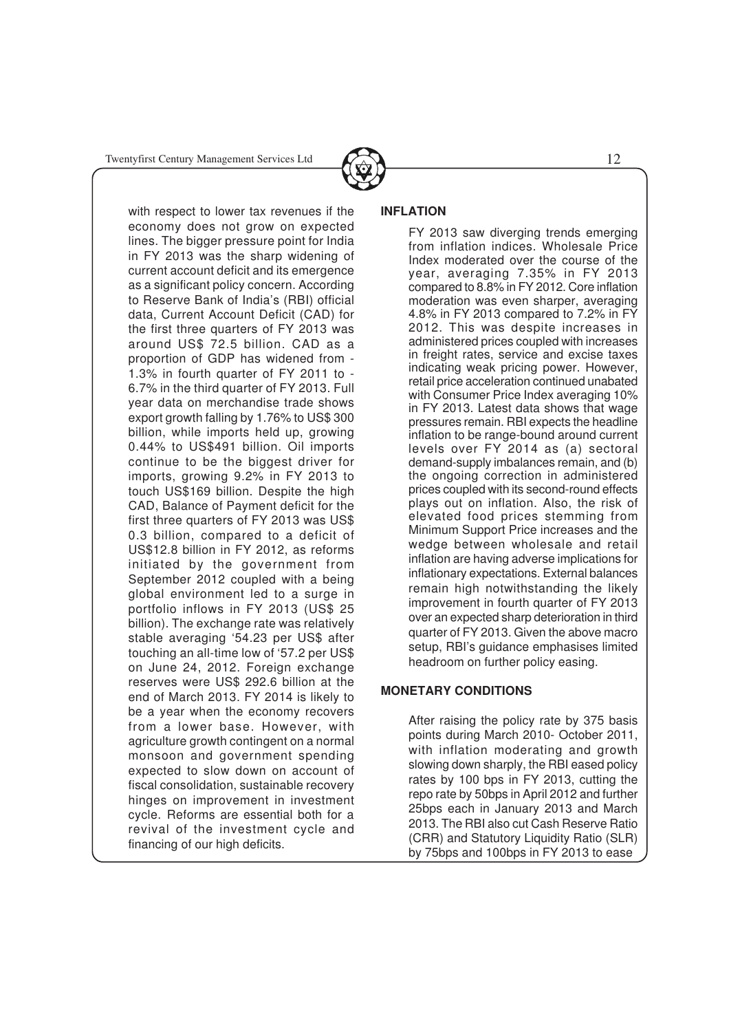with respect to lower tax revenues if the economy does not grow on expected lines. The bigger pressure point for India in FY 2013 was the sharp widening of current account deficit and its emergence as a significant policy concern. According to Reserve Bank of India's (RBI) official data, Current Account Deficit (CAD) for the first three quarters of FY 2013 was around US$ 72.5 billion. CAD as a proportion of GDP has widened from -1.3% in fourth quarter of FY 2011 to -6.7% in the third quarter of FY 2013. Full year data on merchandise trade shows export growth falling by 1.76% to US$ 300 billion, while imports held up, growing 0.44% to US$491 billion. Oil imports continue to be the biggest driver for imports, growing 9.2% in FY 2013 to touch US$169 billion. Despite the high CAD, Balance of Payment deficit for the first three quarters of FY 2013 was US$ 0.3 billion, compared to a deficit of US$12.8 billion in FY 2012, as reforms initiated by the government from September 2012 coupled with a being global environment led to a surge in portfolio inflows in FY 2013 (US$ 25 billion). The exchange rate was relatively stable averaging '54.23 per US$ after touching an all-time low of '57.2 per US$ on June 24, 2012. Foreign exchange reserves were US$ 292.6 billion at the end of March 2013. FY 2014 is likely to be a year when the economy recovers from a lower base. However, with agriculture growth contingent on a normal monsoon and government spending expected to slow down on account of fiscal consolidation, sustainable recovery hinges on improvement in investment cycle. Reforms are essential both for a revival of the investment cycle and financing of our high deficits.

**INFLATION**

FY 2013 saw diverging trends emerging from inflation indices. Wholesale Price Index moderated over the course of the year, averaging 7.35% in FY 2013 compared to 8.8% in FY 2012. Core inflation moderation was even sharper, averaging 4.8% in FY 2013 compared to 7.2% in FY 2012. This was despite increases in administered prices coupled with increases in freight rates, service and excise taxes indicating weak pricing power. However, retail price acceleration continued unabated with Consumer Price Index averaging 10% in FY 2013. Latest data shows that wage pressures remain. RBI expects the headline inflation to be range-bound around current levels over FY 2014 as (a) sectoral demand-supply imbalances remain, and (b) the ongoing correction in administered prices coupled with its second-round effects plays out on inflation. Also, the risk of elevated food prices stemming from Minimum Support Price increases and the wedge between wholesale and retail inflation are having adverse implications for inflationary expectations. External balances remain high notwithstanding the likely improvement in fourth quarter of FY 2013 over an expected sharp deterioration in third quarter of FY 2013. Given the above macro setup, RBI's guidance emphasises limited headroom on further policy easing.

**MONETARY CONDITIONS**

After raising the policy rate by 375 basis points during March 2010- October 2011, with inflation moderating and growth slowing down sharply, the RBI eased policy rates by 100 bps in FY 2013, cutting the repo rate by 50bps in April 2012 and further 25bps each in January 2013 and March 2013. The RBI also cut Cash Reserve Ratio (CRR) and Statutory Liquidity Ratio (SLR) by 75bps and 100bps in FY 2013 to ease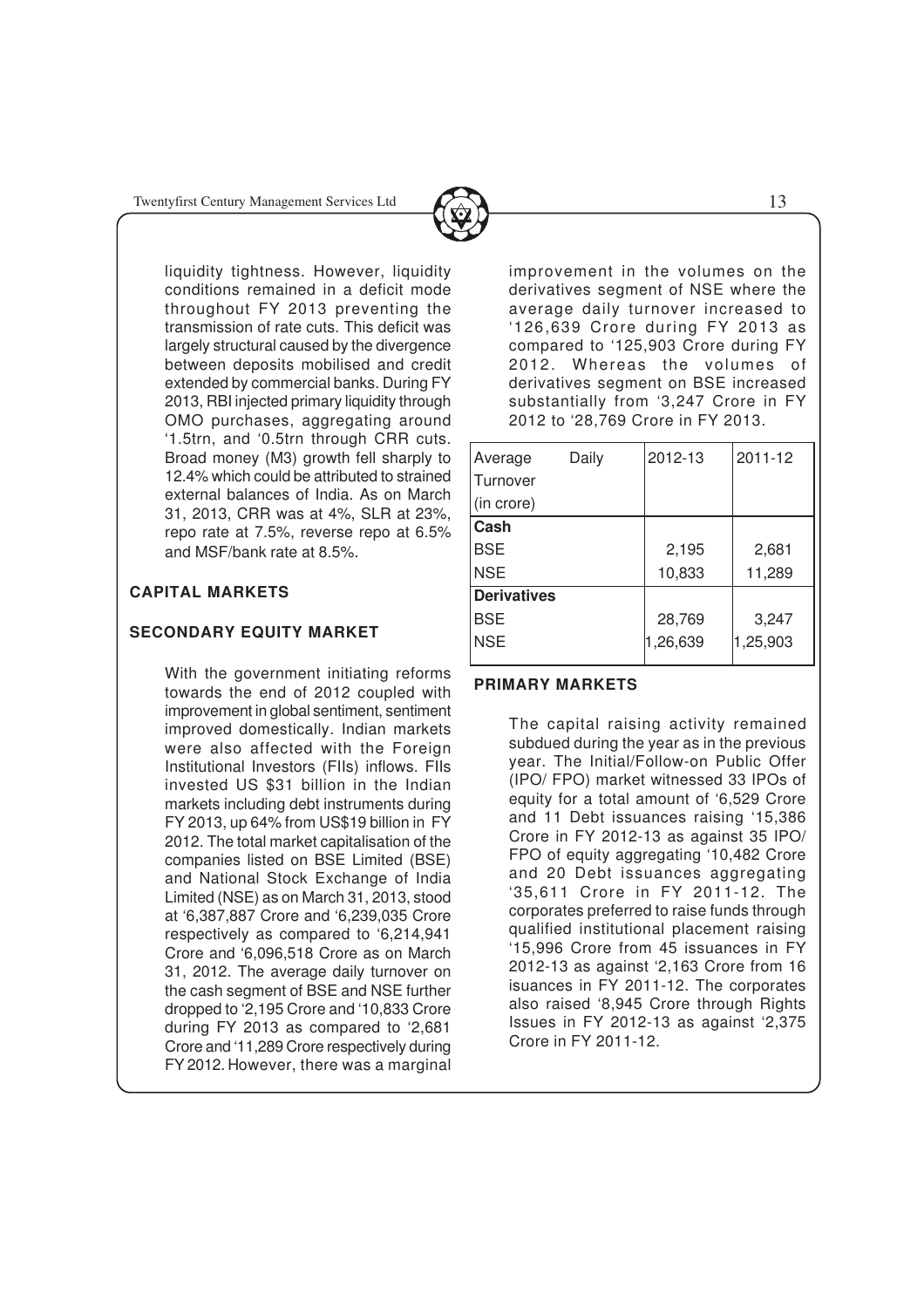liquidity tightness. However, liquidity conditions remained in a deficit mode throughout FY 2013 preventing the transmission of rate cuts. This deficit was largely structural caused by the divergence between deposits mobilised and credit extended by commercial banks. During FY 2013, RBI injected primary liquidity through OMO purchases, aggregating around '1.5trn, and '0.5trn through CRR cuts. Broad money (M3) growth fell sharply to 12.4% which could be attributed to strained external balances of India. As on March 31, 2013, CRR was at 4%, SLR at 23%, repo rate at 7.5%, reverse repo at 6.5% and MSF/bank rate at 8.5%.

## CAPITAL MARKETS

## SECONDARY EQUITY MARKET

With the government initiating reforms towards the end of 2012 coupled with improvement in global sentiment, sentiment improved domestically. Indian markets were also affected with the Foreign Institutional Investors (FIIs) inflows. FIIs invested US $31 billion in the Indian markets including debt instruments during FY 2013, up 64% from US$19 billion in FY 2012. The total market capitalisation of the companies listed on BSE Limited (BSE) and National Stock Exchange of India Limited (NSE) as on March 31, 2013, stood at '6,387,887 Crore and '6,239,035 Crore respectively as compared to '6,214,941 Crore and '6,096,518 Crore as on March 31, 2012. The average daily turnover on the cash segment of BSE and NSE further dropped to '2,195 Crore and '10,833 Crore during FY 2013 as compared to '2,681 Crore and '11,289 Crore respectively during FY 2012. However, there was a marginal improvement in the volumes on the derivatives segment of NSE where the average daily turnover increased to '126,639 Crore during FY 2013 as compared to '125,903 Crore during FY 2012. Whereas the volumes of derivatives segment on BSE increased substantially from '3,247 Crore in FY 2012 to '28,769 Crore in FY 2013.

| Average Daily Turnover (in crore) | 2012-13 | 2011-12 |
|---|---|---|
| **Cash** | | |
| BSE | 2,195 | 2,681 |
| NSE | 10,833 | 11,289 |
| **Derivatives** | | |
| BSE | 28,769 | 3,247 |
| NSE | 1,26,639 | 1,25,903 |

## PRIMARY MARKETS

The capital raising activity remained subdued during the year as in the previous year. The Initial/Follow-on Public Offer (IPO/ FPO) market witnessed 33 IPOs of equity for a total amount of '6,529 Crore and 11 Debt issuances raising '15,386 Crore in FY 2012-13 as against 35 IPO/ FPO of equity aggregating '10,482 Crore and 20 Debt issuances aggregating '35,611 Crore in FY 2011-12. The corporates preferred to raise funds through qualified institutional placement raising '15,996 Crore from 45 issuances in FY 2012-13 as against '2,163 Crore from 16 isuances in FY 2011-12. The corporates also raised '8,945 Crore through Rights Issues in FY 2012-13 as against '2,375 Crore in FY 2011-12.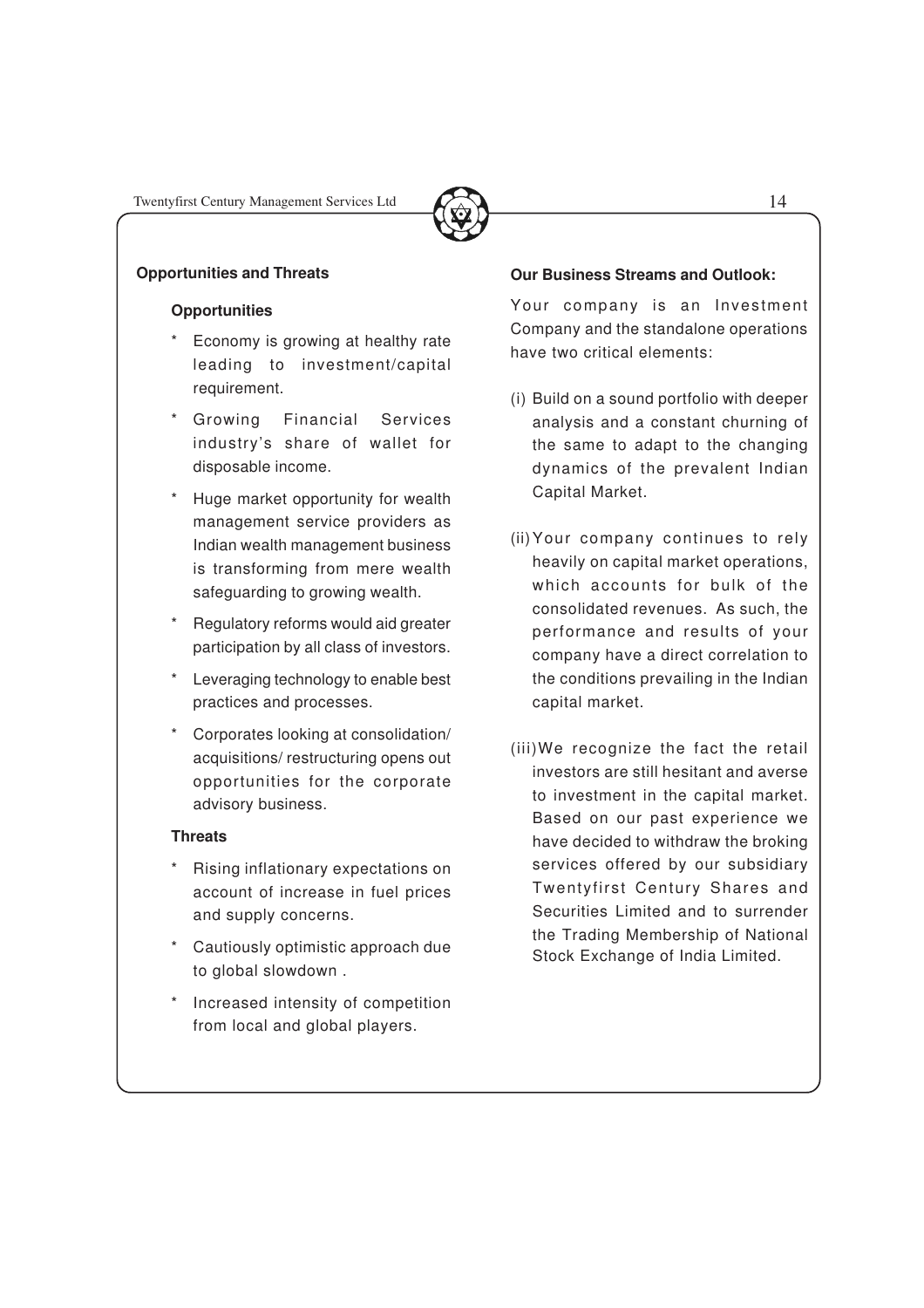## Opportunities and Threats

### Opportunities

- Economy is growing at healthy rate leading to investment/capital requirement.
- Growing Financial Services industry's share of wallet for disposable income.
- Huge market opportunity for wealth management service providers as Indian wealth management business is transforming from mere wealth safeguarding to growing wealth.
- Regulatory reforms would aid greater participation by all class of investors.
- Leveraging technology to enable best practices and processes.
- Corporates looking at consolidation/ acquisitions/ restructuring opens out opportunities for the corporate advisory business.

### Threats

- Rising inflationary expectations on account of increase in fuel prices and supply concerns.
- Cautiously optimistic approach due to global slowdown .
- Increased intensity of competition from local and global players.

## Our Business Streams and Outlook:

Your company is an Investment Company and the standalone operations have two critical elements:

(i) Build on a sound portfolio with deeper analysis and a constant churning of the same to adapt to the changing dynamics of the prevalent Indian Capital Market.

(ii) Your company continues to rely heavily on capital market operations, which accounts for bulk of the consolidated revenues. As such, the performance and results of your company have a direct correlation to the conditions prevailing in the Indian capital market.

(iii) We recognize the fact the retail investors are still hesitant and averse to investment in the capital market. Based on our past experience we have decided to withdraw the broking services offered by our subsidiary Twentyfirst Century Shares and Securities Limited and to surrender the Trading Membership of National Stock Exchange of India Limited.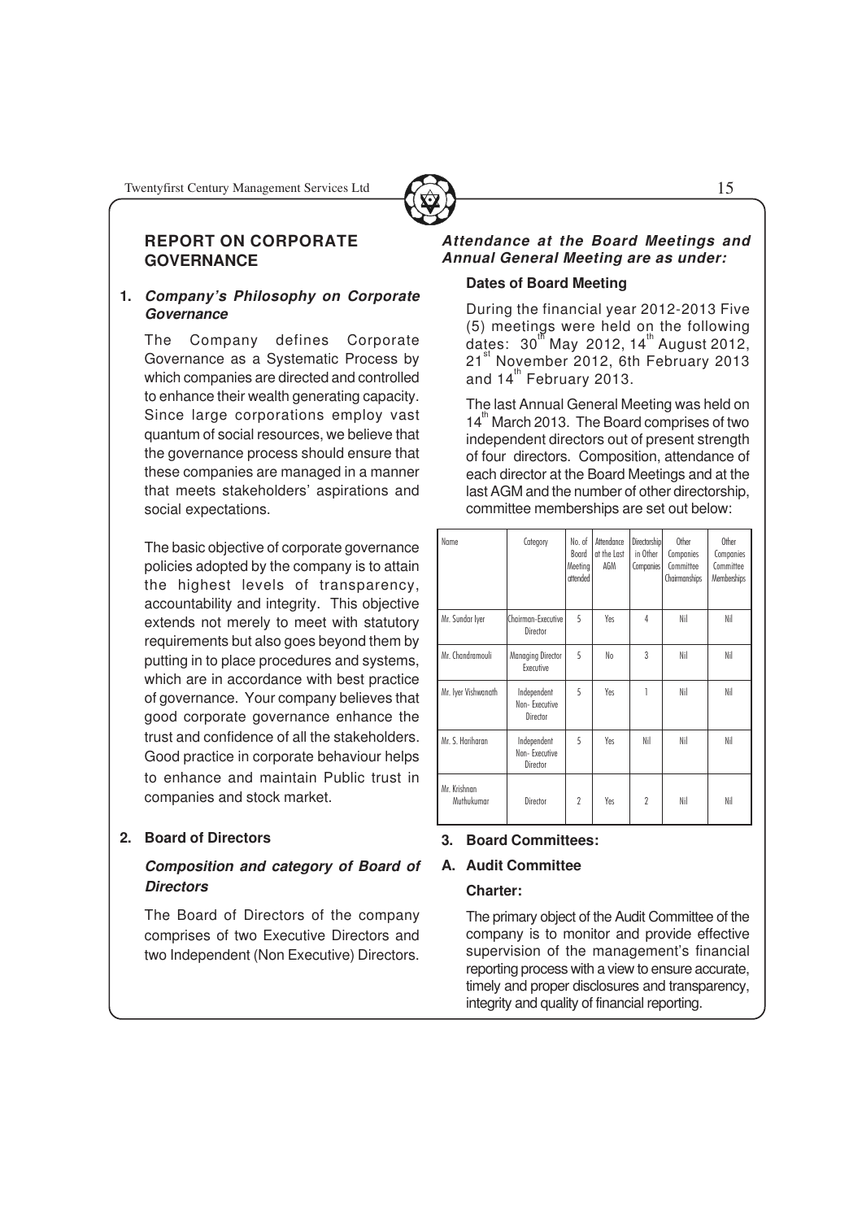## REPORT ON CORPORATE GOVERNANCE

### 1. *Company's Philosophy on Corporate Governance*

The Company defines Corporate Governance as a Systematic Process by which companies are directed and controlled to enhance their wealth generating capacity. Since large corporations employ vast quantum of social resources, we believe that the governance process should ensure that these companies are managed in a manner that meets stakeholders' aspirations and social expectations.

The basic objective of corporate governance policies adopted by the company is to attain the highest levels of transparency, accountability and integrity. This objective extends not merely to meet with statutory requirements but also goes beyond them by putting in to place procedures and systems, which are in accordance with best practice of governance. Your company believes that good corporate governance enhance the trust and confidence of all the stakeholders. Good practice in corporate behaviour helps to enhance and maintain Public trust in companies and stock market.

### 2. Board of Directors

#### *Composition and category of Board of Directors*

The Board of Directors of the company comprises of two Executive Directors and two Independent (Non Executive) Directors.

#### *Attendance at the Board Meetings and Annual General Meeting are as under:*

**Dates of Board Meeting**

During the financial year 2012-2013 Five (5) meetings were held on the following dates: 30th May 2012, 14th August 2012, 21st November 2012, 6th February 2013 and 14th February 2013.

The last Annual General Meeting was held on 14th March 2013. The Board comprises of two independent directors out of present strength of four directors. Composition, attendance of each director at the Board Meetings and at the last AGM and the number of other directorship, committee memberships are set out below:

| Name | Category | No. of Board Meeting attended | Attendance at the Last AGM | Directorship in Other Companies | Other Companies Committee Chairmanships | Other Companies Committee Memberships |
|---|---|---|---|---|---|---|
| Mr. Sundar Iyer | Chairman-Executive Director | 5 | Yes | 4 | Nil | Nil |
| Mr. Chandramouli | Managing Director Executive | 5 | No | 3 | Nil | Nil |
| Mr. Iyer Vishwanath | Independent Non- Executive Director | 5 | Yes | 1 | Nil | Nil |
| Mr. S. Hariharan | Independent Non- Executive Director | 5 | Yes | Nil | Nil | Nil |
| Mr. Krishnan Muthukumar | Director | 2 | Yes | 2 | Nil | Nil |

### 3. Board Committees:

#### A. Audit Committee

**Charter:**

The primary object of the Audit Committee of the company is to monitor and provide effective supervision of the management's financial reporting process with a view to ensure accurate, timely and proper disclosures and transparency, integrity and quality of financial reporting.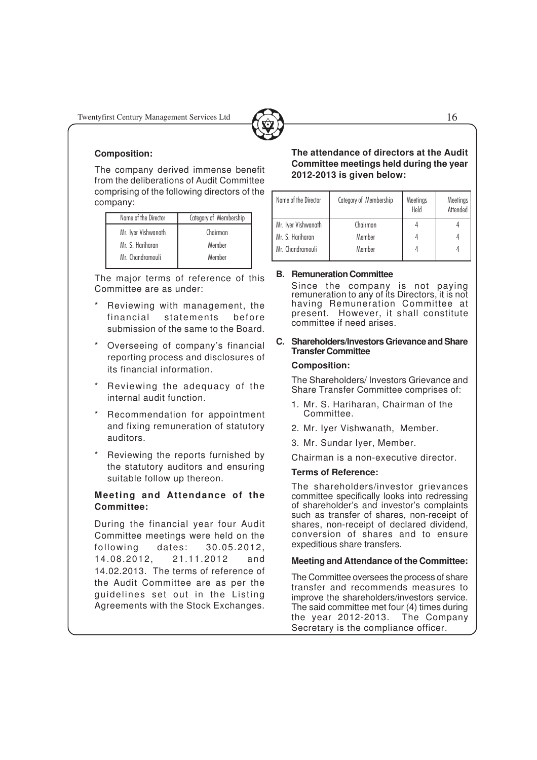**Composition:**

The company derived immense benefit from the deliberations of Audit Committee comprising of the following directors of the company:

| Name of the Director | Category of Membership |
|---|---|
| Mr. Iyer Vishwanath | Chairman |
| Mr. S. Hariharan | Member |
| Mr. Chandramouli | Member |

The major terms of reference of this Committee are as under:

* Reviewing with management, the financial statements before submission of the same to the Board.
* Overseeing of company's financial reporting process and disclosures of its financial information.
* Reviewing the adequacy of the internal audit function.
* Recommendation for appointment and fixing remuneration of statutory auditors.
* Reviewing the reports furnished by the statutory auditors and ensuring suitable follow up thereon.

**Meeting and Attendance of the Committee:**

During the financial year four Audit Committee meetings were held on the following dates: 30.05.2012, 14.08.2012, 21.11.2012 and 14.02.2013. The terms of reference of the Audit Committee are as per the guidelines set out in the Listing Agreements with the Stock Exchanges.

**The attendance of directors at the Audit Committee meetings held during the year 2012-2013 is given below:**

| Name of the Director | Category of Membership | Meetings Held | Meetings Attended |
|---|---|---|---|
| Mr. Iyer Vishwanath | Chairman | 4 | 4 |
| Mr. S. Hariharan | Member | 4 | 4 |
| Mr. Chandramouli | Member | 4 | 4 |

**B. Remuneration Committee**

Since the company is not paying remuneration to any of its Directors, it is not having Remuneration Committee at present. However, it shall constitute committee if need arises.

**C. Shareholders/Investors Grievance and Share Transfer Committee**

**Composition:**

The Shareholders/ Investors Grievance and Share Transfer Committee comprises of:

1. Mr. S. Hariharan, Chairman of the Committee.
2. Mr. Iyer Vishwanath, Member.
3. Mr. Sundar Iyer, Member.

Chairman is a non-executive director.

**Terms of Reference:**

The shareholders/investor grievances committee specifically looks into redressing of shareholder's and investor's complaints such as transfer of shares, non-receipt of shares, non-receipt of declared dividend, conversion of shares and to ensure expeditious share transfers.

**Meeting and Attendance of the Committee:**

The Committee oversees the process of share transfer and recommends measures to improve the shareholders/investors service. The said committee met four (4) times during the year 2012-2013. The Company Secretary is the compliance officer.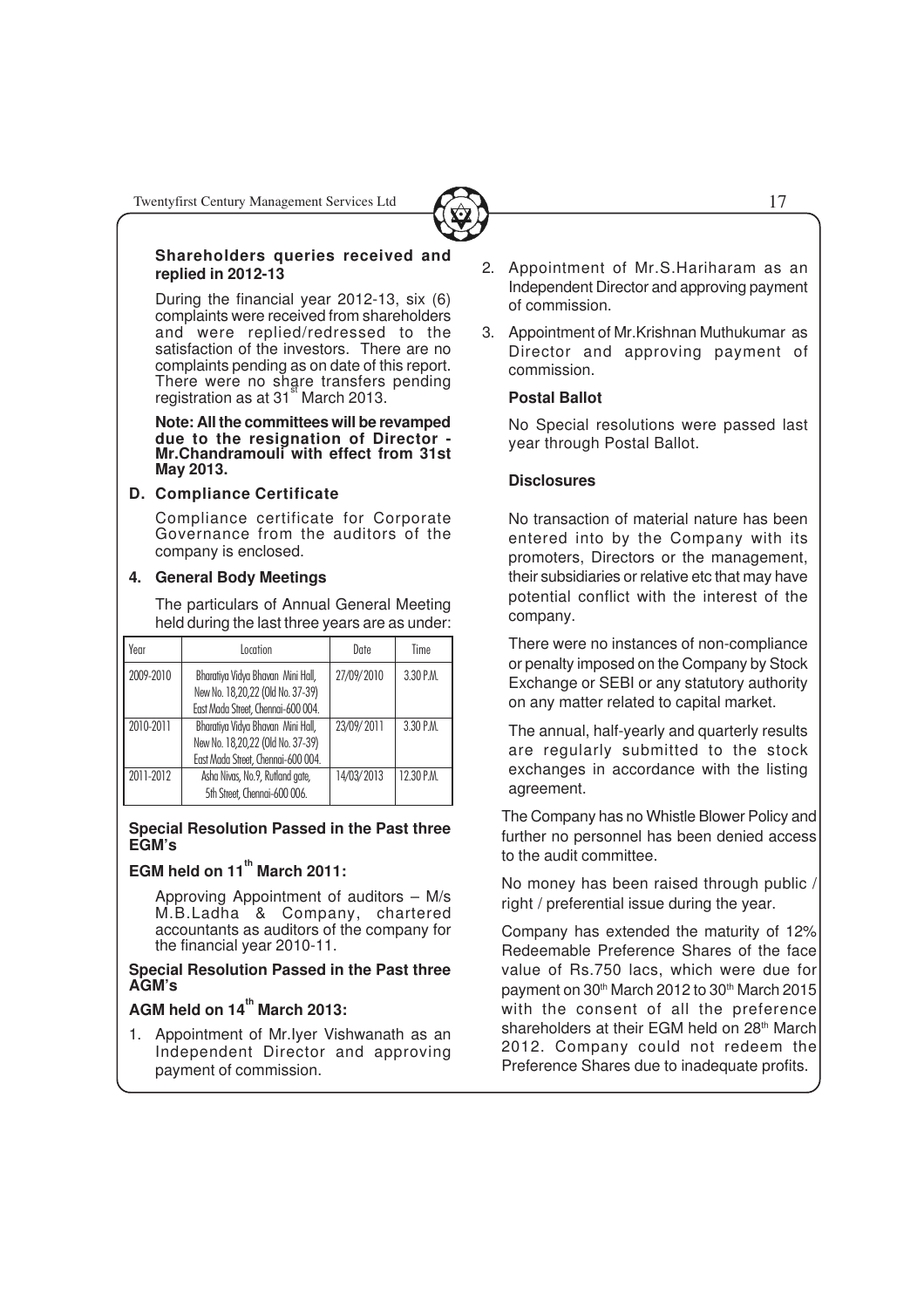**Shareholders queries received and replied in 2012-13**

During the financial year 2012-13, six (6) complaints were received from shareholders and were replied/redressed to the satisfaction of the investors. There are no complaints pending as on date of this report. There were no share transfers pending registration as at 31st March 2013.

**Note: All the committees will be revamped due to the resignation of Director - Mr.Chandramouli with effect from 31st May 2013.**

**D. Compliance Certificate**

Compliance certificate for Corporate Governance from the auditors of the company is enclosed.

**4. General Body Meetings**

The particulars of Annual General Meeting held during the last three years are as under:

| Year | Location | Date | Time |
|---|---|---|---|
| 2009-2010 | Bharatiya Vidya Bhavan Mini Hall, New No. 18,20,22 (Old No. 37-39) East Mada Street, Chennai-600 004. | 27/09/2010 | 3.30 P.M. |
| 2010-2011 | Bharatiya Vidya Bhavan Mini Hall, New No. 18,20,22 (Old No. 37-39) East Mada Street, Chennai-600 004. | 23/09/2011 | 3.30 P.M. |
| 2011-2012 | Asha Nivas, No.9, Rutland gate, 5th Street, Chennai-600 006. | 14/03/2013 | 12.30 P.M. |

**Special Resolution Passed in the Past three EGM's**

**EGM held on 11th March 2011:**

Approving Appointment of auditors – M/s M.B.Ladha & Company, chartered accountants as auditors of the company for the financial year 2010-11.

**Special Resolution Passed in the Past three AGM's**

**AGM held on 14th March 2013:**

1. Appointment of Mr.Iyer Vishwanath as an Independent Director and approving payment of commission.
2. Appointment of Mr.S.Hariharam as an Independent Director and approving payment of commission.
3. Appointment of Mr.Krishnan Muthukumar as Director and approving payment of commission.

**Postal Ballot**

No Special resolutions were passed last year through Postal Ballot.

**Disclosures**

No transaction of material nature has been entered into by the Company with its promoters, Directors or the management, their subsidiaries or relative etc that may have potential conflict with the interest of the company.

There were no instances of non-compliance or penalty imposed on the Company by Stock Exchange or SEBI or any statutory authority on any matter related to capital market.

The annual, half-yearly and quarterly results are regularly submitted to the stock exchanges in accordance with the listing agreement.

The Company has no Whistle Blower Policy and further no personnel has been denied access to the audit committee.

No money has been raised through public / right / preferential issue during the year.

Company has extended the maturity of 12% Redeemable Preference Shares of the face value of Rs.750 lacs, which were due for payment on 30th March 2012 to 30th March 2015 with the consent of all the preference shareholders at their EGM held on 28th March 2012. Company could not redeem the Preference Shares due to inadequate profits.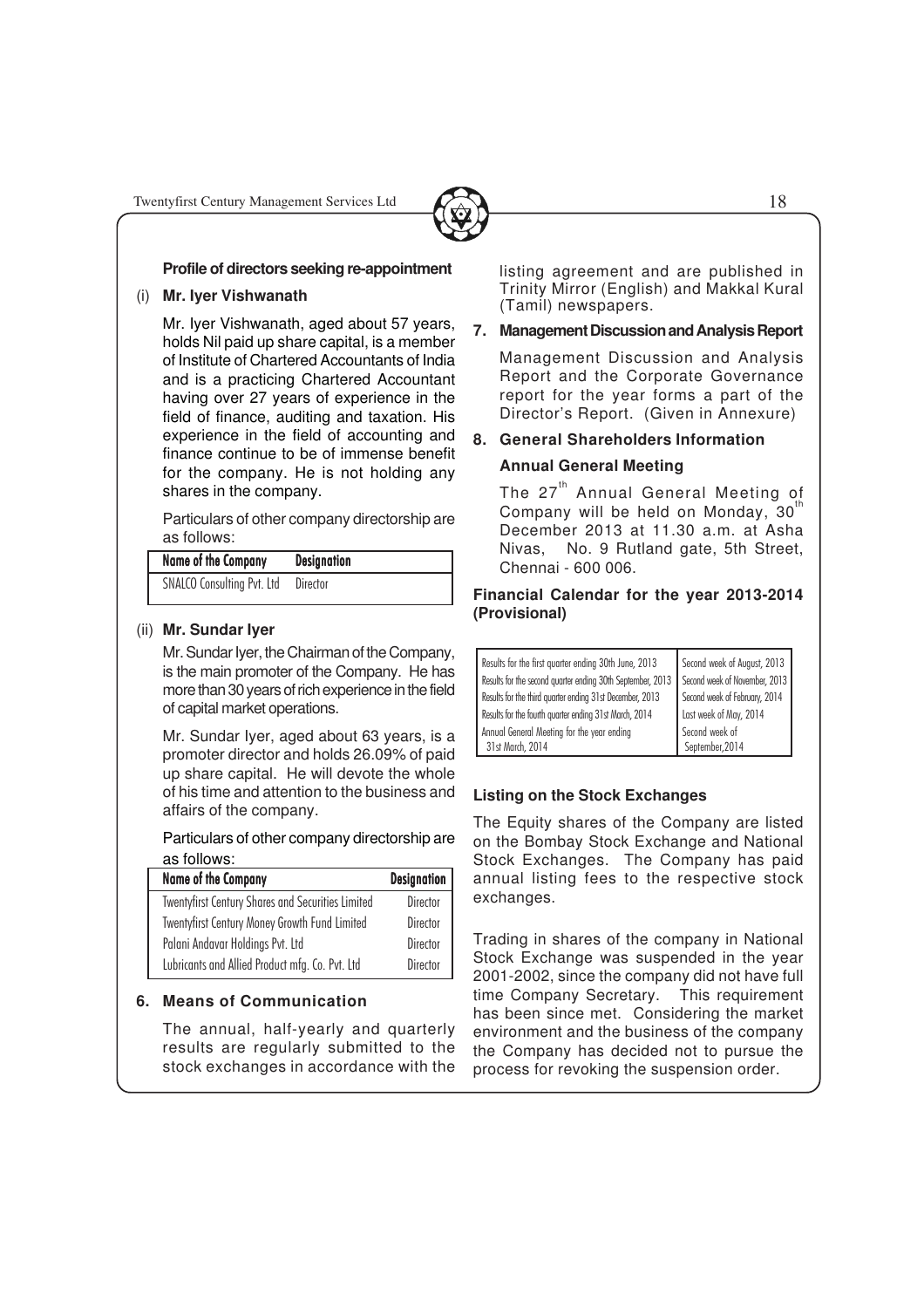**Profile of directors seeking re-appointment**

(i) **Mr. Iyer Vishwanath**

Mr. Iyer Vishwanath, aged about 57 years, holds Nil paid up share capital, is a member of Institute of Chartered Accountants of India and is a practicing Chartered Accountant having over 27 years of experience in the field of finance, auditing and taxation. His experience in the field of accounting and finance continue to be of immense benefit for the company. He is not holding any shares in the company.

Particulars of other company directorship are as follows:

| Name of the Company | Designation |
|---|---|
| SNALCO Consulting Pvt. Ltd | Director |

(ii) **Mr. Sundar Iyer**

Mr. Sundar Iyer, the Chairman of the Company, is the main promoter of the Company. He has more than 30 years of rich experience in the field of capital market operations.

Mr. Sundar Iyer, aged about 63 years, is a promoter director and holds 26.09% of paid up share capital. He will devote the whole of his time and attention to the business and affairs of the company.

Particulars of other company directorship are as follows:

| Name of the Company | Designation |
|---|---|
| Twentyfirst Century Shares and Securities Limited | Director |
| Twentyfirst Century Money Growth Fund Limited | Director |
| Palani Andavar Holdings Pvt. Ltd | Director |
| Lubricants and Allied Product mfg. Co. Pvt. Ltd | Director |

**6. Means of Communication**

The annual, half-yearly and quarterly results are regularly submitted to the stock exchanges in accordance with the listing agreement and are published in Trinity Mirror (English) and Makkal Kural (Tamil) newspapers.

**7. Management Discussion and Analysis Report**

Management Discussion and Analysis Report and the Corporate Governance report for the year forms a part of the Director's Report. (Given in Annexure)

**8. General Shareholders Information**

**Annual General Meeting**

The 27th Annual General Meeting of Company will be held on Monday, 30th December 2013 at 11.30 a.m. at Asha Nivas, No. 9 Rutland gate, 5th Street, Chennai - 600 006.

**Financial Calendar for the year 2013-2014 (Provisional)**

| | |
|---|---|
| Results for the first quarter ending 30th June, 2013 | Second week of August, 2013 |
| Results for the second quarter ending 30th September, 2013 | Second week of November, 2013 |
| Results for the third quarter ending 31st December, 2013 | Second week of February, 2014 |
| Results for the fourth quarter ending 31st March, 2014 | Last week of May, 2014 |
| Annual General Meeting for the year ending 31st March, 2014 | Second week of September, 2014 |

**Listing on the Stock Exchanges**

The Equity shares of the Company are listed on the Bombay Stock Exchange and National Stock Exchanges. The Company has paid annual listing fees to the respective stock exchanges.

Trading in shares of the company in National Stock Exchange was suspended in the year 2001-2002, since the company did not have full time Company Secretary. This requirement has been since met. Considering the market environment and the business of the company the Company has decided not to pursue the process for revoking the suspension order.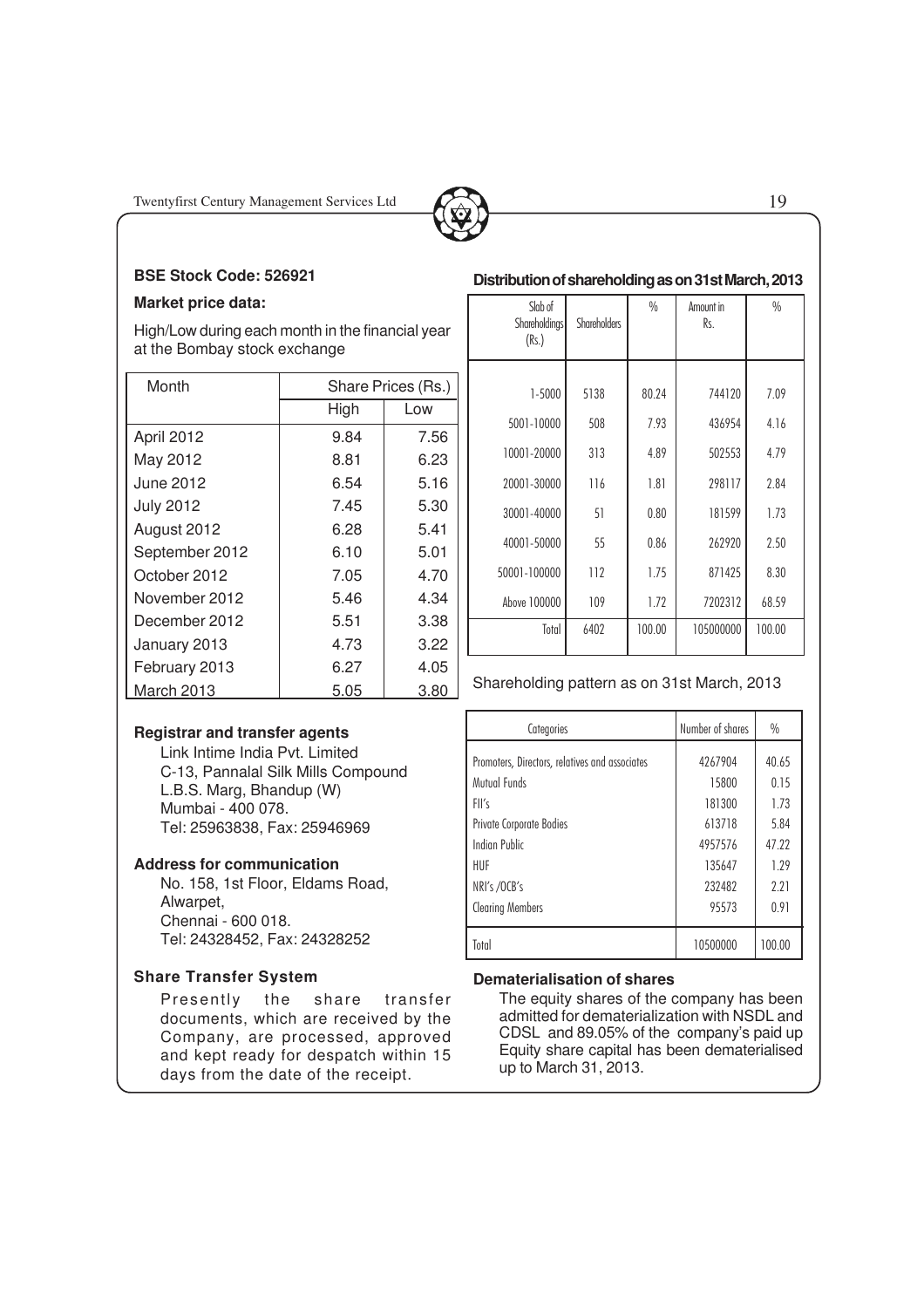**BSE Stock Code: 526921**

**Market price data:**

High/Low during each month in the financial year at the Bombay stock exchange

| Month | Share Prices (Rs.) | |
|---|---|---|
| | High | Low |
| April 2012 | 9.84 | 7.56 |
| May 2012 | 8.81 | 6.23 |
| June 2012 | 6.54 | 5.16 |
| July 2012 | 7.45 | 5.30 |
| August 2012 | 6.28 | 5.41 |
| September 2012 | 6.10 | 5.01 |
| October 2012 | 7.05 | 4.70 |
| November 2012 | 5.46 | 4.34 |
| December 2012 | 5.51 | 3.38 |
| January 2013 | 4.73 | 3.22 |
| February 2013 | 6.27 | 4.05 |
| March 2013 | 5.05 | 3.80 |

**Registrar and transfer agents**

Link Intime India Pvt. Limited
C-13, Pannalal Silk Mills Compound
L.B.S. Marg, Bhandup (W)
Mumbai - 400 078.
Tel: 25963838, Fax: 25946969

**Address for communication**

No. 158, 1st Floor, Eldams Road,
Alwarpet,
Chennai - 600 018.
Tel: 24328452, Fax: 24328252

**Share Transfer System**

Presently the share transfer documents, which are received by the Company, are processed, approved and kept ready for despatch within 15 days from the date of the receipt.

**Distribution of shareholding as on 31st March, 2013**

| Slab of Shareholdings (Rs.) | Shareholders | % | Amount in Rs. | % |
|---|---|---|---|---|
| 1-5000 | 5138 | 80.24 | 744120 | 7.09 |
| 5001-10000 | 508 | 7.93 | 436954 | 4.16 |
| 10001-20000 | 313 | 4.89 | 502553 | 4.79 |
| 20001-30000 | 116 | 1.81 | 298117 | 2.84 |
| 30001-40000 | 51 | 0.80 | 181599 | 1.73 |
| 40001-50000 | 55 | 0.86 | 262920 | 2.50 |
| 50001-100000 | 112 | 1.75 | 871425 | 8.30 |
| Above 100000 | 109 | 1.72 | 7202312 | 68.59 |
| Total | 6402 | 100.00 | 105000000 | 100.00 |

Shareholding pattern as on 31st March, 2013

| Categories | Number of shares | % |
|---|---|---|
| Promoters, Directors, relatives and associates | 4267904 | 40.65 |
| Mutual Funds | 15800 | 0.15 |
| FII's | 181300 | 1.73 |
| Private Corporate Bodies | 613718 | 5.84 |
| Indian Public | 4957576 | 47.22 |
| HUF | 135647 | 1.29 |
| NRI's /OCB's | 232482 | 2.21 |
| Clearing Members | 95573 | 0.91 |
| Total | 10500000 | 100.00 |

**Dematerialisation of shares**

The equity shares of the company has been admitted for dematerialization with NSDL and CDSL and 89.05% of the company's paid up Equity share capital has been dematerialised up to March 31, 2013.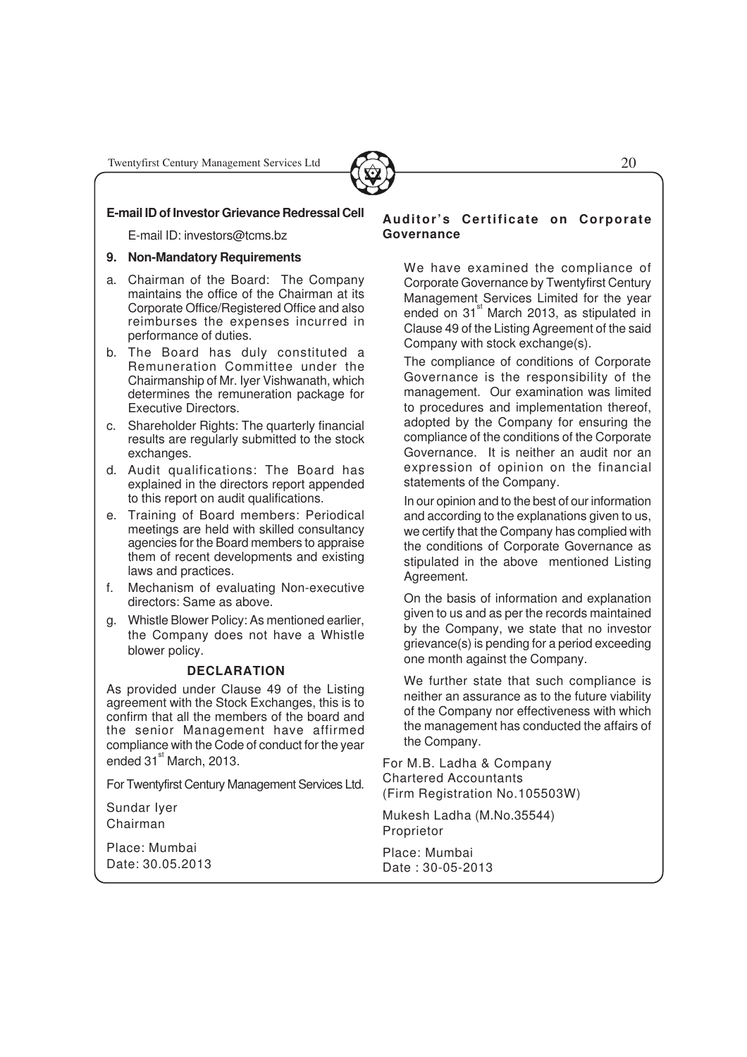**E-mail ID of Investor Grievance Redressal Cell**

E-mail ID: investors@tcms.bz

**9. Non-Mandatory Requirements**

a. Chairman of the Board: The Company maintains the office of the Chairman at its Corporate Office/Registered Office and also reimburses the expenses incurred in performance of duties.

b. The Board has duly constituted a Remuneration Committee under the Chairmanship of Mr. Iyer Vishwanath, which determines the remuneration package for Executive Directors.

c. Shareholder Rights: The quarterly financial results are regularly submitted to the stock exchanges.

d. Audit qualifications: The Board has explained in the directors report appended to this report on audit qualifications.

e. Training of Board members: Periodical meetings are held with skilled consultancy agencies for the Board members to appraise them of recent developments and existing laws and practices.

f. Mechanism of evaluating Non-executive directors: Same as above.

g. Whistle Blower Policy: As mentioned earlier, the Company does not have a Whistle blower policy.

## DECLARATION

As provided under Clause 49 of the Listing agreement with the Stock Exchanges, this is to confirm that all the members of the board and the senior Management have affirmed compliance with the Code of conduct for the year ended 31st March, 2013.

For Twentyfirst Century Management Services Ltd.

Sundar Iyer
Chairman

Place: Mumbai
Date: 30.05.2013

## Auditor's Certificate on Corporate Governance

We have examined the compliance of Corporate Governance by Twentyfirst Century Management Services Limited for the year ended on 31st March 2013, as stipulated in Clause 49 of the Listing Agreement of the said Company with stock exchange(s).

The compliance of conditions of Corporate Governance is the responsibility of the management. Our examination was limited to procedures and implementation thereof, adopted by the Company for ensuring the compliance of the conditions of the Corporate Governance. It is neither an audit nor an expression of opinion on the financial statements of the Company.

In our opinion and to the best of our information and according to the explanations given to us, we certify that the Company has complied with the conditions of Corporate Governance as stipulated in the above mentioned Listing Agreement.

On the basis of information and explanation given to us and as per the records maintained by the Company, we state that no investor grievance(s) is pending for a period exceeding one month against the Company.

We further state that such compliance is neither an assurance as to the future viability of the Company nor effectiveness with which the management has conducted the affairs of the Company.

For M.B. Ladha & Company
Chartered Accountants
(Firm Registration No.105503W)

Mukesh Ladha (M.No.35544)
Proprietor

Place: Mumbai
Date : 30-05-2013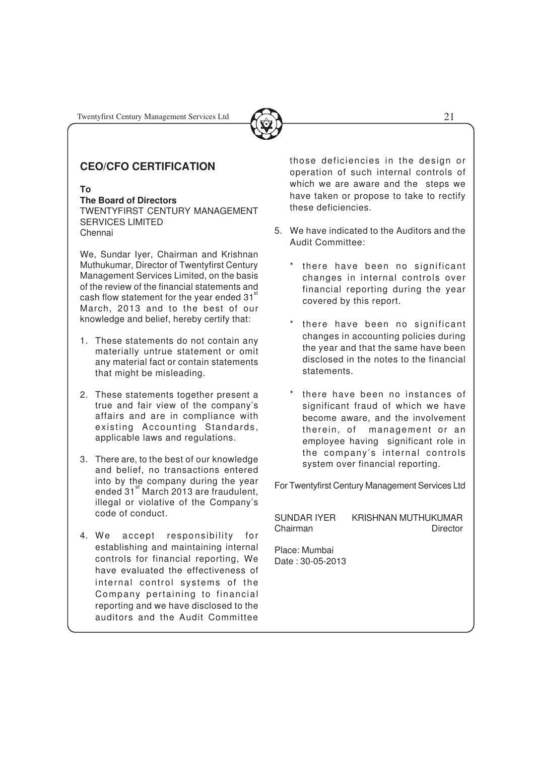## CEO/CFO CERTIFICATION

**To**
**The Board of Directors**
TWENTYFIRST CENTURY MANAGEMENT SERVICES LIMITED
Chennai

We, Sundar Iyer, Chairman and Krishnan Muthukumar, Director of Twentyfirst Century Management Services Limited, on the basis of the review of the financial statements and cash flow statement for the year ended 31st March, 2013 and to the best of our knowledge and belief, hereby certify that:

1. These statements do not contain any materially untrue statement or omit any material fact or contain statements that might be misleading.

2. These statements together present a true and fair view of the company's affairs and are in compliance with existing Accounting Standards, applicable laws and regulations.

3. There are, to the best of our knowledge and belief, no transactions entered into by the company during the year ended 31st March 2013 are fraudulent, illegal or violative of the Company's code of conduct.

4. We accept responsibility for establishing and maintaining internal controls for financial reporting, We have evaluated the effectiveness of internal control systems of the Company pertaining to financial reporting and we have disclosed to the auditors and the Audit Committee those deficiencies in the design or operation of such internal controls of which we are aware and the steps we have taken or propose to take to rectify these deficiencies.

5. We have indicated to the Auditors and the Audit Committee:

   * there have been no significant changes in internal controls over financial reporting during the year covered by this report.

   * there have been no significant changes in accounting policies during the year and that the same have been disclosed in the notes to the financial statements.

   * there have been no instances of significant fraud of which we have become aware, and the involvement therein, of management or an employee having significant role in the company's internal controls system over financial reporting.

For Twentyfirst Century Management Services Ltd

SUNDAR IYER
Chairman

KRISHNAN MUTHUKUMAR
Director

Place: Mumbai
Date : 30-05-2013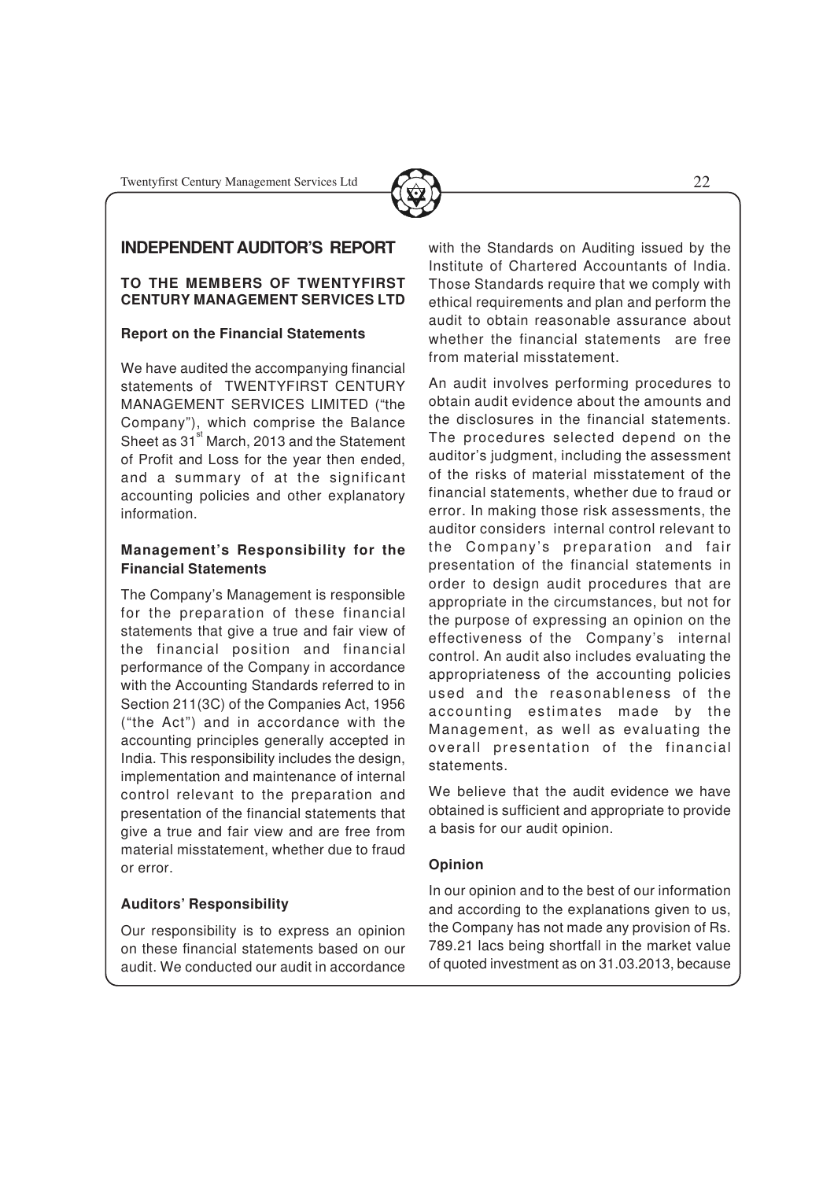## INDEPENDENT AUDITOR'S REPORT

### TO THE MEMBERS OF TWENTYFIRST CENTURY MANAGEMENT SERVICES LTD

#### Report on the Financial Statements

We have audited the accompanying financial statements of TWENTYFIRST CENTURY MANAGEMENT SERVICES LIMITED ("the Company"), which comprise the Balance Sheet as 31st March, 2013 and the Statement of Profit and Loss for the year then ended, and a summary of at the significant accounting policies and other explanatory information.

#### Management's Responsibility for the Financial Statements

The Company's Management is responsible for the preparation of these financial statements that give a true and fair view of the financial position and financial performance of the Company in accordance with the Accounting Standards referred to in Section 211(3C) of the Companies Act, 1956 ("the Act") and in accordance with the accounting principles generally accepted in India. This responsibility includes the design, implementation and maintenance of internal control relevant to the preparation and presentation of the financial statements that give a true and fair view and are free from material misstatement, whether due to fraud or error.

#### Auditors' Responsibility

Our responsibility is to express an opinion on these financial statements based on our audit. We conducted our audit in accordance with the Standards on Auditing issued by the Institute of Chartered Accountants of India. Those Standards require that we comply with ethical requirements and plan and perform the audit to obtain reasonable assurance about whether the financial statements are free from material misstatement.

An audit involves performing procedures to obtain audit evidence about the amounts and the disclosures in the financial statements. The procedures selected depend on the auditor's judgment, including the assessment of the risks of material misstatement of the financial statements, whether due to fraud or error. In making those risk assessments, the auditor considers internal control relevant to the Company's preparation and fair presentation of the financial statements in order to design audit procedures that are appropriate in the circumstances, but not for the purpose of expressing an opinion on the effectiveness of the Company's internal control. An audit also includes evaluating the appropriateness of the accounting policies used and the reasonableness of the accounting estimates made by the Management, as well as evaluating the overall presentation of the financial statements.

We believe that the audit evidence we have obtained is sufficient and appropriate to provide a basis for our audit opinion.

#### Opinion

In our opinion and to the best of our information and according to the explanations given to us, the Company has not made any provision of Rs. 789.21 lacs being shortfall in the market value of quoted investment as on 31.03.2013, because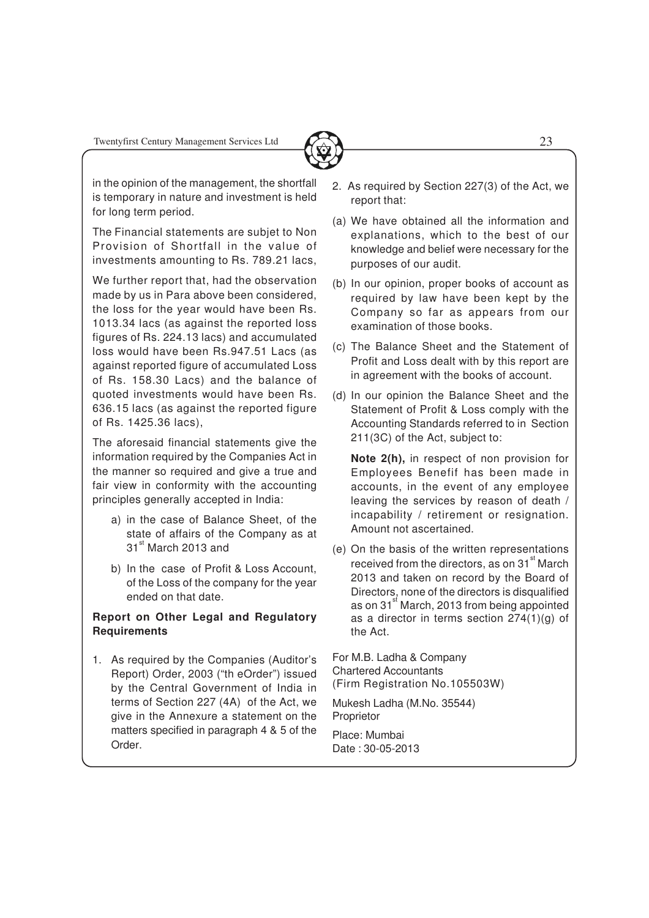in the opinion of the management, the shortfall is temporary in nature and investment is held for long term period.

The Financial statements are subjet to Non Provision of Shortfall in the value of investments amounting to Rs. 789.21 lacs,

We further report that, had the observation made by us in Para above been considered, the loss for the year would have been Rs. 1013.34 lacs (as against the reported loss figures of Rs. 224.13 lacs) and accumulated loss would have been Rs.947.51 Lacs (as against reported figure of accumulated Loss of Rs. 158.30 Lacs) and the balance of quoted investments would have been Rs. 636.15 lacs (as against the reported figure of Rs. 1425.36 lacs),

The aforesaid financial statements give the information required by the Companies Act in the manner so required and give a true and fair view in conformity with the accounting principles generally accepted in India:

a) in the case of Balance Sheet, of the state of affairs of the Company as at 31st March 2013 and

b) In the case of Profit & Loss Account, of the Loss of the company for the year ended on that date.

**Report on Other Legal and Regulatory Requirements**

1. As required by the Companies (Auditor's Report) Order, 2003 ("th eOrder") issued by the Central Government of India in terms of Section 227 (4A) of the Act, we give in the Annexure a statement on the matters specified in paragraph 4 & 5 of the Order.

2. As required by Section 227(3) of the Act, we report that:

(a) We have obtained all the information and explanations, which to the best of our knowledge and belief were necessary for the purposes of our audit.

(b) In our opinion, proper books of account as required by law have been kept by the Company so far as appears from our examination of those books.

(c) The Balance Sheet and the Statement of Profit and Loss dealt with by this report are in agreement with the books of account.

(d) In our opinion the Balance Sheet and the Statement of Profit & Loss comply with the Accounting Standards referred to in Section 211(3C) of the Act, subject to:

**Note 2(h),** in respect of non provision for Employees Benefif has been made in accounts, in the event of any employee leaving the services by reason of death / incapability / retirement or resignation. Amount not ascertained.

(e) On the basis of the written representations received from the directors, as on 31st March 2013 and taken on record by the Board of Directors, none of the directors is disqualified as on 31st March, 2013 from being appointed as a director in terms section 274(1)(g) of the Act.

For M.B. Ladha & Company
Chartered Accountants
(Firm Registration No.105503W)

Mukesh Ladha (M.No. 35544)
Proprietor

Place: Mumbai
Date : 30-05-2013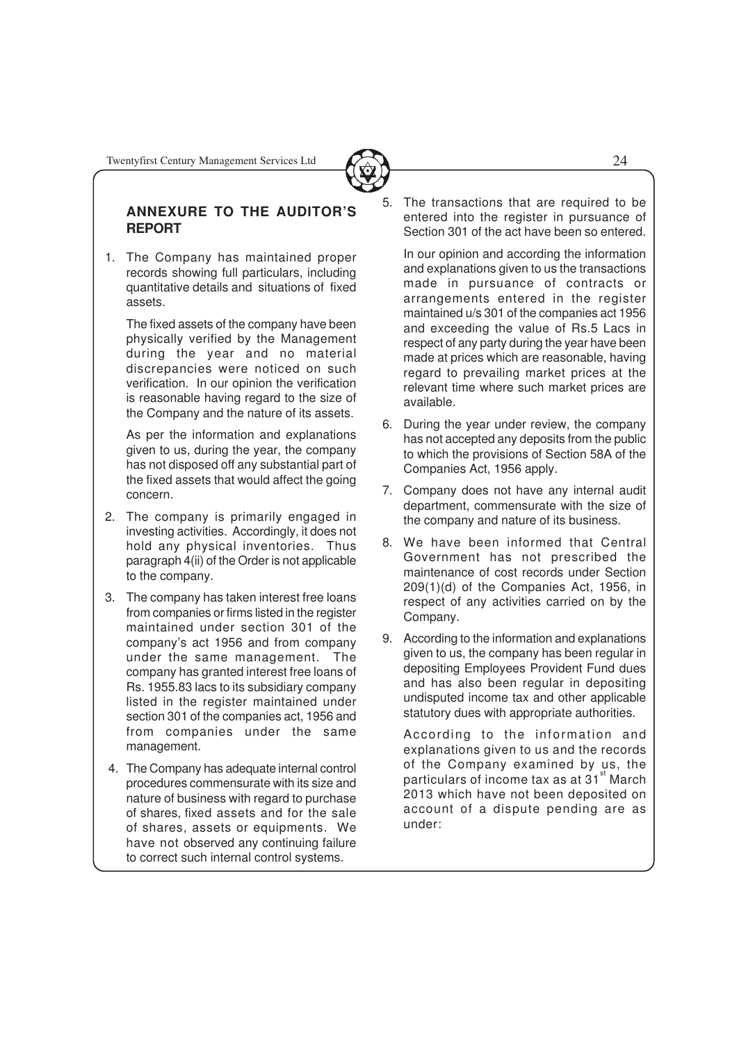## ANNEXURE TO THE AUDITOR'S REPORT

1. The Company has maintained proper records showing full particulars, including quantitative details and situations of fixed assets.

   The fixed assets of the company have been physically verified by the Management during the year and no material discrepancies were noticed on such verification. In our opinion the verification is reasonable having regard to the size of the Company and the nature of its assets.

   As per the information and explanations given to us, during the year, the company has not disposed off any substantial part of the fixed assets that would affect the going concern.

2. The company is primarily engaged in investing activities. Accordingly, it does not hold any physical inventories. Thus paragraph 4(ii) of the Order is not applicable to the company.

3. The company has taken interest free loans from companies or firms listed in the register maintained under section 301 of the company's act 1956 and from company under the same management. The company has granted interest free loans of Rs. 1955.83 lacs to its subsidiary company listed in the register maintained under section 301 of the companies act, 1956 and from companies under the same management.

4. The Company has adequate internal control procedures commensurate with its size and nature of business with regard to purchase of shares, fixed assets and for the sale of shares, assets or equipments. We have not observed any continuing failure to correct such internal control systems.

5. The transactions that are required to be entered into the register in pursuance of Section 301 of the act have been so entered.

   In our opinion and according the information and explanations given to us the transactions made in pursuance of contracts or arrangements entered in the register maintained u/s 301 of the companies act 1956 and exceeding the value of Rs.5 Lacs in respect of any party during the year have been made at prices which are reasonable, having regard to prevailing market prices at the relevant time where such market prices are available.

6. During the year under review, the company has not accepted any deposits from the public to which the provisions of Section 58A of the Companies Act, 1956 apply.

7. Company does not have any internal audit department, commensurate with the size of the company and nature of its business.

8. We have been informed that Central Government has not prescribed the maintenance of cost records under Section 209(1)(d) of the Companies Act, 1956, in respect of any activities carried on by the Company.

9. According to the information and explanations given to us, the company has been regular in depositing Employees Provident Fund dues and has also been regular in depositing undisputed income tax and other applicable statutory dues with appropriate authorities.

   According to the information and explanations given to us and the records of the Company examined by us, the particulars of income tax as at 31st March 2013 which have not been deposited on account of a dispute pending are as under: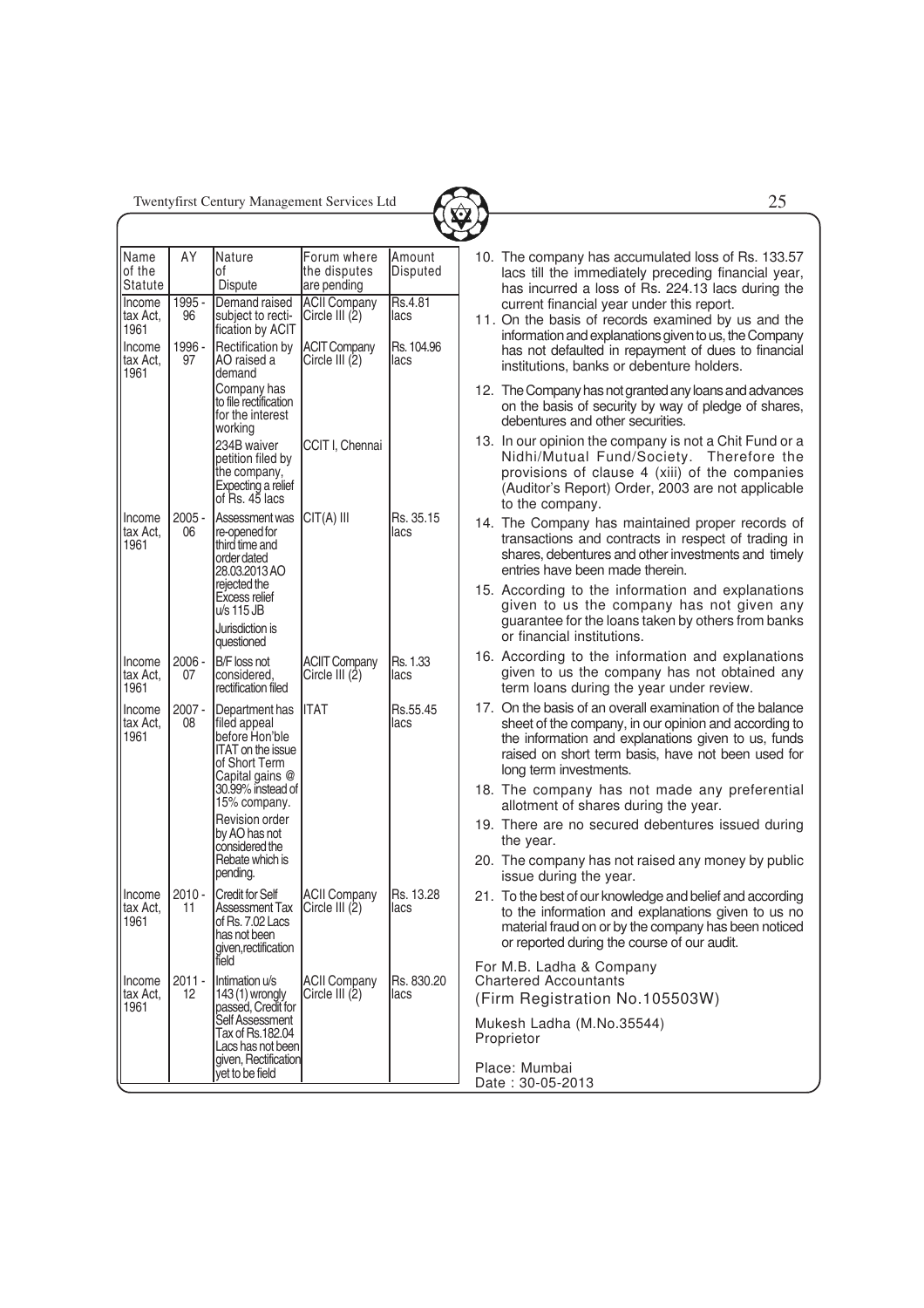| Name of the Statute | AY | Nature of Dispute | Forum where the disputes are pending | Amount Disputed |
|---|---|---|---|---|
| Income tax Act, 1961 | 1995 - 96 | Demand raised subject to rectification by ACIT | ACII Company Circle III (2) | Rs.4.81 lacs |
| Income tax Act, 1961 | 1996 - 97 | Rectification by AO raised a demand | ACIT Company Circle III (2) | Rs. 104.96 lacs |
| | | Company has to file rectification for the interest working | | |
| | | 234B waiver petition filed by the company, Expecting a relief of Rs. 45 lacs | CCIT I, Chennai | |
| Income tax Act, 1961 | 2005 - 06 | Assessment was re-opened for third time and order dated 28.03.2013 AO rejected the Excess relief u/s 115 JB | CIT(A) III | Rs. 35.15 lacs |
| | | Jurisdiction is questioned | | |
| Income tax Act, 1961 | 2006 - 07 | B/F loss not considered, rectification filed | ACIIT Company Circle III (2) | Rs. 1.33 lacs |
| Income tax Act, 1961 | 2007 - 08 | Department has filed appeal before Hon'ble ITAT on the issue of Short Term Capital gains @ 30.99% instead of 15% company. | ITAT | Rs.55.45 lacs |
| | | Revision order by AO has not considered the Rebate which is pending. | | |
| Income tax Act, 1961 | 2010 - 11 | Credit for Self Assessment Tax of Rs. 7.02 Lacs has not been given,rectification field | ACII Company Circle III (2) | Rs. 13.28 lacs |
| Income tax Act, 1961 | 2011 - 12 | Intimation u/s 143 (1) wrongly passed, Credit for Self Assessment Tax of Rs.182.04 Lacs has not been given, Rectification yet to be field | ACII Company Circle III (2) | Rs. 830.20 lacs |

10. The company has accumulated loss of Rs. 133.57 lacs till the immediately preceding financial year, has incurred a loss of Rs. 224.13 lacs during the current financial year under this report.
11. On the basis of records examined by us and the information and explanations given to us, the Company has not defaulted in repayment of dues to financial institutions, banks or debenture holders.
12. The Company has not granted any loans and advances on the basis of security by way of pledge of shares, debentures and other securities.
13. In our opinion the company is not a Chit Fund or a Nidhi/Mutual Fund/Society. Therefore the provisions of clause 4 (xiii) of the companies (Auditor's Report) Order, 2003 are not applicable to the company.
14. The Company has maintained proper records of transactions and contracts in respect of trading in shares, debentures and other investments and timely entries have been made therein.
15. According to the information and explanations given to us the company has not given any guarantee for the loans taken by others from banks or financial institutions.
16. According to the information and explanations given to us the company has not obtained any term loans during the year under review.
17. On the basis of an overall examination of the balance sheet of the company, in our opinion and according to the information and explanations given to us, funds raised on short term basis, have not been used for long term investments.
18. The company has not made any preferential allotment of shares during the year.
19. There are no secured debentures issued during the year.
20. The company has not raised any money by public issue during the year.
21. To the best of our knowledge and belief and according to the information and explanations given to us no material fraud on or by the company has been noticed or reported during the course of our audit.

For M.B. Ladha & Company
Chartered Accountants
(Firm Registration No.105503W)

Mukesh Ladha (M.No.35544)
Proprietor

Place: Mumbai
Date : 30-05-2013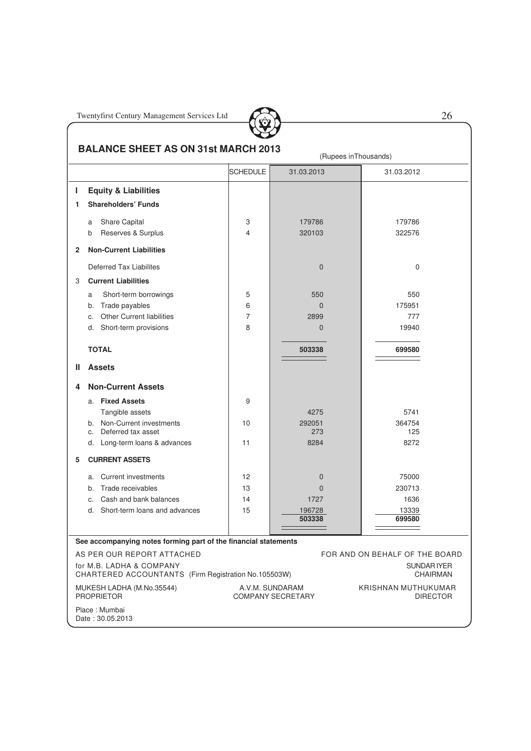## BALANCE SHEET AS ON 31st MARCH 2013

(Rupees inThousands)

| | | SCHEDULE | 31.03.2013 | 31.03.2012 |
|---|---|---|---|---|
| **I** | **Equity & Liabilities** | | | |
| **1** | **Shareholders' Funds** | | | |
| | a Share Capital | 3 | 179786 | 179786 |
| | b Reserves & Surplus | 4 | 320103 | 322576 |
| **2** | **Non-Current Liabilities** | | | |
| | Deferred Tax Liabilites | | 0 | 0 |
| 3 | **Current Liabilities** | | | |
| | a Short-term borrowings | 5 | 550 | 550 |
| | b. Trade payables | 6 | 0 | 175951 |
| | c. Other Current liabilities | 7 | 2899 | 777 |
| | d. Short-term provisions | 8 | 0 | 19940 |
| | **TOTAL** | | **503338** | **699580** |
| **II** | **Assets** | | | |
| **4** | **Non-Current Assets** | | | |
| | a. **Fixed Assets** | 9 | | |
| | Tangible assets | | 4275 | 5741 |
| | b. Non-Current investments | 10 | 292051 | 364754 |
| | c. Deferred tax asset | | 273 | 125 |
| | d. Long-term loans & advances | 11 | 8284 | 8272 |
| **5** | **CURRENT ASSETS** | | | |
| | a. Current investments | 12 | 0 | 75000 |
| | b. Trade receivables | 13 | 0 | 230713 |
| | c. Cash and bank balances | 14 | 1727 | 1636 |
| | d. Short-term loans and advances | 15 | 196728 | 13339 |
| | | | **503338** | **699580** |

**See accompanying notes forming part of the financial statements**

AS PER OUR REPORT ATTACHED

for M.B. LADHA & COMPANY
CHARTERED ACCOUNTANTS (Firm Registration No.105503W)

MUKESH LADHA (M.No.35544)
PROPRIETOR

Place : Mumbai
Date : 30.05.2013

FOR AND ON BEHALF OF THE BOARD

SUNDAR IYER
CHAIRMAN

A.V.M. SUNDARAM
COMPANY SECRETARY

KRISHNAN MUTHUKUMAR
DIRECTOR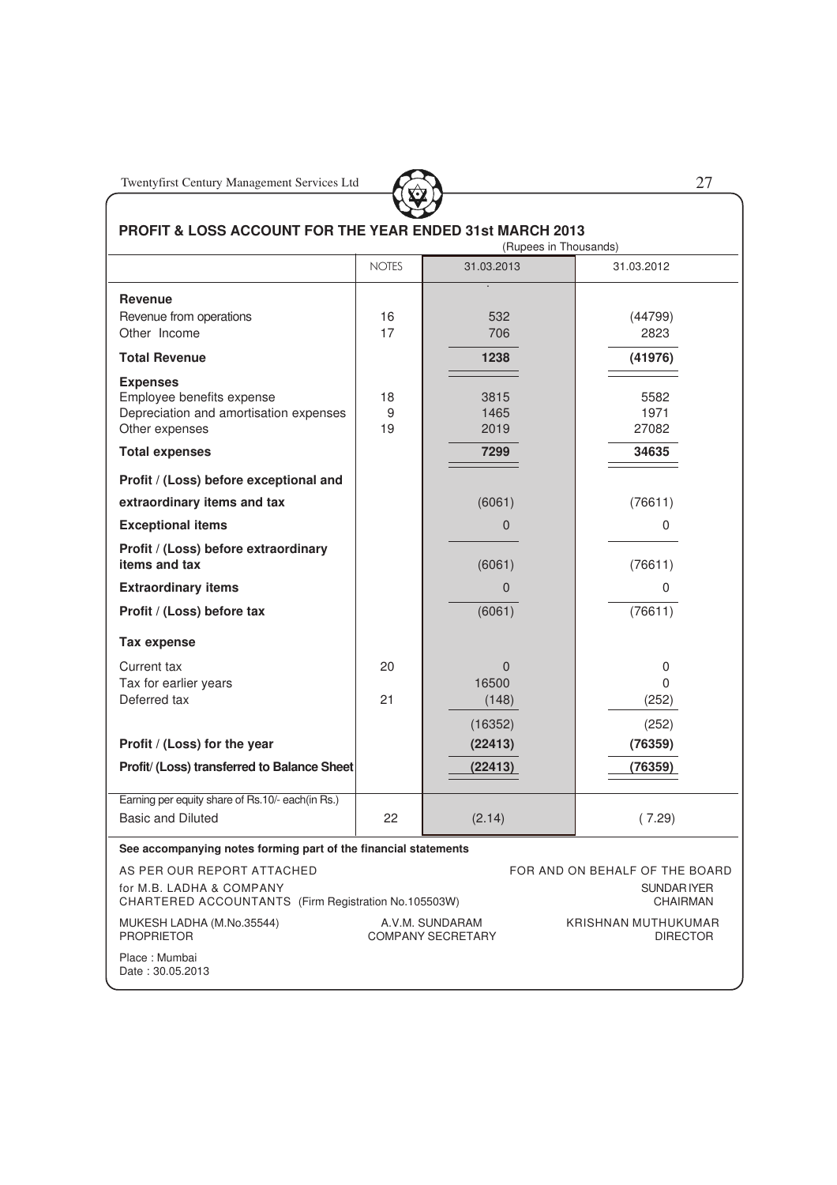## PROFIT & LOSS ACCOUNT FOR THE YEAR ENDED 31st MARCH 2013

(Rupees in Thousands)

| | NOTES | 31.03.2013 | 31.03.2012 |
|---|---|---|---|
| **Revenue** | | | |
| Revenue from operations | 16 | 532 | (44799) |
| Other Income | 17 | 706 | 2823 |
| **Total Revenue** | | **1238** | **(41976)** |
| **Expenses** | | | |
| Employee benefits expense | 18 | 3815 | 5582 |
| Depreciation and amortisation expenses | 9 | 1465 | 1971 |
| Other expenses | 19 | 2019 | 27082 |
| **Total expenses** | | **7299** | **34635** |
| **Profit / (Loss) before exceptional and extraordinary items and tax** | | (6061) | (76611) |
| **Exceptional items** | | 0 | 0 |
| **Profit / (Loss) before extraordinary items and tax** | | (6061) | (76611) |
| **Extraordinary items** | | 0 | 0 |
| **Profit / (Loss) before tax** | | (6061) | (76611) |
| **Tax expense** | | | |
| Current tax | 20 | 0 | 0 |
| Tax for earlier years | | 16500 | 0 |
| Deferred tax | 21 | (148) | (252) |
| | | (16352) | (252) |
| **Profit / (Loss) for the year** | | **(22413)** | **(76359)** |
| **Profit/ (Loss) transferred to Balance Sheet** | | **(22413)** | **(76359)** |
| Earning per equity share of Rs.10/- each(in Rs.) | | | |
| Basic and Diluted | 22 | (2.14) | ( 7.29) |

**See accompanying notes forming part of the financial statements**

AS PER OUR REPORT ATTACHED
for M.B. LADHA & COMPANY
CHARTERED ACCOUNTANTS (Firm Registration No.105503W)

MUKESH LADHA (M.No.35544)
PROPRIETOR

Place : Mumbai
Date : 30.05.2013

A.V.M. SUNDARAM
COMPANY SECRETARY

FOR AND ON BEHALF OF THE BOARD

SUNDAR IYER
CHAIRMAN

KRISHNAN MUTHUKUMAR
DIRECTOR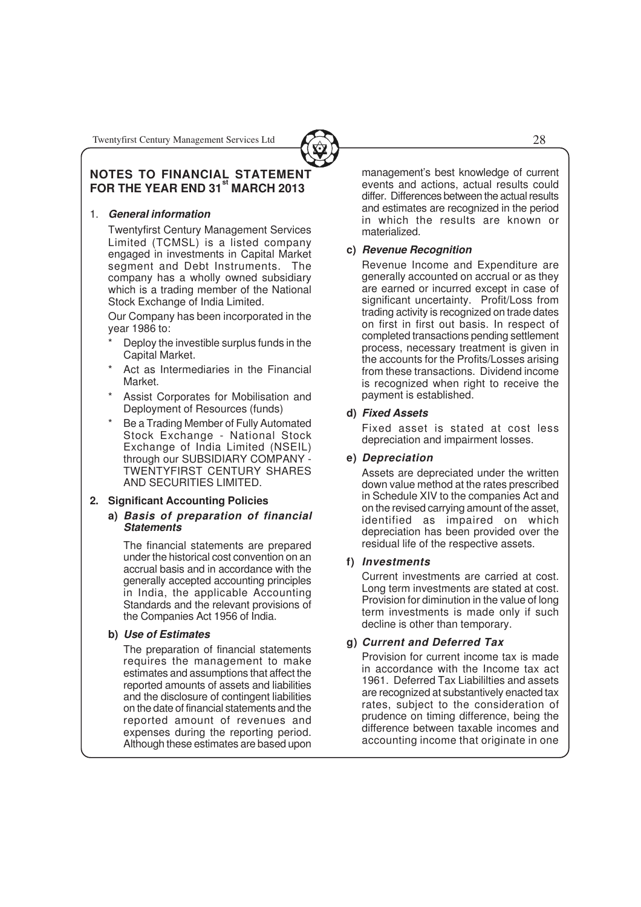## NOTES TO FINANCIAL STATEMENT FOR THE YEAR END 31st MARCH 2013

1. ***General information***

   Twentyfirst Century Management Services Limited (TCMSL) is a listed company engaged in investments in Capital Market segment and Debt Instruments. The company has a wholly owned subsidiary which is a trading member of the National Stock Exchange of India Limited.

   Our Company has been incorporated in the year 1986 to:

   * Deploy the investible surplus funds in the Capital Market.
   * Act as Intermediaries in the Financial Market.
   * Assist Corporates for Mobilisation and Deployment of Resources (funds)
   * Be a Trading Member of Fully Automated Stock Exchange - National Stock Exchange of India Limited (NSEIL) through our SUBSIDIARY COMPANY - TWENTYFIRST CENTURY SHARES AND SECURITIES LIMITED.

2. **Significant Accounting Policies**

   **a) *Basis of preparation of financial Statements***

   The financial statements are prepared under the historical cost convention on an accrual basis and in accordance with the generally accepted accounting principles in India, the applicable Accounting Standards and the relevant provisions of the Companies Act 1956 of India.

   **b) *Use of Estimates***

   The preparation of financial statements requires the management to make estimates and assumptions that affect the reported amounts of assets and liabilities and the disclosure of contingent liabilities on the date of financial statements and the reported amount of revenues and expenses during the reporting period. Although these estimates are based upon management's best knowledge of current events and actions, actual results could differ. Differences between the actual results and estimates are recognized in the period in which the results are known or materialized.

   **c) *Revenue Recognition***

   Revenue Income and Expenditure are generally accounted on accrual or as they are earned or incurred except in case of significant uncertainty. Profit/Loss from trading activity is recognized on trade dates on first in first out basis. In respect of completed transactions pending settlement process, necessary treatment is given in the accounts for the Profits/Losses arising from these transactions. Dividend income is recognized when right to receive the payment is established.

   **d) *Fixed Assets***

   Fixed asset is stated at cost less depreciation and impairment losses.

   **e) *Depreciation***

   Assets are depreciated under the written down value method at the rates prescribed in Schedule XIV to the companies Act and on the revised carrying amount of the asset, identified as impaired on which depreciation has been provided over the residual life of the respective assets.

   **f) *Investments***

   Current investments are carried at cost. Long term investments are stated at cost. Provision for diminution in the value of long term investments is made only if such decline is other than temporary.

   **g) *Current and Deferred Tax***

   Provision for current income tax is made in accordance with the Income tax act 1961. Deferred Tax Liabililties and assets are recognized at substantively enacted tax rates, subject to the consideration of prudence on timing difference, being the difference between taxable incomes and accounting income that originate in one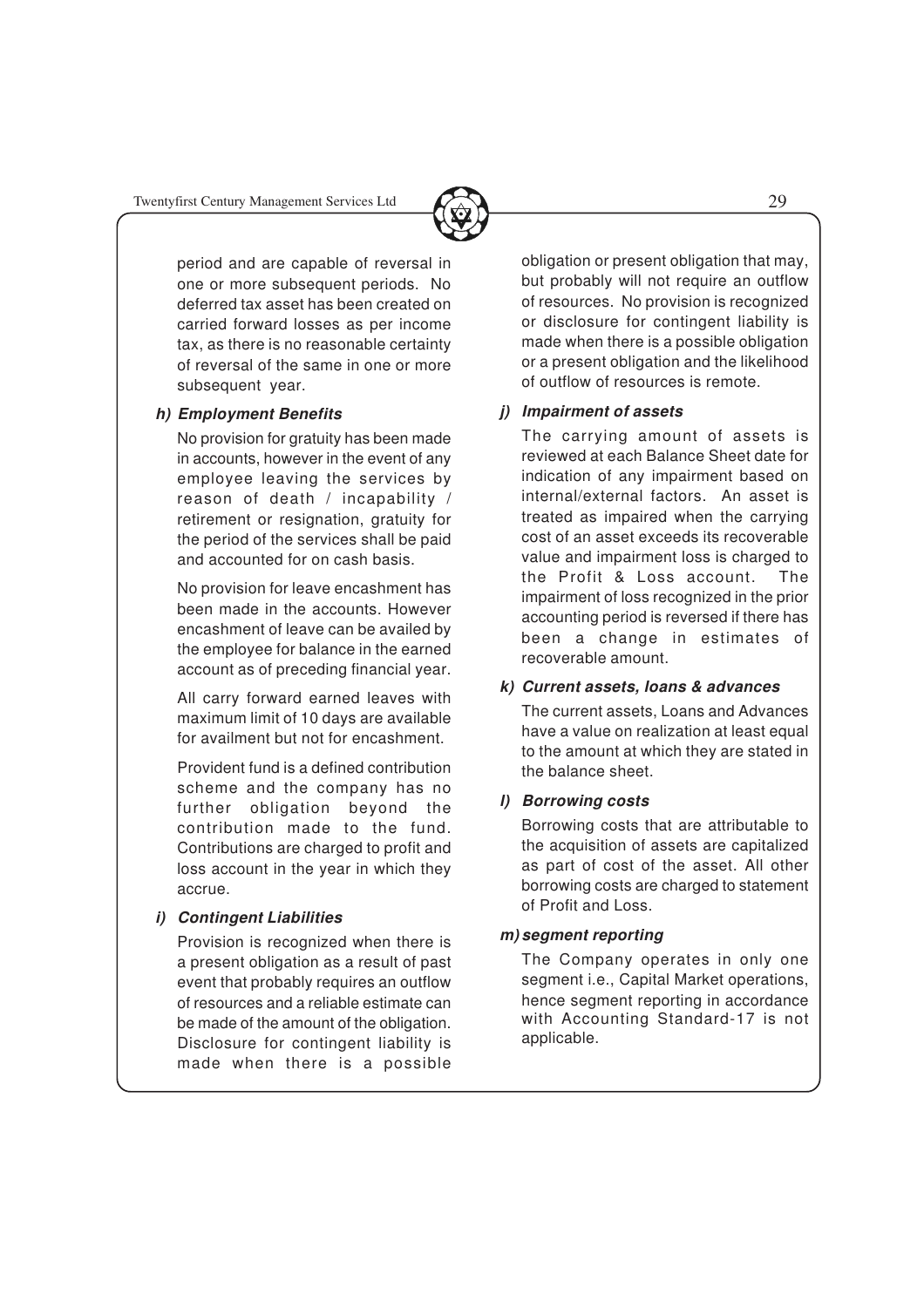period and are capable of reversal in one or more subsequent periods. No deferred tax asset has been created on carried forward losses as per income tax, as there is no reasonable certainty of reversal of the same in one or more subsequent year.

***h) Employment Benefits***

No provision for gratuity has been made in accounts, however in the event of any employee leaving the services by reason of death / incapability / retirement or resignation, gratuity for the period of the services shall be paid and accounted for on cash basis.

No provision for leave encashment has been made in the accounts. However encashment of leave can be availed by the employee for balance in the earned account as of preceding financial year.

All carry forward earned leaves with maximum limit of 10 days are available for availment but not for encashment.

Provident fund is a defined contribution scheme and the company has no further obligation beyond the contribution made to the fund. Contributions are charged to profit and loss account in the year in which they accrue.

***i) Contingent Liabilities***

Provision is recognized when there is a present obligation as a result of past event that probably requires an outflow of resources and a reliable estimate can be made of the amount of the obligation. Disclosure for contingent liability is made when there is a possible obligation or present obligation that may, but probably will not require an outflow of resources. No provision is recognized or disclosure for contingent liability is made when there is a possible obligation or a present obligation and the likelihood of outflow of resources is remote.

***j) Impairment of assets***

The carrying amount of assets is reviewed at each Balance Sheet date for indication of any impairment based on internal/external factors. An asset is treated as impaired when the carrying cost of an asset exceeds its recoverable value and impairment loss is charged to the Profit & Loss account. The impairment of loss recognized in the prior accounting period is reversed if there has been a change in estimates of recoverable amount.

***k) Current assets, loans & advances***

The current assets, Loans and Advances have a value on realization at least equal to the amount at which they are stated in the balance sheet.

***l) Borrowing costs***

Borrowing costs that are attributable to the acquisition of assets are capitalized as part of cost of the asset. All other borrowing costs are charged to statement of Profit and Loss.

***m) segment reporting***

The Company operates in only one segment i.e., Capital Market operations, hence segment reporting in accordance with Accounting Standard-17 is not applicable.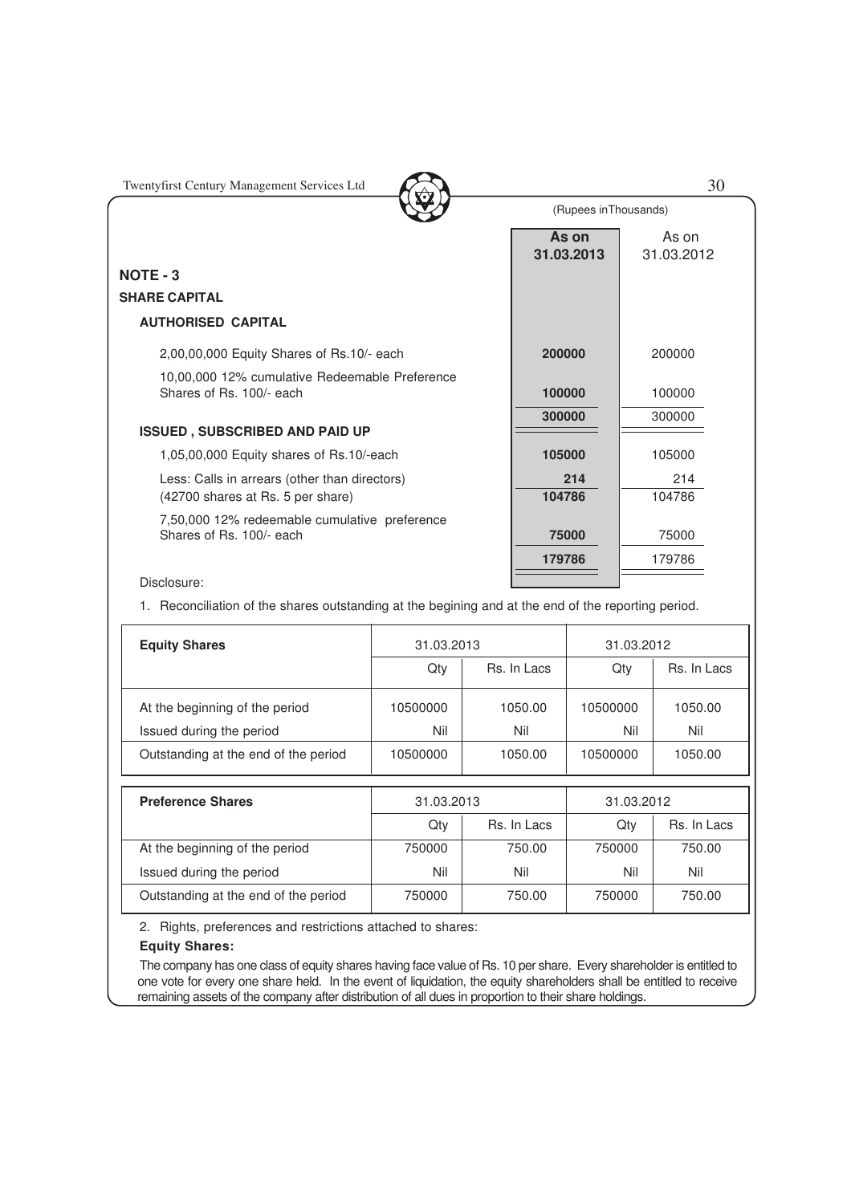(Rupees inThousands)

| | As on 31.03.2013 | As on 31.03.2012 |
|---|---|---|
| **NOTE - 3** | | |
| **SHARE CAPITAL** | | |
| **AUTHORISED CAPITAL** | | |
| 2,00,00,000 Equity Shares of Rs.10/- each | **200000** | 200000 |
| 10,00,000 12% cumulative Redeemable Preference Shares of Rs. 100/- each | **100000** | 100000 |
| | **300000** | 300000 |
| **ISSUED , SUBSCRIBED AND PAID UP** | | |
| 1,05,00,000 Equity shares of Rs.10/-each | **105000** | 105000 |
| Less: Calls in arrears (other than directors) (42700 shares at Rs. 5 per share) | **214** | 214 |
| | **104786** | 104786 |
| 7,50,000 12% redeemable cumulative preference Shares of Rs. 100/- each | **75000** | 75000 |
| | **179786** | 179786 |

Disclosure:

1. Reconciliation of the shares outstanding at the begining and at the end of the reporting period.

| **Equity Shares** | 31.03.2013 | | 31.03.2012 | |
|---|---|---|---|---|
| | Qty | Rs. In Lacs | Qty | Rs. In Lacs |
| At the beginning of the period | 10500000 | 1050.00 | 10500000 | 1050.00 |
| Issued during the period | Nil | Nil | Nil | Nil |
| Outstanding at the end of the period | 10500000 | 1050.00 | 10500000 | 1050.00 |

| **Preference Shares** | 31.03.2013 | | 31.03.2012 | |
|---|---|---|---|---|
| | Qty | Rs. In Lacs | Qty | Rs. In Lacs |
| At the beginning of the period | 750000 | 750.00 | 750000 | 750.00 |
| Issued during the period | Nil | Nil | Nil | Nil |
| Outstanding at the end of the period | 750000 | 750.00 | 750000 | 750.00 |

2. Rights, preferences and restrictions attached to shares:

**Equity Shares:**

The company has one class of equity shares having face value of Rs. 10 per share. Every shareholder is entitled to one vote for every one share held. In the event of liquidation, the equity shareholders shall be entitled to receive remaining assets of the company after distribution of all dues in proportion to their share holdings.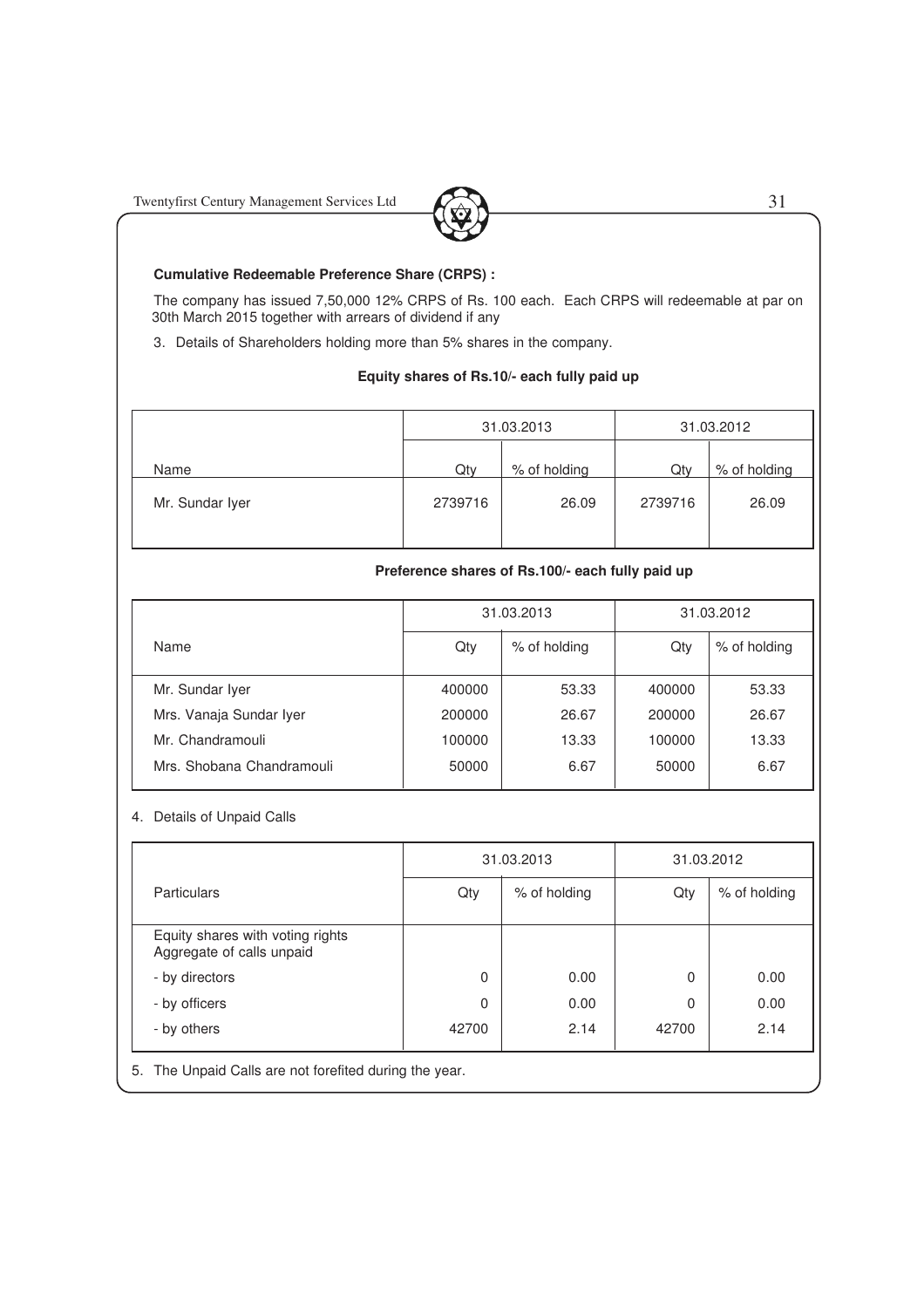**Cumulative Redeemable Preference Share (CRPS) :**

The company has issued 7,50,000 12% CRPS of Rs. 100 each. Each CRPS will redeemable at par on 30th March 2015 together with arrears of dividend if any

3. Details of Shareholders holding more than 5% shares in the company.

**Equity shares of Rs.10/- each fully paid up**

| | 31.03.2013 | | 31.03.2012 | |
|---|---|---|---|---|
| Name | Qty | % of holding | Qty | % of holding |
| Mr. Sundar Iyer | 2739716 | 26.09 | 2739716 | 26.09 |

**Preference shares of Rs.100/- each fully paid up**

| | 31.03.2013 | | 31.03.2012 | |
|---|---|---|---|---|
| Name | Qty | % of holding | Qty | % of holding |
| Mr. Sundar Iyer | 400000 | 53.33 | 400000 | 53.33 |
| Mrs. Vanaja Sundar Iyer | 200000 | 26.67 | 200000 | 26.67 |
| Mr. Chandramouli | 100000 | 13.33 | 100000 | 13.33 |
| Mrs. Shobana Chandramouli | 50000 | 6.67 | 50000 | 6.67 |

4. Details of Unpaid Calls

| | 31.03.2013 | | 31.03.2012 | |
|---|---|---|---|---|
| Particulars | Qty | % of holding | Qty | % of holding |
| Equity shares with voting rights Aggregate of calls unpaid | | | | |
| - by directors | 0 | 0.00 | 0 | 0.00 |
| - by officers | 0 | 0.00 | 0 | 0.00 |
| - by others | 42700 | 2.14 | 42700 | 2.14 |

5. The Unpaid Calls are not forefited during the year.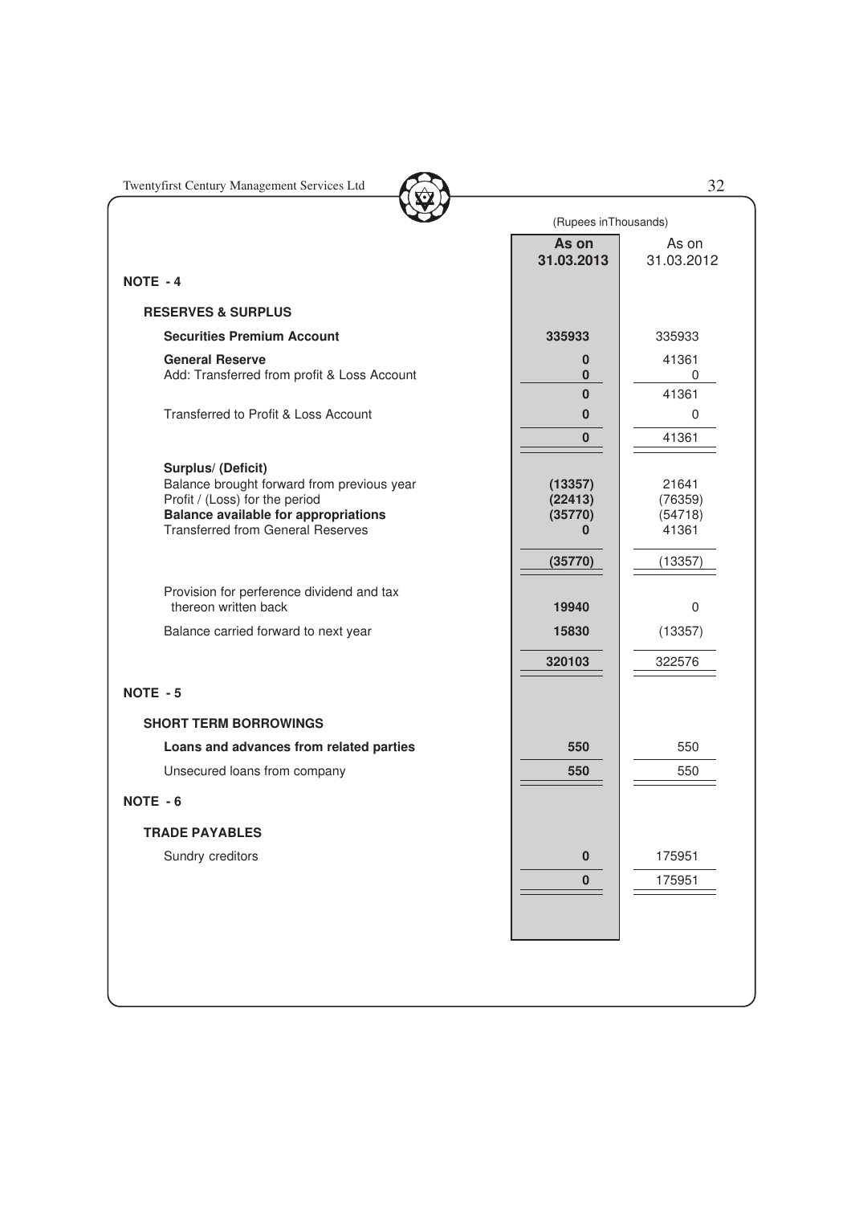(Rupees in Thousands)

| | As on 31.03.2013 | As on 31.03.2012 |
|---|---|---|
| **NOTE - 4** | | |
| **RESERVES & SURPLUS** | | |
| **Securities Premium Account** | **335933** | 335933 |
| **General Reserve** | **0** | 41361 |
| Add: Transferred from profit & Loss Account | **0** | 0 |
| | **0** | 41361 |
| Transferred to Profit & Loss Account | **0** | 0 |
| | **0** | 41361 |
| **Surplus/ (Deficit)** | | |
| Balance brought forward from previous year | **(13357)** | 21641 |
| Profit / (Loss) for the period | **(22413)** | (76359) |
| **Balance available for appropriations** | **(35770)** | (54718) |
| Transferred from General Reserves | **0** | 41361 |
| | **(35770)** | (13357) |
| Provision for perference dividend and tax thereon written back | **19940** | 0 |
| Balance carried forward to next year | **15830** | (13357) |
| | **320103** | 322576 |
| **NOTE - 5** | | |
| **SHORT TERM BORROWINGS** | | |
| **Loans and advances from related parties** | **550** | 550 |
| Unsecured loans from company | **550** | 550 |
| **NOTE - 6** | | |
| **TRADE PAYABLES** | | |
| Sundry creditors | **0** | 175951 |
| | **0** | 175951 |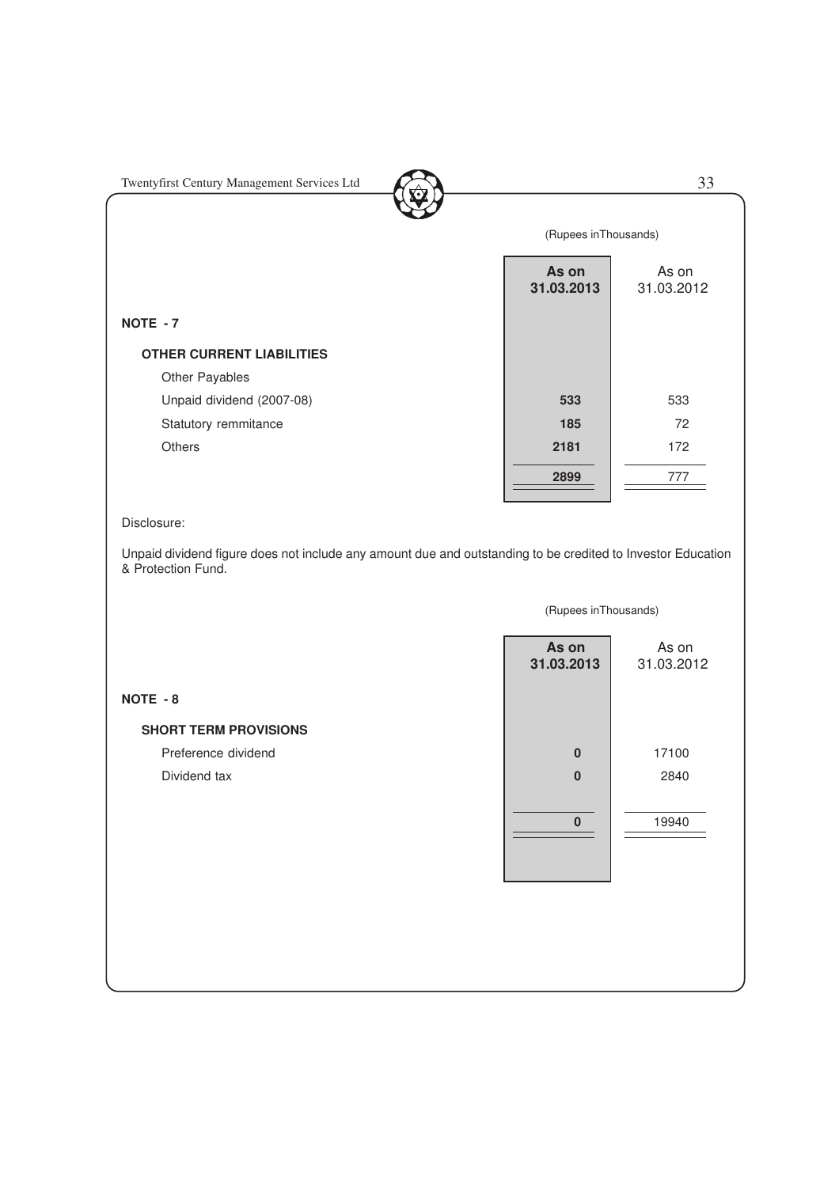(Rupees inThousands)

| | As on 31.03.2013 | As on 31.03.2012 |
|---|---|---|
| **NOTE - 7** | | |
| **OTHER CURRENT LIABILITIES** | | |
| Other Payables | | |
| Unpaid dividend (2007-08) | **533** | 533 |
| Statutory remmitance | **185** | 72 |
| Others | **2181** | 172 |
| | **2899** | 777 |

Disclosure:

Unpaid dividend figure does not include any amount due and outstanding to be credited to Investor Education & Protection Fund.

(Rupees inThousands)

| | As on 31.03.2013 | As on 31.03.2012 |
|---|---|---|
| **NOTE - 8** | | |
| **SHORT TERM PROVISIONS** | | |
| Preference dividend | **0** | 17100 |
| Dividend tax | **0** | 2840 |
| | **0** | 19940 |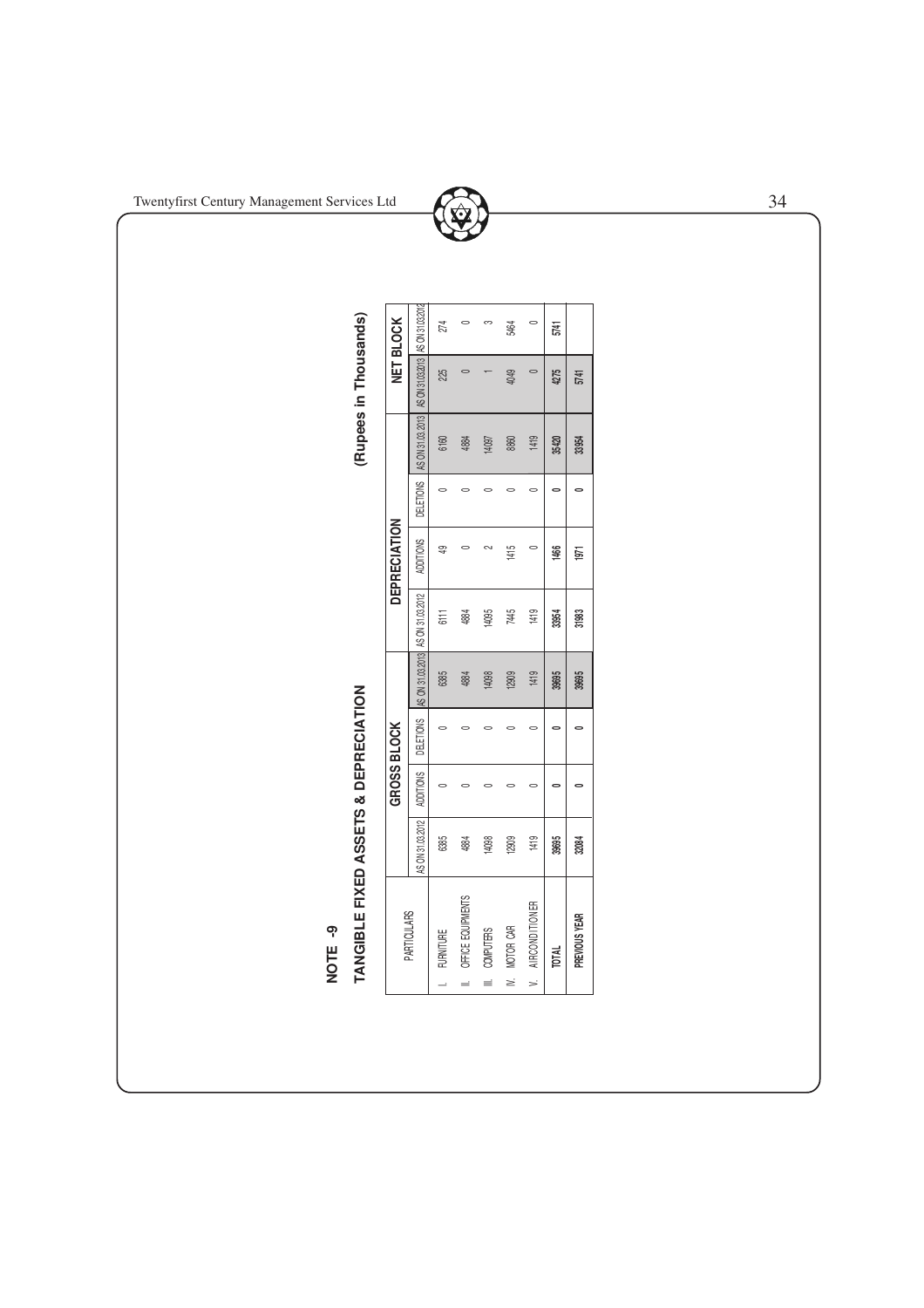## NOTE -9

### TANGIBLE FIXED ASSETS & DEPRECIATION

(Rupees in Thousands)

| PARTICULARS | GROSS BLOCK | | | | DEPRECIATION | | | | NET BLOCK | |
|---|---|---|---|---|---|---|---|---|---|---|
| | AS ON 31.03.2012 | ADDITIONS | DELETIONS | AS ON 31.03.2013 | AS ON 31.03.2012 | ADDITIONS | DELETIONS | AS ON 31.03.2013 | AS ON 31.03.2013 | AS ON 31.03.2012 |
| I. FURNITURE | 6385 | 0 | 0 | 6385 | 6111 | 49 | 0 | 6160 | 225 | 274 |
| II. OFFICE EQUIPMENTS | 4884 | 0 | 0 | 4884 | 4884 | 0 | 0 | 4884 | 0 | 0 |
| III. COMPUTERS | 14098 | 0 | 0 | 14098 | 14095 | 2 | 0 | 14097 | 1 | 3 |
| IV. MOTOR CAR | 12909 | 0 | 0 | 12909 | 7445 | 1415 | 0 | 8860 | 4049 | 5464 |
| V. AIRCONDITIONER | 1419 | 0 | 0 | 1419 | 1419 | 0 | 0 | 1419 | 0 | 0 |
| **TOTAL** | **39695** | **0** | **0** | **39695** | **33954** | **1466** | **0** | **35420** | **4275** | **5741** |
| **PREVIOUS YEAR** | **32084** | **0** | **0** | **39695** | **31983** | **1971** | **0** | **33954** | **5741** | |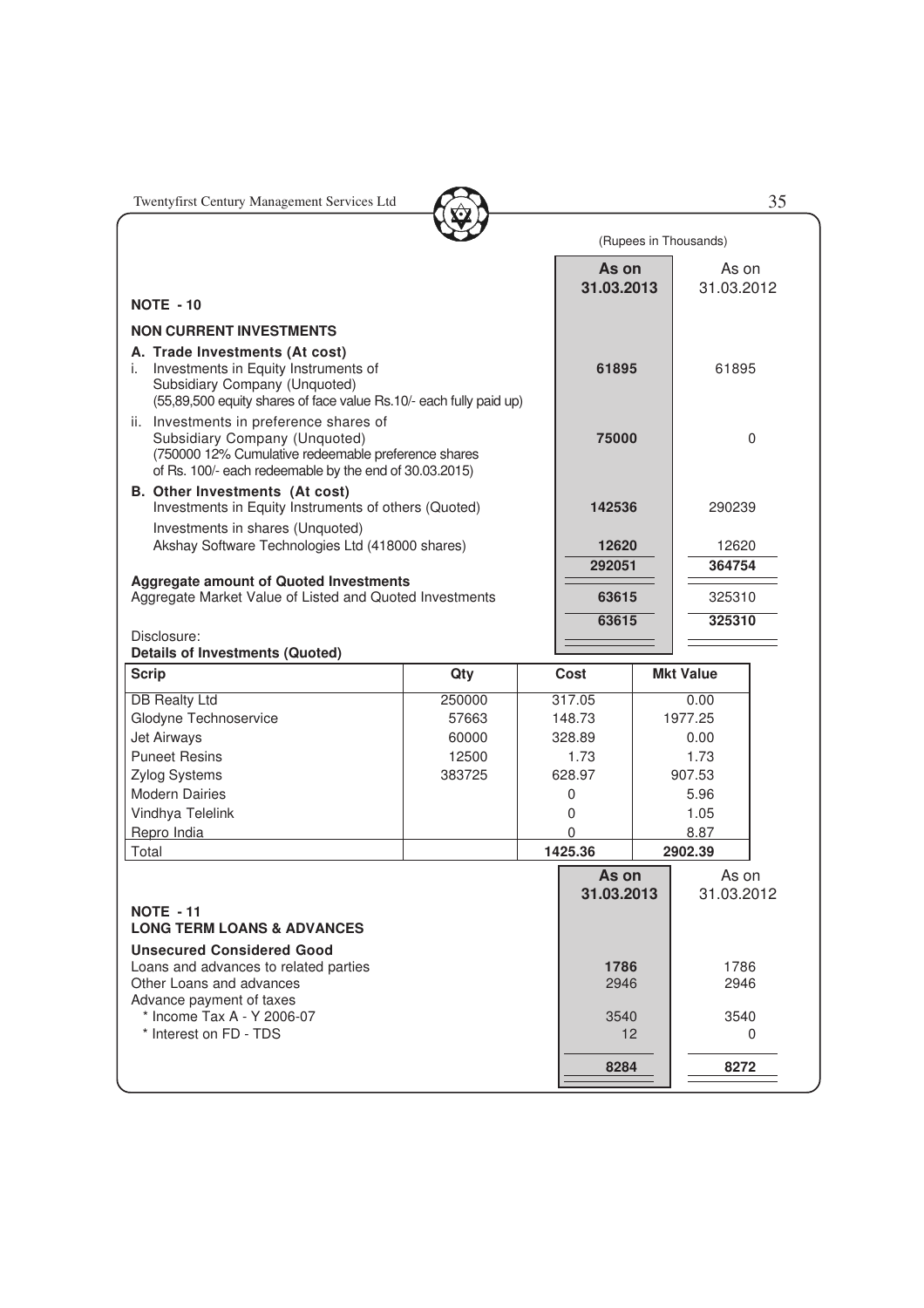(Rupees in Thousands)

| | As on 31.03.2013 | As on 31.03.2012 |
|---|---|---|
| **NOTE - 10** | | |
| **NON CURRENT INVESTMENTS** | | |
| **A. Trade Investments (At cost)** | | |
| i. Investments in Equity Instruments of Subsidiary Company (Unquoted) (55,89,500 equity shares of face value Rs.10/- each fully paid up) | **61895** | 61895 |
| ii. Investments in preference shares of Subsidiary Company (Unquoted) (750000 12% Cumulative redeemable preference shares of Rs. 100/- each redeemable by the end of 30.03.2015) | **75000** | 0 |
| **B. Other Investments (At cost)** | | |
| Investments in Equity Instruments of others (Quoted) | **142536** | 290239 |
| Investments in shares (Unquoted) | | |
| Akshay Software Technologies Ltd (418000 shares) | **12620** | 12620 |
| | **292051** | **364754** |
| **Aggregate amount of Quoted Investments** | | |
| Aggregate Market Value of Listed and Quoted Investments | **63615** | 325310 |
| | **63615** | **325310** |

Disclosure:

**Details of Investments (Quoted)**

| Scrip | Qty | Cost | Mkt Value |
|---|---|---|---|
| DB Realty Ltd | 250000 | 317.05 | 0.00 |
| Glodyne Technoservice | 57663 | 148.73 | 1977.25 |
| Jet Airways | 60000 | 328.89 | 0.00 |
| Puneet Resins | 12500 | 1.73 | 1.73 |
| Zylog Systems | 383725 | 628.97 | 907.53 |
| Modern Dairies | | 0 | 5.96 |
| Vindhya Telelink | | 0 | 1.05 |
| Repro India | | 0 | 8.87 |
| Total | | **1425.36** | **2902.39** |

| | As on 31.03.2013 | As on 31.03.2012 |
|---|---|---|
| **NOTE - 11** | | |
| **LONG TERM LOANS & ADVANCES** | | |
| **Unsecured Considered Good** | | |
| Loans and advances to related parties | **1786** | 1786 |
| Other Loans and advances | 2946 | 2946 |
| Advance payment of taxes | | |
| * Income Tax A - Y 2006-07 | 3540 | 3540 |
| * Interest on FD - TDS | 12 | 0 |
| | **8284** | **8272** |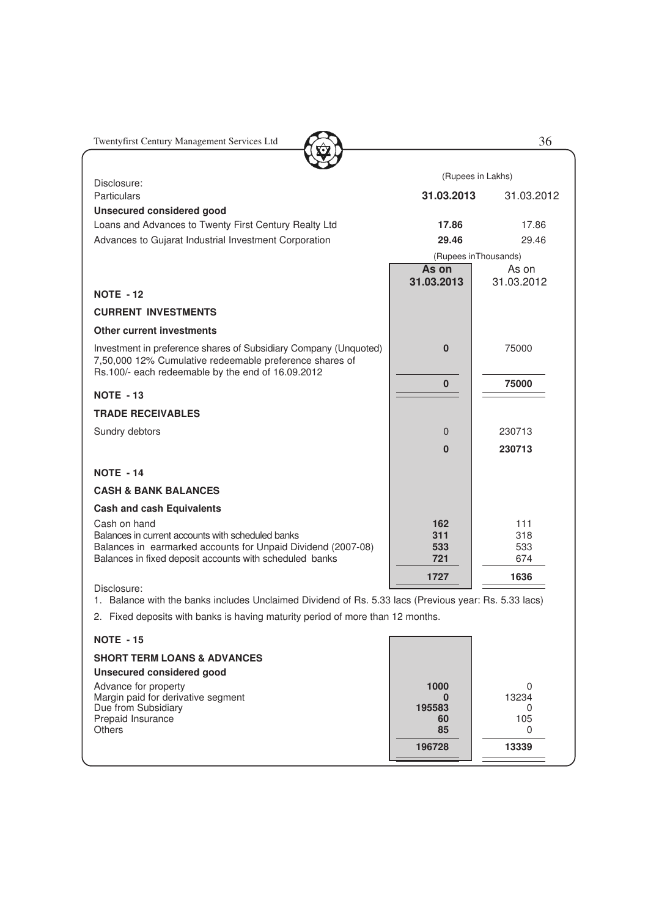Disclosure:

| Particulars | 31.03.2013 | 31.03.2012 |
|---|---|---|
| | (Rupees in Lakhs) | |
| **Unsecured considered good** | | |
| Loans and Advances to Twenty First Century Realty Ltd | **17.86** | 17.86 |
| Advances to Gujarat Industrial Investment Corporation | **29.46** | 29.46 |

(Rupees inThousands)

| | As on 31.03.2013 | As on 31.03.2012 |
|---|---|---|
| **NOTE - 12** | | |
| **CURRENT INVESTMENTS** | | |
| **Other current investments** | | |
| Investment in preference shares of Subsidiary Company (Unquoted) 7,50,000 12% Cumulative redeemable preference shares of Rs.100/- each redeemable by the end of 16.09.2012 | **0** | 75000 |
| | **0** | **75000** |
| **NOTE - 13** | | |
| **TRADE RECEIVABLES** | | |
| Sundry debtors | 0 | 230713 |
| | **0** | **230713** |
| **NOTE - 14** | | |
| **CASH & BANK BALANCES** | | |
| **Cash and cash Equivalents** | | |
| Cash on hand | **162** | 111 |
| Balances in current accounts with scheduled banks | **311** | 318 |
| Balances in earmarked accounts for Unpaid Dividend (2007-08) | **533** | 533 |
| Balances in fixed deposit accounts with scheduled banks | **721** | 674 |
| | **1727** | **1636** |

Disclosure:

1. Balance with the banks includes Unclaimed Dividend of Rs. 5.33 lacs (Previous year: Rs. 5.33 lacs)
2. Fixed deposits with banks is having maturity period of more than 12 months.

| | As on 31.03.2013 | As on 31.03.2012 |
|---|---|---|
| **NOTE - 15** | | |
| **SHORT TERM LOANS & ADVANCES** | | |
| **Unsecured considered good** | | |
| Advance for property | **1000** | 0 |
| Margin paid for derivative segment | **0** | 13234 |
| Due from Subsidiary | **195583** | 0 |
| Prepaid Insurance | **60** | 105 |
| Others | **85** | 0 |
| | **196728** | **13339** |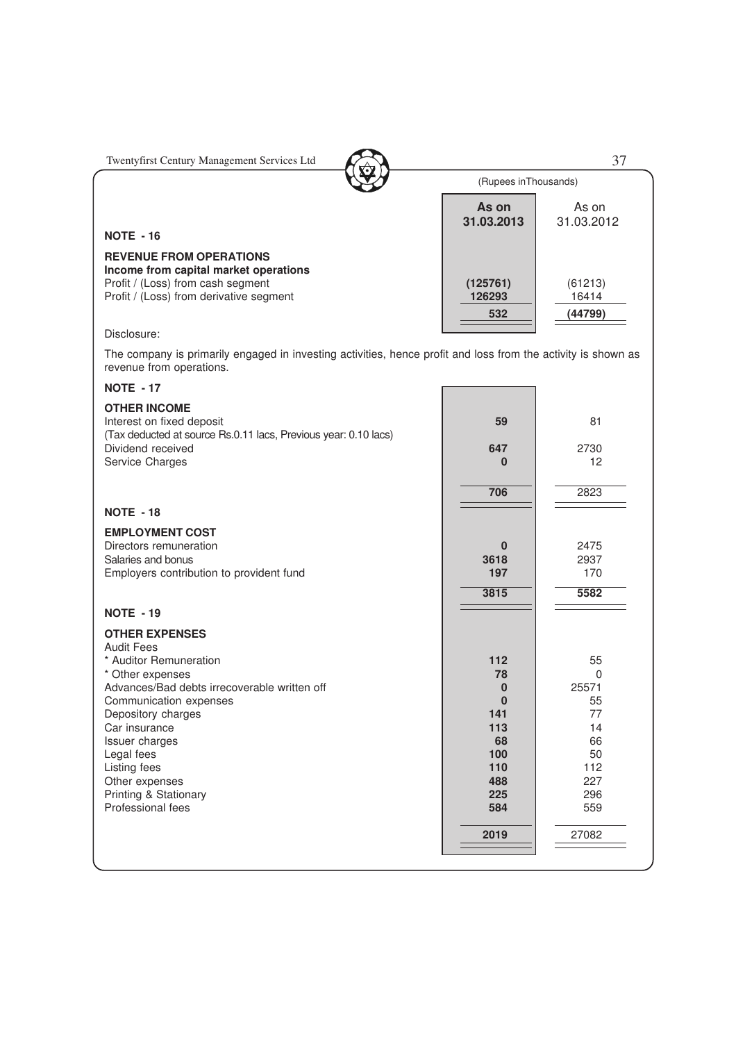(Rupees in Thousands)

| | As on 31.03.2013 | As on 31.03.2012 |
|---|---|---|
| **NOTE - 16** | | |
| **REVENUE FROM OPERATIONS** | | |
| **Income from capital market operations** | | |
| Profit / (Loss) from cash segment | **(125761)** | (61213) |
| Profit / (Loss) from derivative segment | **126293** | 16414 |
| | **532** | **(44799)** |

Disclosure:

The company is primarily engaged in investing activities, hence profit and loss from the activity is shown as revenue from operations.

| | As on 31.03.2013 | As on 31.03.2012 |
|---|---|---|
| **NOTE - 17** | | |
| **OTHER INCOME** | | |
| Interest on fixed deposit | **59** | 81 |
| (Tax deducted at source Rs.0.11 lacs, Previous year: 0.10 lacs) | | |
| Dividend received | **647** | 2730 |
| Service Charges | **0** | 12 |
| | **706** | 2823 |
| **NOTE - 18** | | |
| **EMPLOYMENT COST** | | |
| Directors remuneration | **0** | 2475 |
| Salaries and bonus | **3618** | 2937 |
| Employers contribution to provident fund | **197** | 170 |
| | **3815** | **5582** |
| **NOTE - 19** | | |
| **OTHER EXPENSES** | | |
| Audit Fees | | |
| * Auditor Remuneration | **112** | 55 |
| * Other expenses | **78** | 0 |
| Advances/Bad debts irrecoverable written off | **0** | 25571 |
| Communication expenses | **0** | 55 |
| Depository charges | **141** | 77 |
| Car insurance | **113** | 14 |
| Issuer charges | **68** | 66 |
| Legal fees | **100** | 50 |
| Listing fees | **110** | 112 |
| Other expenses | **488** | 227 |
| Printing & Stationary | **225** | 296 |
| Professional fees | **584** | 559 |
| | **2019** | 27082 |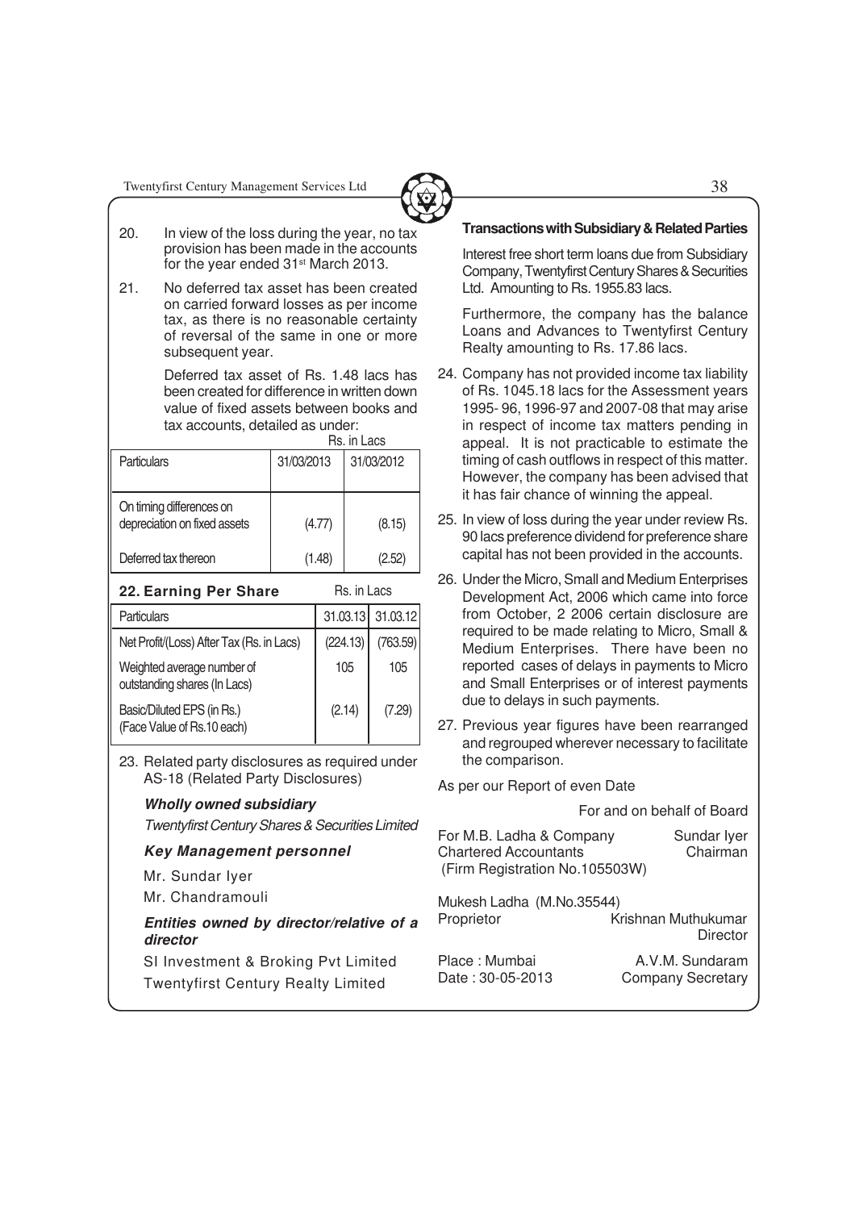20. In view of the loss during the year, no tax provision has been made in the accounts for the year ended 31st March 2013.

21. No deferred tax asset has been created on carried forward losses as per income tax, as there is no reasonable certainty of reversal of the same in one or more subsequent year.

    Deferred tax asset of Rs. 1.48 lacs has been created for difference in written down value of fixed assets between books and tax accounts, detailed as under:

Rs. in Lacs

| Particulars | 31/03/2013 | 31/03/2012 |
|---|---|---|
| On timing differences on depreciation on fixed assets | (4.77) | (8.15) |
| Deferred tax thereon | (1.48) | (2.52) |

**22. Earning Per Share**

Rs. in Lacs

| Particulars | 31.03.13 | 31.03.12 |
|---|---|---|
| Net Profit/(Loss) After Tax (Rs. in Lacs) | (224.13) | (763.59) |
| Weighted average number of outstanding shares (In Lacs) | 105 | 105 |
| Basic/Diluted EPS (in Rs.) (Face Value of Rs.10 each) | (2.14) | (7.29) |

23. Related party disclosures as required under AS-18 (Related Party Disclosures)

***Wholly owned subsidiary***

*Twentyfirst Century Shares & Securities Limited*

***Key Management personnel***

Mr. Sundar Iyer

Mr. Chandramouli

***Entities owned by director/relative of a director***

SI Investment & Broking Pvt Limited

Twentyfirst Century Realty Limited

**Transactions with Subsidiary & Related Parties**

Interest free short term loans due from Subsidiary Company, Twentyfirst Century Shares & Securities Ltd. Amounting to Rs. 1955.83 lacs.

Furthermore, the company has the balance Loans and Advances to Twentyfirst Century Realty amounting to Rs. 17.86 lacs.

24. Company has not provided income tax liability of Rs. 1045.18 lacs for the Assessment years 1995- 96, 1996-97 and 2007-08 that may arise in respect of income tax matters pending in appeal. It is not practicable to estimate the timing of cash outflows in respect of this matter. However, the company has been advised that it has fair chance of winning the appeal.

25. In view of loss during the year under review Rs. 90 lacs preference dividend for preference share capital has not been provided in the accounts.

26. Under the Micro, Small and Medium Enterprises Development Act, 2006 which came into force from October, 2 2006 certain disclosure are required to be made relating to Micro, Small & Medium Enterprises. There have been no reported cases of delays in payments to Micro and Small Enterprises or of interest payments due to delays in such payments.

27. Previous year figures have been rearranged and regrouped wherever necessary to facilitate the comparison.

As per our Report of even Date

For and on behalf of Board

For M.B. Ladha & Company
Chartered Accountants
(Firm Registration No.105503W)

Sundar Iyer
Chairman

Mukesh Ladha (M.No.35544)
Proprietor

Krishnan Muthukumar
Director

Place : Mumbai
Date : 30-05-2013

A.V.M. Sundaram
Company Secretary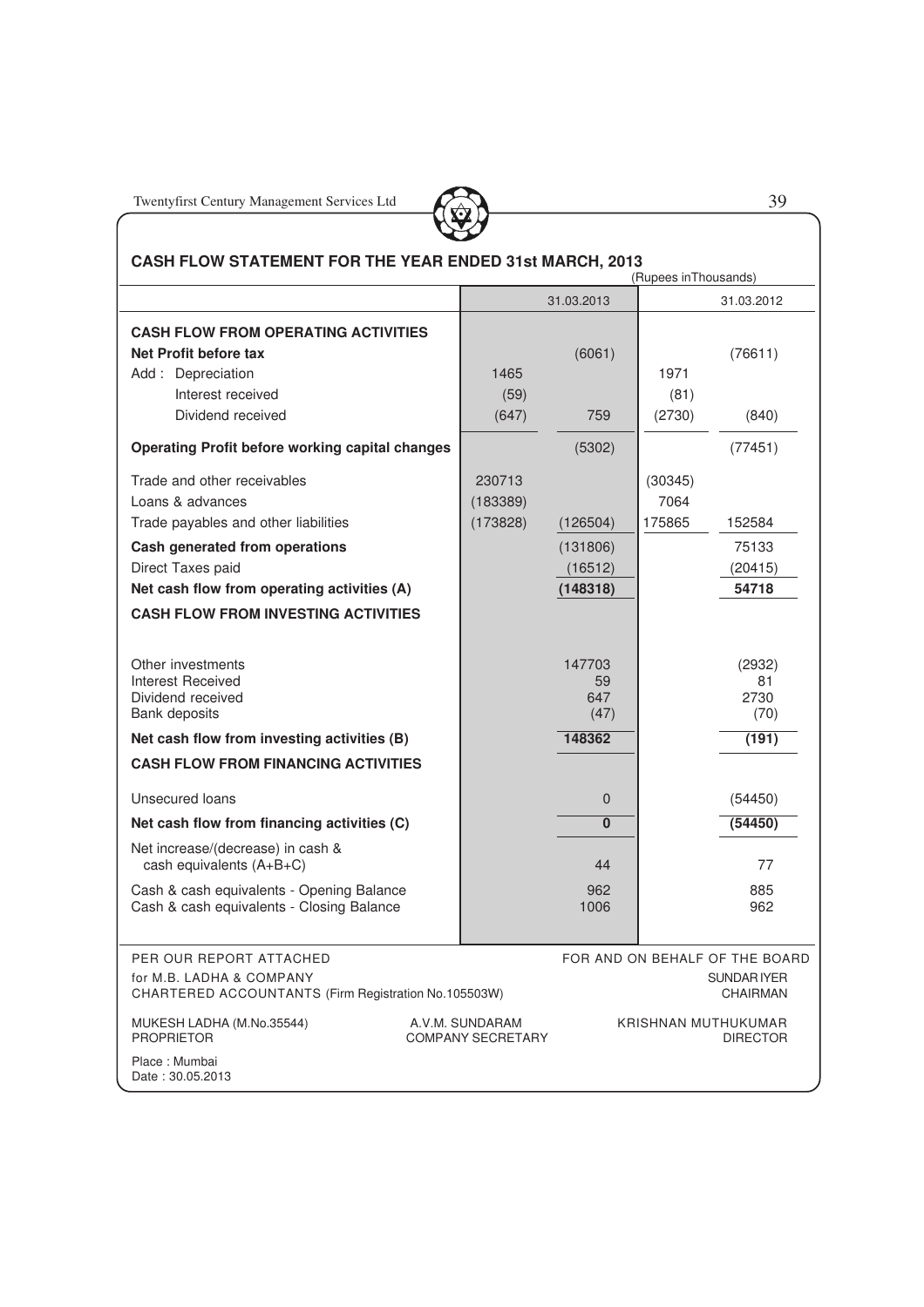## CASH FLOW STATEMENT FOR THE YEAR ENDED 31st MARCH, 2013

(Rupees inThousands)

| | | 31.03.2013 | | 31.03.2012 |
|---|---|---|---|---|
| **CASH FLOW FROM OPERATING ACTIVITIES** | | | | |
| **Net Profit before tax** | | (6061) | | (76611) |
| Add : Depreciation | 1465 | | 1971 | |
| Interest received | (59) | | (81) | |
| Dividend received | (647) | 759 | (2730) | (840) |
| **Operating Profit before working capital changes** | | (5302) | | (77451) |
| Trade and other receivables | 230713 | | (30345) | |
| Loans & advances | (183389) | | 7064 | |
| Trade payables and other liabilities | (173828) | (126504) | 175865 | 152584 |
| **Cash generated from operations** | | (131806) | | 75133 |
| Direct Taxes paid | | (16512) | | (20415) |
| **Net cash flow from operating activities (A)** | | **(148318)** | | **54718** |
| **CASH FLOW FROM INVESTING ACTIVITIES** | | | | |
| Other investments | | 147703 | | (2932) |
| Interest Received | | 59 | | 81 |
| Dividend received | | 647 | | 2730 |
| Bank deposits | | (47) | | (70) |
| **Net cash flow from investing activities (B)** | | **148362** | | **(191)** |
| **CASH FLOW FROM FINANCING ACTIVITIES** | | | | |
| Unsecured loans | | 0 | | (54450) |
| **Net cash flow from financing activities (C)** | | **0** | | **(54450)** |
| Net increase/(decrease) in cash & cash equivalents (A+B+C) | | 44 | | 77 |
| Cash & cash equivalents - Opening Balance | | 962 | | 885 |
| Cash & cash equivalents - Closing Balance | | 1006 | | 962 |

PER OUR REPORT ATTACHED

for M.B. LADHA & COMPANY
CHARTERED ACCOUNTANTS (Firm Registration No.105503W)

MUKESH LADHA (M.No.35544)
PROPRIETOR

Place : Mumbai
Date : 30.05.2013

FOR AND ON BEHALF OF THE BOARD

SUNDAR IYER
CHAIRMAN

A.V.M. SUNDARAM
COMPANY SECRETARY

KRISHNAN MUTHUKUMAR
DIRECTOR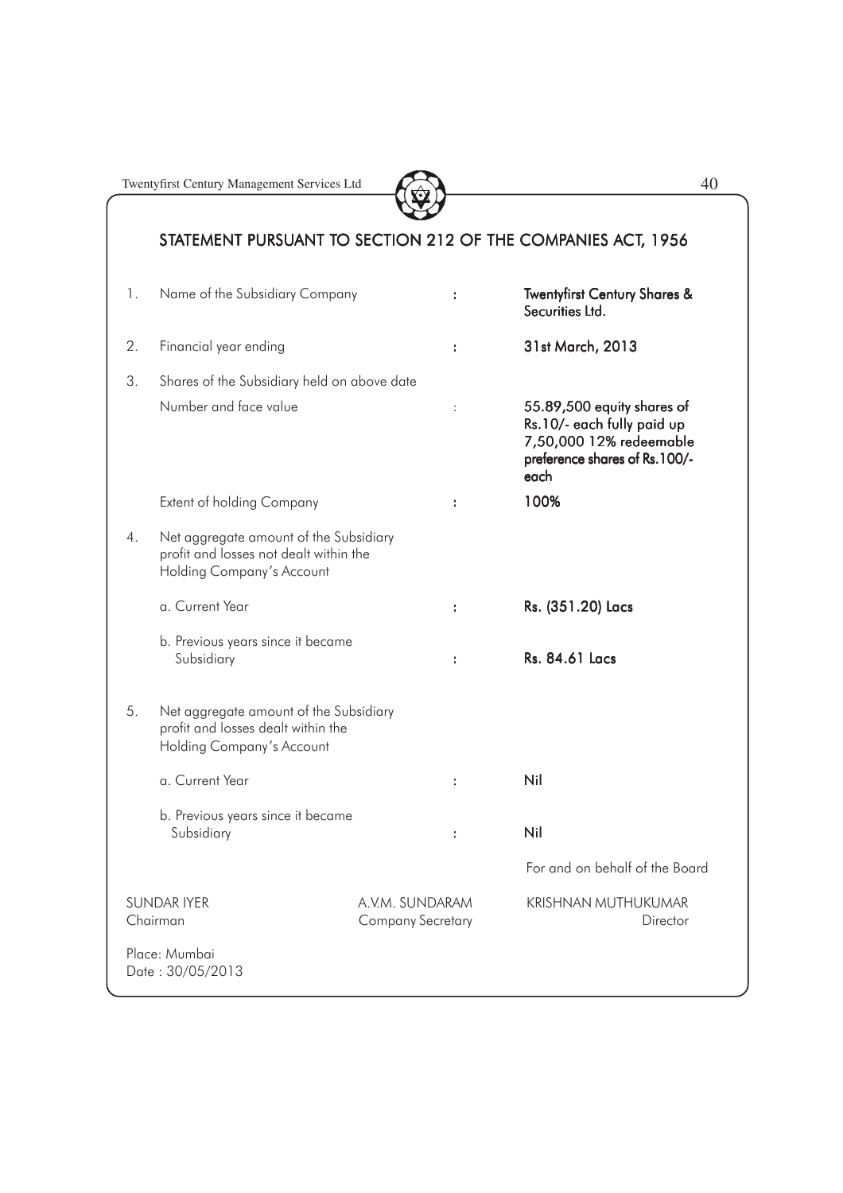## STATEMENT PURSUANT TO SECTION 212 OF THE COMPANIES ACT, 1956

| | | | |
|---|---|---|---|
| 1. | Name of the Subsidiary Company | : | **Twentyfirst Century Shares & Securities Ltd.** |
| 2. | Financial year ending | : | **31st March, 2013** |
| 3. | Shares of the Subsidiary held on above date | | |
| | Number and face value | : | **55.89,500 equity shares of Rs.10/- each fully paid up 7,50,000 12% redeemable preference shares of Rs.100/- each** |
| | Extent of holding Company | : | **100%** |
| 4. | Net aggregate amount of the Subsidiary profit and losses not dealt within the Holding Company's Account | | |
| | a. Current Year | : | **Rs. (351.20) Lacs** |
| | b. Previous years since it became Subsidiary | : | **Rs. 84.61 Lacs** |
| 5. | Net aggregate amount of the Subsidiary profit and losses dealt within the Holding Company's Account | | |
| | a. Current Year | : | **Nil** |
| | b. Previous years since it became Subsidiary | : | **Nil** |

For and on behalf of the Board

| | | |
|---|---|---|
| SUNDAR IYER | A.V.M. SUNDARAM | KRISHNAN MUTHUKUMAR |
| Chairman | Company Secretary | Director |

Place: Mumbai
Date : 30/05/2013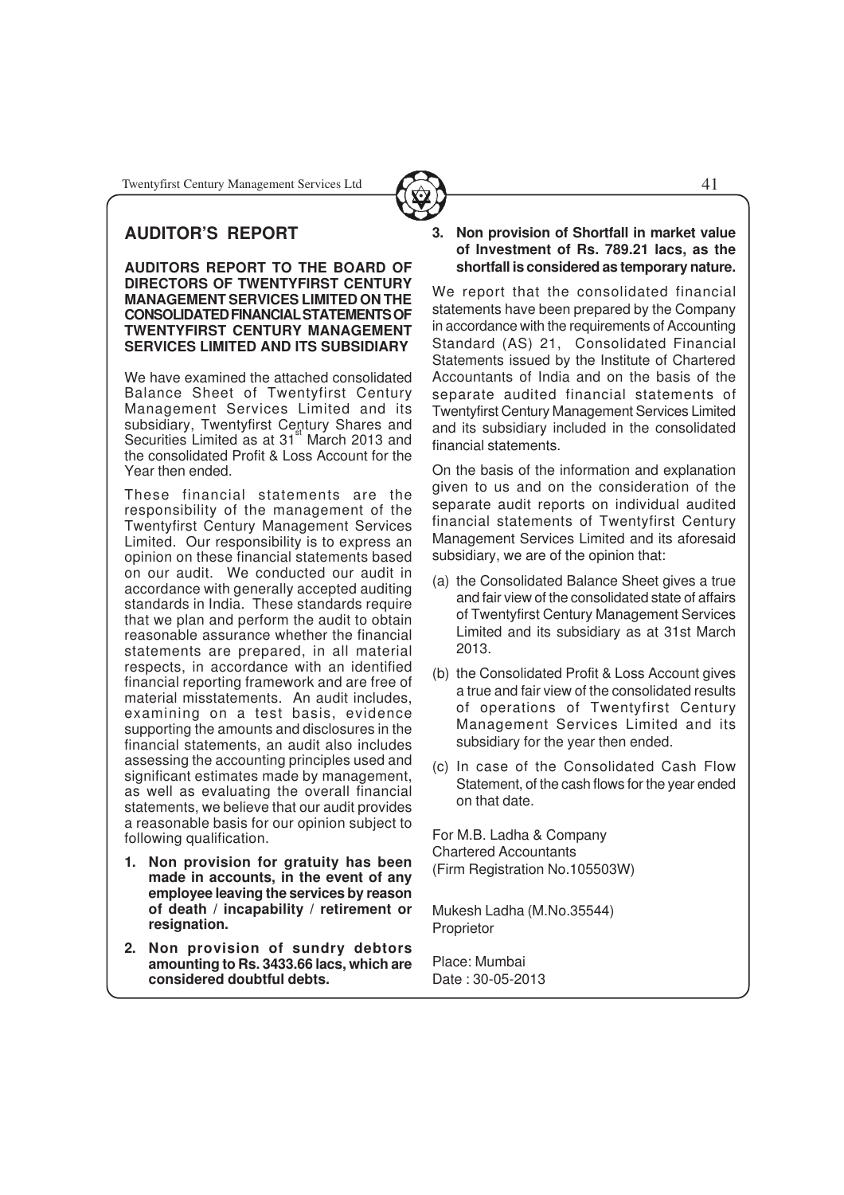## AUDITOR'S REPORT

**AUDITORS REPORT TO THE BOARD OF DIRECTORS OF TWENTYFIRST CENTURY MANAGEMENT SERVICES LIMITED ON THE CONSOLIDATED FINANCIAL STATEMENTS OF TWENTYFIRST CENTURY MANAGEMENT SERVICES LIMITED AND ITS SUBSIDIARY**

We have examined the attached consolidated Balance Sheet of Twentyfirst Century Management Services Limited and its subsidiary, Twentyfirst Century Shares and Securities Limited as at 31st March 2013 and the consolidated Profit & Loss Account for the Year then ended.

These financial statements are the responsibility of the management of the Twentyfirst Century Management Services Limited. Our responsibility is to express an opinion on these financial statements based on our audit. We conducted our audit in accordance with generally accepted auditing standards in India. These standards require that we plan and perform the audit to obtain reasonable assurance whether the financial statements are prepared, in all material respects, in accordance with an identified financial reporting framework and are free of material misstatements. An audit includes, examining on a test basis, evidence supporting the amounts and disclosures in the financial statements, an audit also includes assessing the accounting principles used and significant estimates made by management, as well as evaluating the overall financial statements, we believe that our audit provides a reasonable basis for our opinion subject to following qualification.

1. **Non provision for gratuity has been made in accounts, in the event of any employee leaving the services by reason of death / incapability / retirement or resignation.**
2. **Non provision of sundry debtors amounting to Rs. 3433.66 lacs, which are considered doubtful debts.**
3. **Non provision of Shortfall in market value of Investment of Rs. 789.21 lacs, as the shortfall is considered as temporary nature.**

We report that the consolidated financial statements have been prepared by the Company in accordance with the requirements of Accounting Standard (AS) 21, Consolidated Financial Statements issued by the Institute of Chartered Accountants of India and on the basis of the separate audited financial statements of Twentyfirst Century Management Services Limited and its subsidiary included in the consolidated financial statements.

On the basis of the information and explanation given to us and on the consideration of the separate audit reports on individual audited financial statements of Twentyfirst Century Management Services Limited and its aforesaid subsidiary, we are of the opinion that:

(a) the Consolidated Balance Sheet gives a true and fair view of the consolidated state of affairs of Twentyfirst Century Management Services Limited and its subsidiary as at 31st March 2013.

(b) the Consolidated Profit & Loss Account gives a true and fair view of the consolidated results of operations of Twentyfirst Century Management Services Limited and its subsidiary for the year then ended.

(c) In case of the Consolidated Cash Flow Statement, of the cash flows for the year ended on that date.

For M.B. Ladha & Company
Chartered Accountants
(Firm Registration No.105503W)

Mukesh Ladha (M.No.35544)
Proprietor

Place: Mumbai
Date : 30-05-2013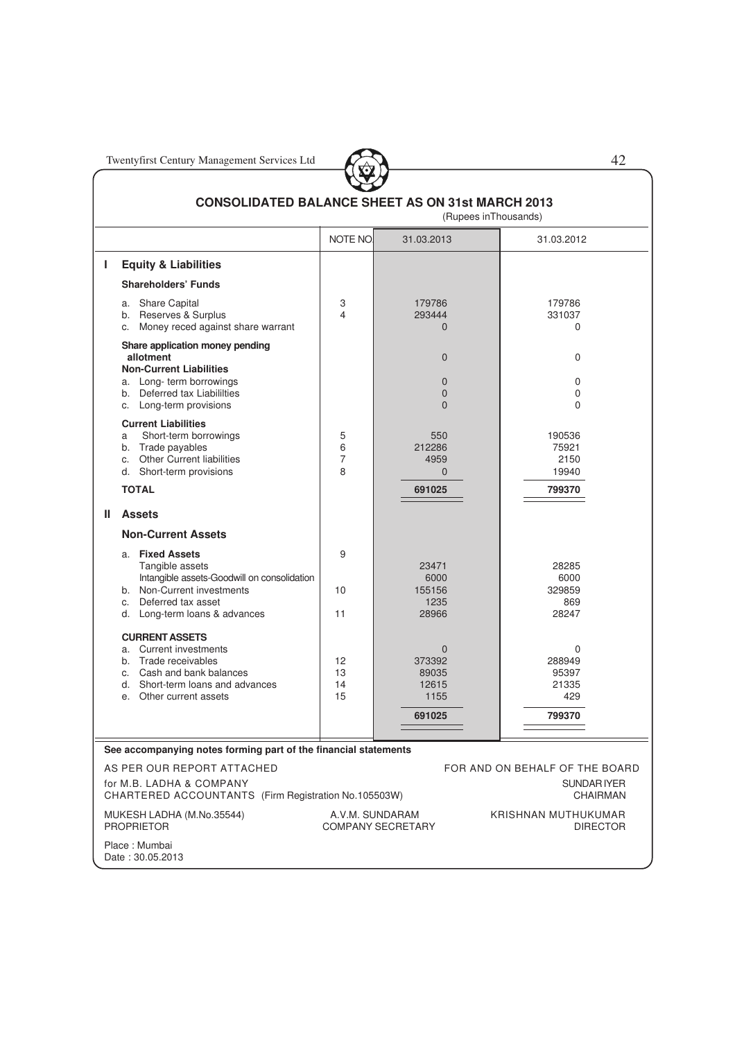## CONSOLIDATED BALANCE SHEET AS ON 31st MARCH 2013

(Rupees inThousands)

| | NOTE NO | 31.03.2013 | 31.03.2012 |
|---|---|---|---|
| **I Equity & Liabilities** | | | |
| **Shareholders' Funds** | | | |
| a. Share Capital | 3 | 179786 | 179786 |
| b. Reserves & Surplus | 4 | 293444 | 331037 |
| c. Money reced against share warrant | | 0 | 0 |
| **Share application money pending allotment** | | 0 | 0 |
| **Non-Current Liabilities** | | | |
| a. Long- term borrowings | | 0 | 0 |
| b. Deferred tax Liabililties | | 0 | 0 |
| c. Long-term provisions | | 0 | 0 |
| **Current Liabilities** | | | |
| a Short-term borrowings | 5 | 550 | 190536 |
| b. Trade payables | 6 | 212286 | 75921 |
| c. Other Current liabilities | 7 | 4959 | 2150 |
| d. Short-term provisions | 8 | 0 | 19940 |
| **TOTAL** | | **691025** | **799370** |
| **II Assets** | | | |
| **Non-Current Assets** | | | |
| a. **Fixed Assets** | 9 | | |
| Tangible assets | | 23471 | 28285 |
| Intangible assets-Goodwill on consolidation | | 6000 | 6000 |
| b. Non-Current investments | 10 | 155156 | 329859 |
| c. Deferred tax asset | | 1235 | 869 |
| d. Long-term loans & advances | 11 | 28966 | 28247 |
| **CURRENT ASSETS** | | | |
| a. Current investments | | 0 | 0 |
| b. Trade receivables | 12 | 373392 | 288949 |
| c. Cash and bank balances | 13 | 89035 | 95397 |
| d. Short-term loans and advances | 14 | 12615 | 21335 |
| e. Other current assets | 15 | 1155 | 429 |
| | | **691025** | **799370** |

**See accompanying notes forming part of the financial statements**

AS PER OUR REPORT ATTACHED

for M.B. LADHA & COMPANY
CHARTERED ACCOUNTANTS (Firm Registration No.105503W)

MUKESH LADHA (M.No.35544)
PROPRIETOR

Place : Mumbai
Date : 30.05.2013

FOR AND ON BEHALF OF THE BOARD

SUNDAR IYER
CHAIRMAN

A.V.M. SUNDARAM
COMPANY SECRETARY

KRISHNAN MUTHUKUMAR
DIRECTOR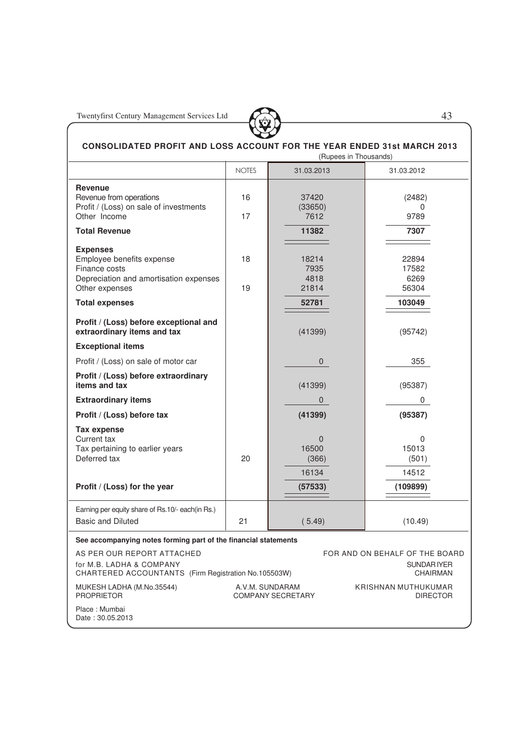## CONSOLIDATED PROFIT AND LOSS ACCOUNT FOR THE YEAR ENDED 31st MARCH 2013

(Rupees in Thousands)

| | NOTES | 31.03.2013 | 31.03.2012 |
|---|---|---|---|
| **Revenue** | | | |
| Revenue from operations | 16 | 37420 | (2482) |
| Profit / (Loss) on sale of investments | | (33650) | 0 |
| Other Income | 17 | 7612 | 9789 |
| **Total Revenue** | | **11382** | **7307** |
| **Expenses** | | | |
| Employee benefits expense | 18 | 18214 | 22894 |
| Finance costs | | 7935 | 17582 |
| Depreciation and amortisation expenses | | 4818 | 6269 |
| Other expenses | 19 | 21814 | 56304 |
| **Total expenses** | | **52781** | **103049** |
| **Profit / (Loss) before exceptional and extraordinary items and tax** | | (41399) | (95742) |
| **Exceptional items** | | | |
| Profit / (Loss) on sale of motor car | | 0 | 355 |
| **Profit / (Loss) before extraordinary items and tax** | | (41399) | (95387) |
| **Extraordinary items** | | 0 | 0 |
| **Profit / (Loss) before tax** | | **(41399)** | **(95387)** |
| **Tax expense** | | | |
| Current tax | | 0 | 0 |
| Tax pertaining to earlier years | | 16500 | 15013 |
| Deferred tax | 20 | (366) | (501) |
| | | 16134 | 14512 |
| **Profit / (Loss) for the year** | | **(57533)** | **(109899)** |
| Earning per equity share of Rs.10/- each(in Rs.) | | | |
| Basic and Diluted | 21 | ( 5.49) | (10.49) |

**See accompanying notes forming part of the financial statements**

AS PER OUR REPORT ATTACHED
for M.B. LADHA & COMPANY
CHARTERED ACCOUNTANTS (Firm Registration No.105503W)

MUKESH LADHA (M.No.35544)
PROPRIETOR

FOR AND ON BEHALF OF THE BOARD

SUNDAR IYER
CHAIRMAN

A.V.M. SUNDARAM
COMPANY SECRETARY

KRISHNAN MUTHUKUMAR
DIRECTOR

Place : Mumbai
Date : 30.05.2013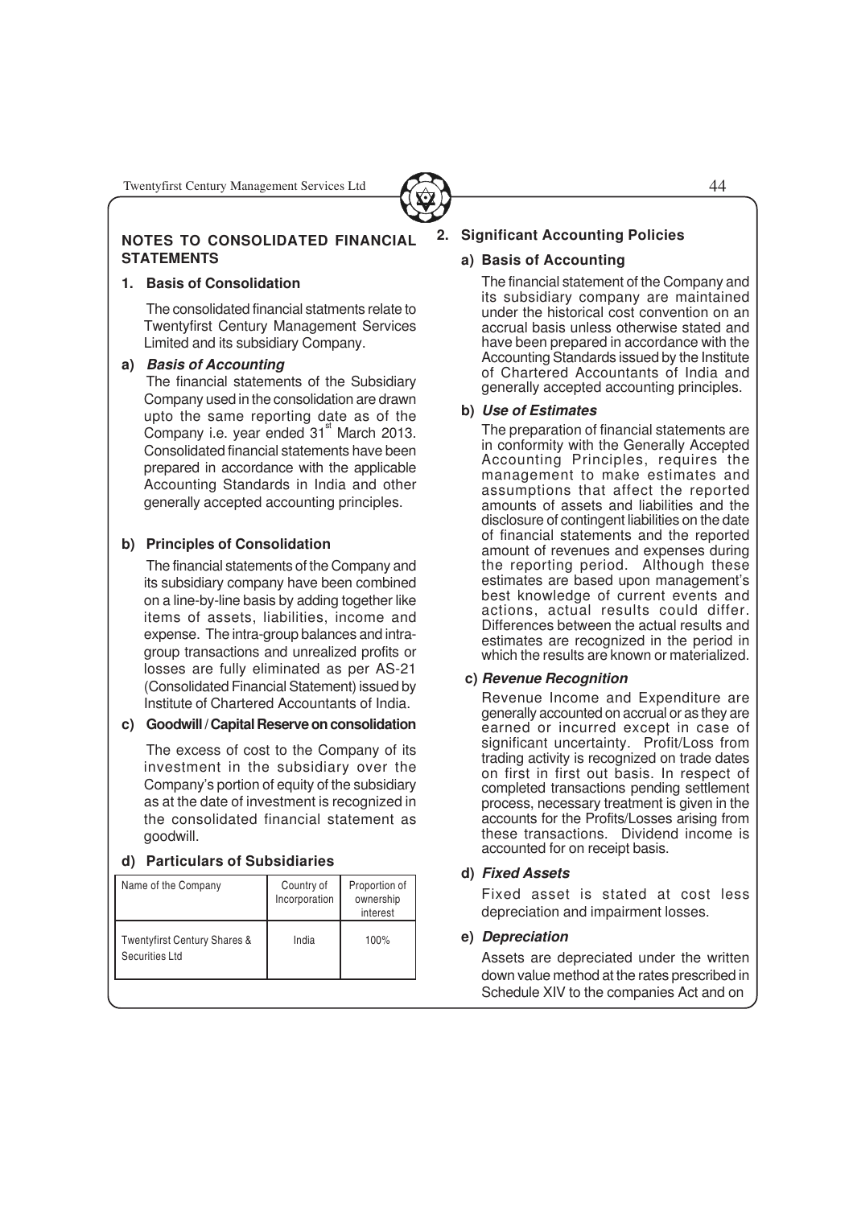## NOTES TO CONSOLIDATED FINANCIAL STATEMENTS

### 1. Basis of Consolidation

The consolidated financial statments relate to Twentyfirst Century Management Services Limited and its subsidiary Company.

**a) *Basis of Accounting***

The financial statements of the Subsidiary Company used in the consolidation are drawn upto the same reporting date as of the Company i.e. year ended 31st March 2013. Consolidated financial statements have been prepared in accordance with the applicable Accounting Standards in India and other generally accepted accounting principles.

**b) Principles of Consolidation**

The financial statements of the Company and its subsidiary company have been combined on a line-by-line basis by adding together like items of assets, liabilities, income and expense. The intra-group balances and intra-group transactions and unrealized profits or losses are fully eliminated as per AS-21 (Consolidated Financial Statement) issued by Institute of Chartered Accountants of India.

**c) Goodwill / Capital Reserve on consolidation**

The excess of cost to the Company of its investment in the subsidiary over the Company's portion of equity of the subsidiary as at the date of investment is recognized in the consolidated financial statement as goodwill.

**d) Particulars of Subsidiaries**

| Name of the Company | Country of Incorporation | Proportion of ownership interest |
|---|---|---|
| Twentyfirst Century Shares & Securities Ltd | India | 100% |

### 2. Significant Accounting Policies

**a) Basis of Accounting**

The financial statement of the Company and its subsidiary company are maintained under the historical cost convention on an accrual basis unless otherwise stated and have been prepared in accordance with the Accounting Standards issued by the Institute of Chartered Accountants of India and generally accepted accounting principles.

**b) *Use of Estimates***

The preparation of financial statements are in conformity with the Generally Accepted Accounting Principles, requires the management to make estimates and assumptions that affect the reported amounts of assets and liabilities and the disclosure of contingent liabilities on the date of financial statements and the reported amount of revenues and expenses during the reporting period. Although these estimates are based upon management's best knowledge of current events and actions, actual results could differ. Differences between the actual results and estimates are recognized in the period in which the results are known or materialized.

**c) *Revenue Recognition***

Revenue Income and Expenditure are generally accounted on accrual or as they are earned or incurred except in case of significant uncertainty. Profit/Loss from trading activity is recognized on trade dates on first in first out basis. In respect of completed transactions pending settlement process, necessary treatment is given in the accounts for the Profits/Losses arising from these transactions. Dividend income is accounted for on receipt basis.

**d) *Fixed Assets***

Fixed asset is stated at cost less depreciation and impairment losses.

**e) *Depreciation***

Assets are depreciated under the written down value method at the rates prescribed in Schedule XIV to the companies Act and on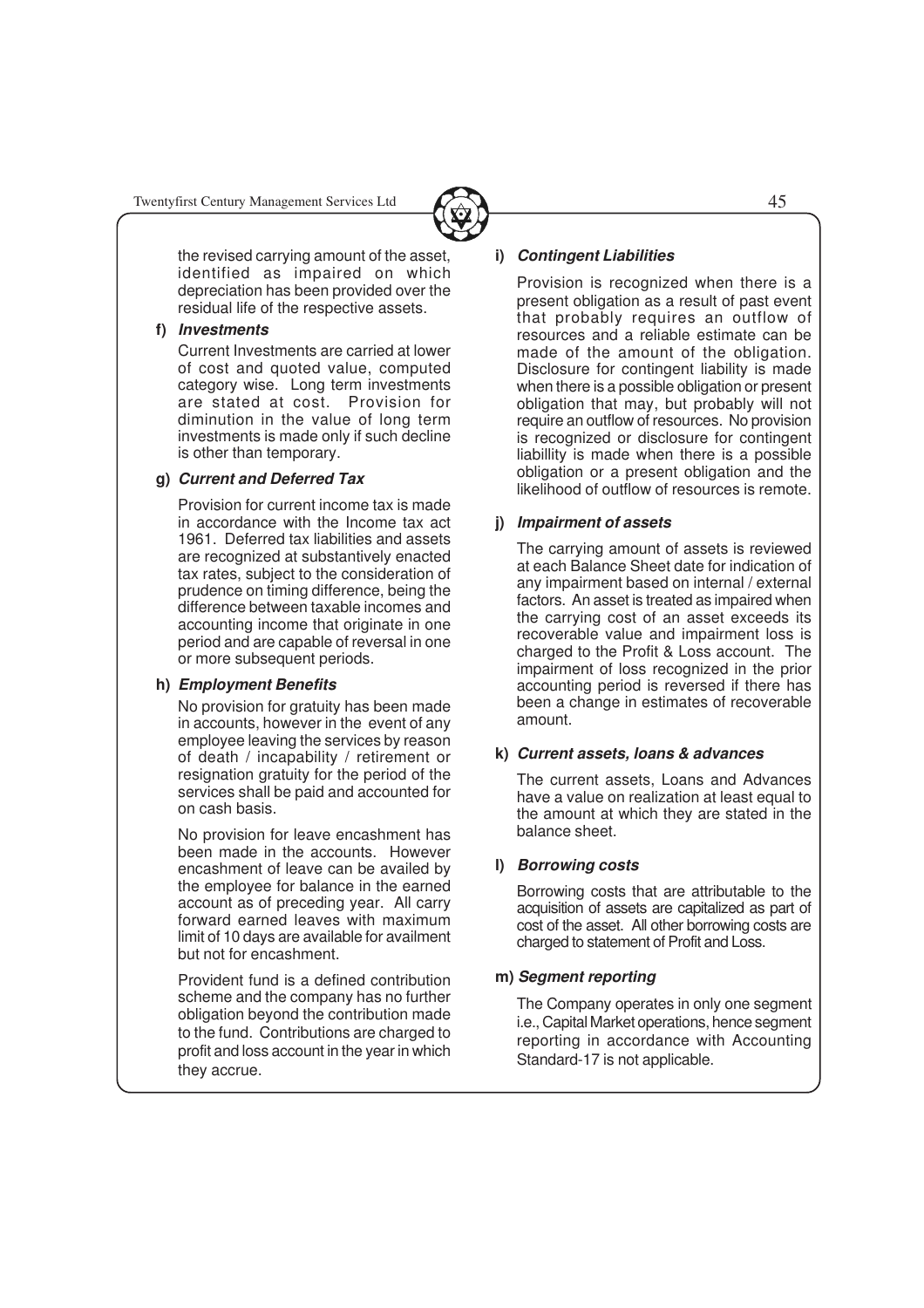the revised carrying amount of the asset, identified as impaired on which depreciation has been provided over the residual life of the respective assets.

**f) *Investments***

Current Investments are carried at lower of cost and quoted value, computed category wise. Long term investments are stated at cost. Provision for diminution in the value of long term investments is made only if such decline is other than temporary.

**g) *Current and Deferred Tax***

Provision for current income tax is made in accordance with the Income tax act 1961. Deferred tax liabilities and assets are recognized at substantively enacted tax rates, subject to the consideration of prudence on timing difference, being the difference between taxable incomes and accounting income that originate in one period and are capable of reversal in one or more subsequent periods.

**h) *Employment Benefits***

No provision for gratuity has been made in accounts, however in the event of any employee leaving the services by reason of death / incapability / retirement or resignation gratuity for the period of the services shall be paid and accounted for on cash basis.

No provision for leave encashment has been made in the accounts. However encashment of leave can be availed by the employee for balance in the earned account as of preceding year. All carry forward earned leaves with maximum limit of 10 days are available for availment but not for encashment.

Provident fund is a defined contribution scheme and the company has no further obligation beyond the contribution made to the fund. Contributions are charged to profit and loss account in the year in which they accrue.

**i) *Contingent Liabilities***

Provision is recognized when there is a present obligation as a result of past event that probably requires an outflow of resources and a reliable estimate can be made of the amount of the obligation. Disclosure for contingent liability is made when there is a possible obligation or present obligation that may, but probably will not require an outflow of resources. No provision is recognized or disclosure for contingent liabillity is made when there is a possible obligation or a present obligation and the likelihood of outflow of resources is remote.

**j) *Impairment of assets***

The carrying amount of assets is reviewed at each Balance Sheet date for indication of any impairment based on internal / external factors. An asset is treated as impaired when the carrying cost of an asset exceeds its recoverable value and impairment loss is charged to the Profit & Loss account. The impairment of loss recognized in the prior accounting period is reversed if there has been a change in estimates of recoverable amount.

**k) *Current assets, loans & advances***

The current assets, Loans and Advances have a value on realization at least equal to the amount at which they are stated in the balance sheet.

**l) *Borrowing costs***

Borrowing costs that are attributable to the acquisition of assets are capitalized as part of cost of the asset. All other borrowing costs are charged to statement of Profit and Loss.

**m) *Segment reporting***

The Company operates in only one segment i.e., Capital Market operations, hence segment reporting in accordance with Accounting Standard-17 is not applicable.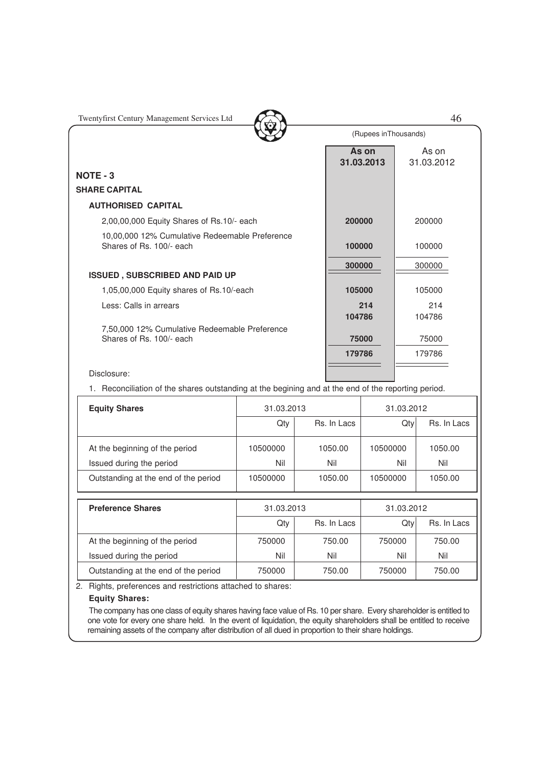(Rupees inThousands)

| | As on 31.03.2013 | As on 31.03.2012 |
|---|---|---|
| **NOTE - 3** | | |
| **SHARE CAPITAL** | | |
| **AUTHORISED CAPITAL** | | |
| 2,00,00,000 Equity Shares of Rs.10/- each | **200000** | 200000 |
| 10,00,000 12% Cumulative Redeemable Preference Shares of Rs. 100/- each | **100000** | 100000 |
| | **300000** | 300000 |
| **ISSUED , SUBSCRIBED AND PAID UP** | | |
| 1,05,00,000 Equity shares of Rs.10/-each | **105000** | 105000 |
| Less: Calls in arrears | **214** | 214 |
| | **104786** | 104786 |
| 7,50,000 12% Cumulative Redeemable Preference Shares of Rs. 100/- each | **75000** | 75000 |
| | **179786** | 179786 |

Disclosure:

1. Reconciliation of the shares outstanding at the begining and at the end of the reporting period.

| **Equity Shares** | 31.03.2013 | | 31.03.2012 | |
|---|---|---|---|---|
| | Qty | Rs. In Lacs | Qty | Rs. In Lacs |
| At the beginning of the period | 10500000 | 1050.00 | 10500000 | 1050.00 |
| Issued during the period | Nil | Nil | Nil | Nil |
| Outstanding at the end of the period | 10500000 | 1050.00 | 10500000 | 1050.00 |

| **Preference Shares** | 31.03.2013 | | 31.03.2012 | |
|---|---|---|---|---|
| | Qty | Rs. In Lacs | Qty | Rs. In Lacs |
| At the beginning of the period | 750000 | 750.00 | 750000 | 750.00 |
| Issued during the period | Nil | Nil | Nil | Nil |
| Outstanding at the end of the period | 750000 | 750.00 | 750000 | 750.00 |

2. Rights, preferences and restrictions attached to shares:

**Equity Shares:**

The company has one class of equity shares having face value of Rs. 10 per share. Every shareholder is entitled to one vote for every one share held. In the event of liquidation, the equity shareholders shall be entitled to receive remaining assets of the company after distribution of all dued in proportion to their share holdings.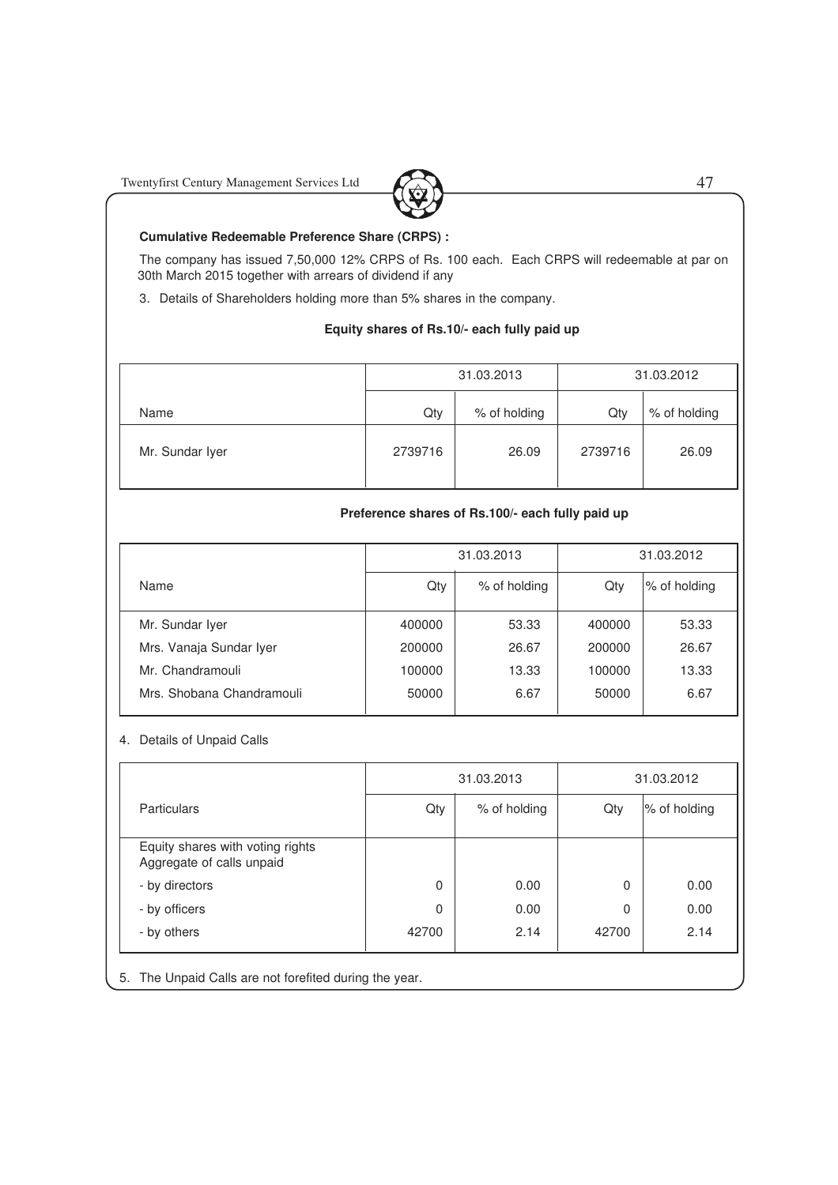**Cumulative Redeemable Preference Share (CRPS) :**

The company has issued 7,50,000 12% CRPS of Rs. 100 each. Each CRPS will redeemable at par on 30th March 2015 together with arrears of dividend if any

3. Details of Shareholders holding more than 5% shares in the company.

**Equity shares of Rs.10/- each fully paid up**

| | 31.03.2013 | | 31.03.2012 | |
|---|---|---|---|---|
| Name | Qty | % of holding | Qty | % of holding |
| Mr. Sundar Iyer | 2739716 | 26.09 | 2739716 | 26.09 |

**Preference shares of Rs.100/- each fully paid up**

| | 31.03.2013 | | 31.03.2012 | |
|---|---|---|---|---|
| Name | Qty | % of holding | Qty | % of holding |
| Mr. Sundar Iyer | 400000 | 53.33 | 400000 | 53.33 |
| Mrs. Vanaja Sundar Iyer | 200000 | 26.67 | 200000 | 26.67 |
| Mr. Chandramouli | 100000 | 13.33 | 100000 | 13.33 |
| Mrs. Shobana Chandramouli | 50000 | 6.67 | 50000 | 6.67 |

4. Details of Unpaid Calls

| | 31.03.2013 | | 31.03.2012 | |
|---|---|---|---|---|
| Particulars | Qty | % of holding | Qty | % of holding |
| Equity shares with voting rights Aggregate of calls unpaid | | | | |
| - by directors | 0 | 0.00 | 0 | 0.00 |
| - by officers | 0 | 0.00 | 0 | 0.00 |
| - by others | 42700 | 2.14 | 42700 | 2.14 |

5. The Unpaid Calls are not forefited during the year.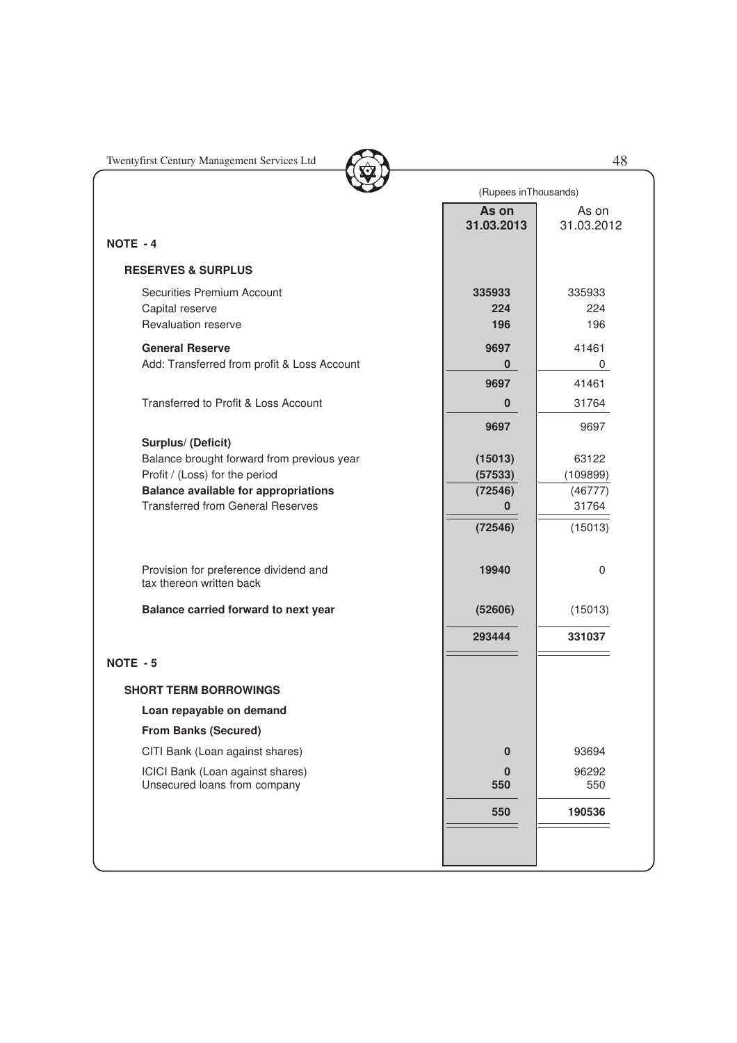(Rupees in Thousands)

| | As on 31.03.2013 | As on 31.03.2012 |
|---|---|---|
| **NOTE - 4** | | |
| **RESERVES & SURPLUS** | | |
| Securities Premium Account | **335933** | 335933 |
| Capital reserve | **224** | 224 |
| Revaluation reserve | **196** | 196 |
| **General Reserve** | **9697** | 41461 |
| Add: Transferred from profit & Loss Account | **0** | 0 |
| | **9697** | 41461 |
| Transferred to Profit & Loss Account | **0** | 31764 |
| | **9697** | 9697 |
| **Surplus/ (Deficit)** | | |
| Balance brought forward from previous year | **(15013)** | 63122 |
| Profit / (Loss) for the period | **(57533)** | (109899) |
| **Balance available for appropriations** | **(72546)** | (46777) |
| Transferred from General Reserves | **0** | 31764 |
| | **(72546)** | (15013) |
| Provision for preference dividend and tax thereon written back | **19940** | 0 |
| **Balance carried forward to next year** | **(52606)** | (15013) |
| | **293444** | **331037** |
| **NOTE - 5** | | |
| **SHORT TERM BORROWINGS** | | |
| **Loan repayable on demand** | | |
| **From Banks (Secured)** | | |
| CITI Bank (Loan against shares) | **0** | 93694 |
| ICICI Bank (Loan against shares) | **0** | 96292 |
| Unsecured loans from company | **550** | 550 |
| | **550** | **190536** |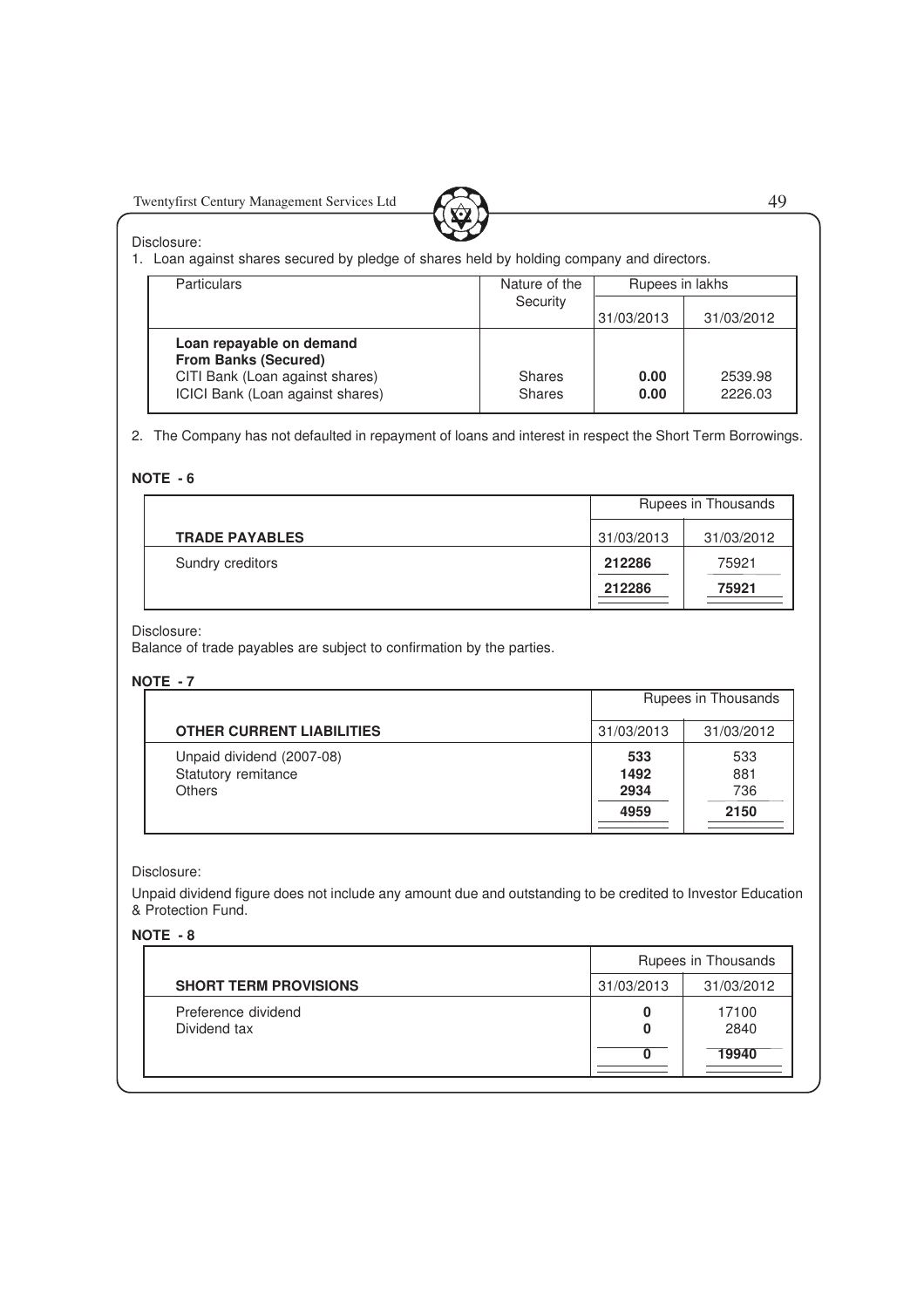Disclosure:

1. Loan against shares secured by pledge of shares held by holding company and directors.

| Particulars | Nature of the Security | Rupees in lakhs | |
|---|---|---|---|
| | | 31/03/2013 | 31/03/2012 |
| **Loan repayable on demand** | | | |
| **From Banks (Secured)** | | | |
| CITI Bank (Loan against shares) | Shares | **0.00** | 2539.98 |
| ICICI Bank (Loan against shares) | Shares | **0.00** | 2226.03 |

2. The Company has not defaulted in repayment of loans and interest in respect the Short Term Borrowings.

**NOTE - 6**

| | Rupees in Thousands | |
|---|---|---|
| **TRADE PAYABLES** | 31/03/2013 | 31/03/2012 |
| Sundry creditors | **212286** | 75921 |
| | **212286** | **75921** |

Disclosure:
Balance of trade payables are subject to confirmation by the parties.

**NOTE - 7**

| | Rupees in Thousands | |
|---|---|---|
| **OTHER CURRENT LIABILITIES** | 31/03/2013 | 31/03/2012 |
| Unpaid dividend (2007-08) | **533** | 533 |
| Statutory remitance | **1492** | 881 |
| Others | **2934** | 736 |
| | **4959** | **2150** |

Disclosure:

Unpaid dividend figure does not include any amount due and outstanding to be credited to Investor Education & Protection Fund.

**NOTE - 8**

| | Rupees in Thousands | |
|---|---|---|
| **SHORT TERM PROVISIONS** | 31/03/2013 | 31/03/2012 |
| Preference dividend | **0** | 17100 |
| Dividend tax | **0** | 2840 |
| | **0** | **19940** |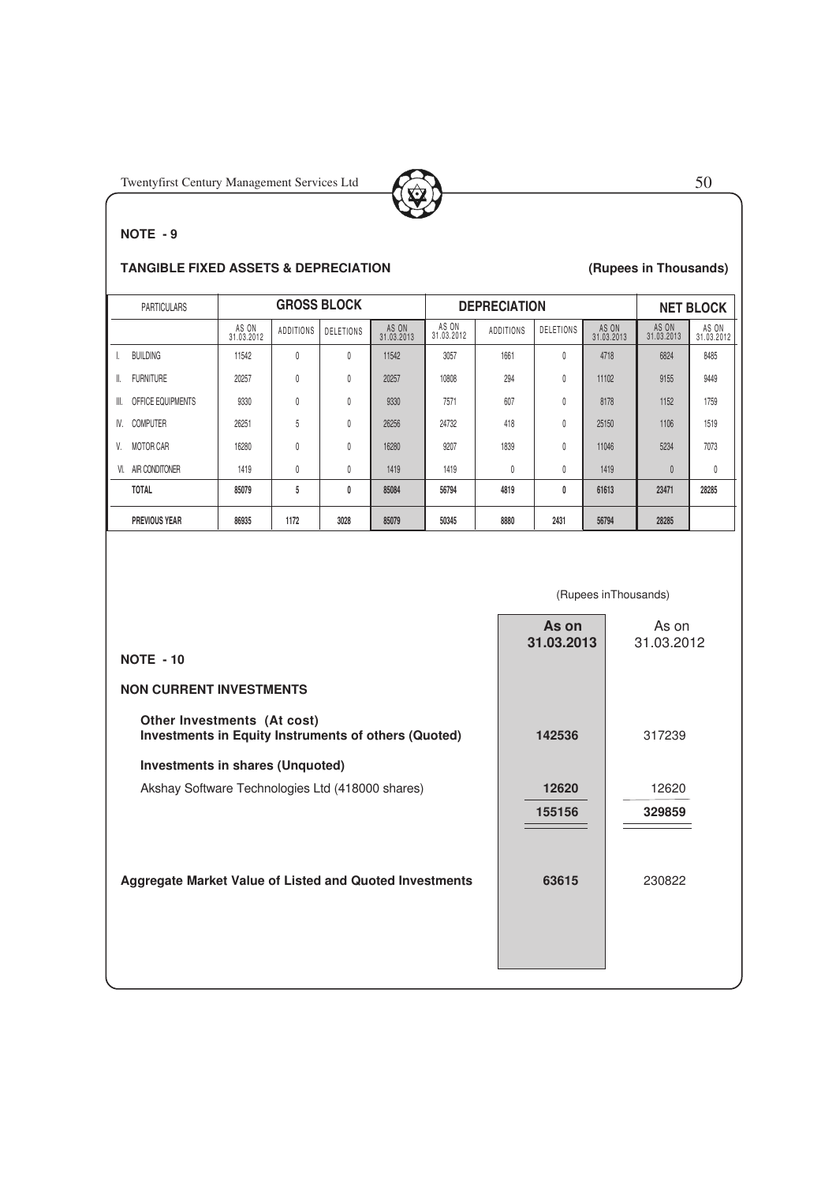**NOTE - 9**

**TANGIBLE FIXED ASSETS & DEPRECIATION** **(Rupees in Thousands)**

| PARTICULARS | GROSS BLOCK | | | | DEPRECIATION | | | | NET BLOCK | |
|---|---|---|---|---|---|---|---|---|---|---|
| | AS ON 31.03.2012 | ADDITIONS | DELETIONS | AS ON 31.03.2013 | AS ON 31.03.2012 | ADDITIONS | DELETIONS | AS ON 31.03.2013 | AS ON 31.03.2013 | AS ON 31.03.2012 |
| I. BUILDING | 11542 | 0 | 0 | 11542 | 3057 | 1661 | 0 | 4718 | 6824 | 8485 |
| II. FURNITURE | 20257 | 0 | 0 | 20257 | 10808 | 294 | 0 | 11102 | 9155 | 9449 |
| III. OFFICE EQUIPMENTS | 9330 | 0 | 0 | 9330 | 7571 | 607 | 0 | 8178 | 1152 | 1759 |
| IV. COMPUTER | 26251 | 5 | 0 | 26256 | 24732 | 418 | 0 | 25150 | 1106 | 1519 |
| V. MOTOR CAR | 16280 | 0 | 0 | 16280 | 9207 | 1839 | 0 | 11046 | 5234 | 7073 |
| VI. AIR CONDITONER | 1419 | 0 | 0 | 1419 | 1419 | 0 | 0 | 1419 | 0 | 0 |
| **TOTAL** | **85079** | **5** | **0** | **85084** | **56794** | **4819** | **0** | **61613** | **23471** | **28285** |
| **PREVIOUS YEAR** | **86935** | **1172** | **3028** | **85079** | **50345** | **8880** | **2431** | **56794** | **28285** | |

(Rupees inThousands)

| | **As on 31.03.2013** | As on 31.03.2012 |
|---|---|---|
| **NOTE - 10** | | |
| **NON CURRENT INVESTMENTS** | | |
| **Other Investments (At cost)** **Investments in Equity Instruments of others (Quoted)** | **142536** | 317239 |
| **Investments in shares (Unquoted)** | | |
| Akshay Software Technologies Ltd (418000 shares) | **12620** | 12620 |
| | **155156** | **329859** |
| **Aggregate Market Value of Listed and Quoted Investments** | **63615** | 230822 |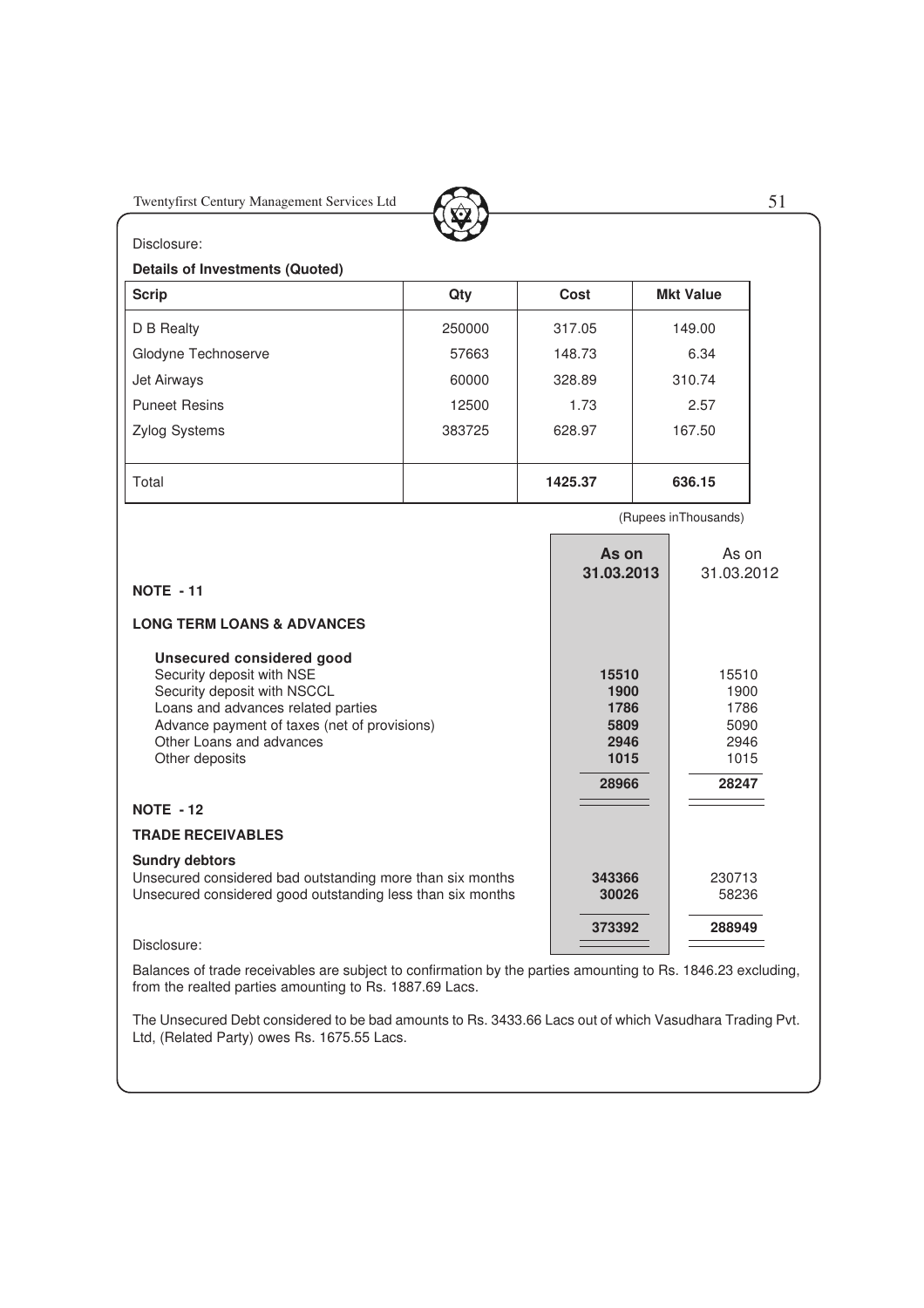Disclosure:

**Details of Investments (Quoted)**

| Scrip | Qty | Cost | Mkt Value |
|---|---|---|---|
| D B Realty | 250000 | 317.05 | 149.00 |
| Glodyne Technoserve | 57663 | 148.73 | 6.34 |
| Jet Airways | 60000 | 328.89 | 310.74 |
| Puneet Resins | 12500 | 1.73 | 2.57 |
| Zylog Systems | 383725 | 628.97 | 167.50 |
| Total | | **1425.37** | **636.15** |

(Rupees inThousands)

| | As on 31.03.2013 | As on 31.03.2012 |
|---|---|---|
| **NOTE - 11** | | |
| **LONG TERM LOANS & ADVANCES** | | |
| **Unsecured considered good** | | |
| Security deposit with NSE | **15510** | 15510 |
| Security deposit with NSCCL | **1900** | 1900 |
| Loans and advances related parties | **1786** | 1786 |
| Advance payment of taxes (net of provisions) | **5809** | 5090 |
| Other Loans and advances | **2946** | 2946 |
| Other deposits | **1015** | 1015 |
| | **28966** | **28247** |
| **NOTE - 12** | | |
| **TRADE RECEIVABLES** | | |
| **Sundry debtors** | | |
| Unsecured considered bad outstanding more than six months | **343366** | 230713 |
| Unsecured considered good outstanding less than six months | **30026** | 58236 |
| | **373392** | **288949** |

Disclosure:

Balances of trade receivables are subject to confirmation by the parties amounting to Rs. 1846.23 excluding, from the realted parties amounting to Rs. 1887.69 Lacs.

The Unsecured Debt considered to be bad amounts to Rs. 3433.66 Lacs out of which Vasudhara Trading Pvt. Ltd, (Related Party) owes Rs. 1675.55 Lacs.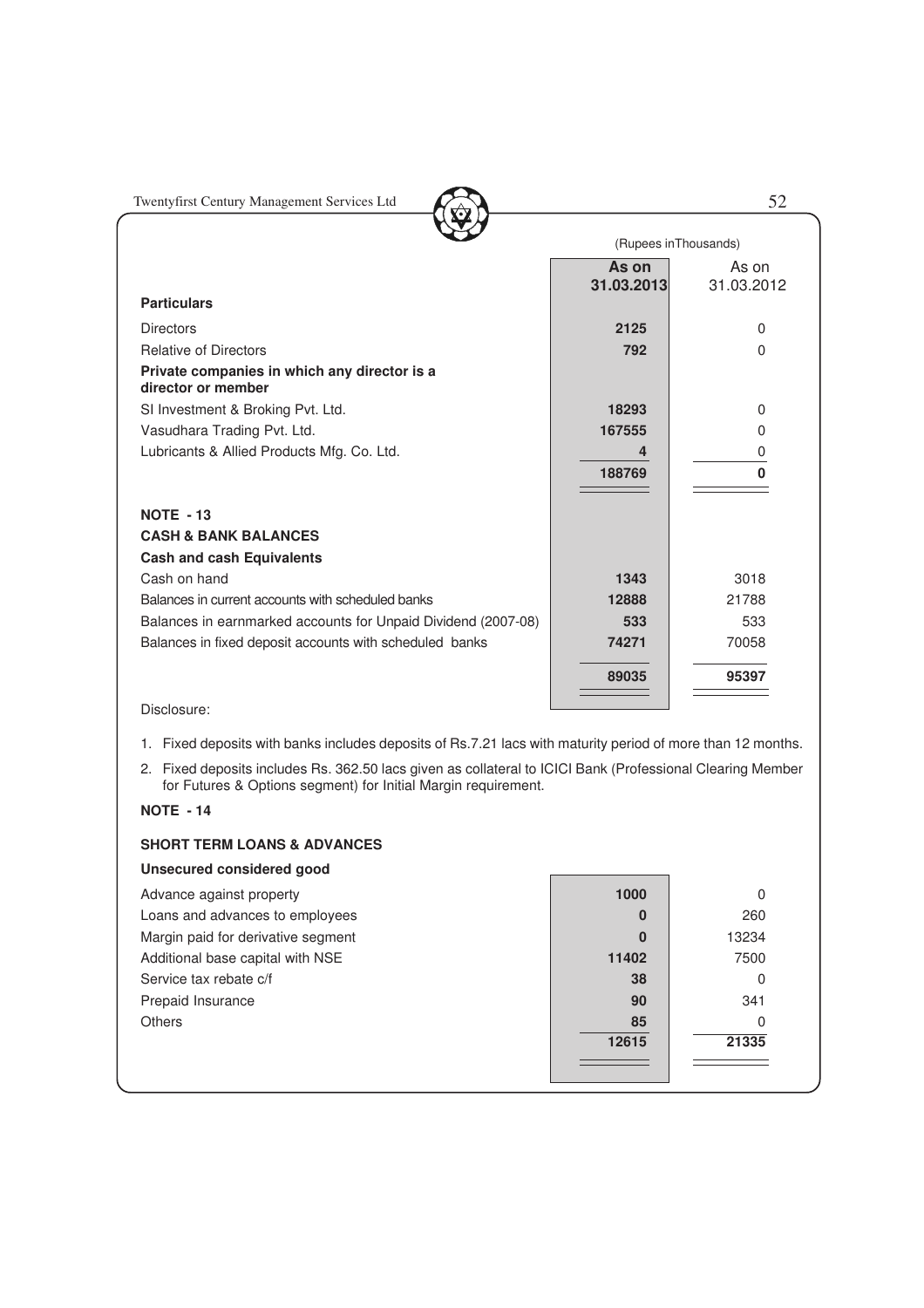(Rupees inThousands)

| Particulars | As on 31.03.2013 | As on 31.03.2012 |
|---|---|---|
| Directors | 2125 | 0 |
| Relative of Directors | 792 | 0 |
| **Private companies in which any director is a director or member** | | |
| SI Investment & Broking Pvt. Ltd. | 18293 | 0 |
| Vasudhara Trading Pvt. Ltd. | 167555 | 0 |
| Lubricants & Allied Products Mfg. Co. Ltd. | 4 | 0 |
| | **188769** | **0** |

**NOTE - 13**

**CASH & BANK BALANCES**

| Particulars | As on 31.03.2013 | As on 31.03.2012 |
|---|---|---|
| **Cash and cash Equivalents** | | |
| Cash on hand | 1343 | 3018 |
| Balances in current accounts with scheduled banks | 12888 | 21788 |
| Balances in earnmarked accounts for Unpaid Dividend (2007-08) | 533 | 533 |
| Balances in fixed deposit accounts with scheduled banks | 74271 | 70058 |
| | **89035** | **95397** |

Disclosure:

1. Fixed deposits with banks includes deposits of Rs.7.21 lacs with maturity period of more than 12 months.
2. Fixed deposits includes Rs. 362.50 lacs given as collateral to ICICI Bank (Professional Clearing Member for Futures & Options segment) for Initial Margin requirement.

**NOTE - 14**

**SHORT TERM LOANS & ADVANCES**

| Particulars | As on 31.03.2013 | As on 31.03.2012 |
|---|---|---|
| **Unsecured considered good** | | |
| Advance against property | 1000 | 0 |
| Loans and advances to employees | 0 | 260 |
| Margin paid for derivative segment | 0 | 13234 |
| Additional base capital with NSE | 11402 | 7500 |
| Service tax rebate c/f | 38 | 0 |
| Prepaid Insurance | 90 | 341 |
| Others | 85 | 0 |
| | **12615** | **21335** |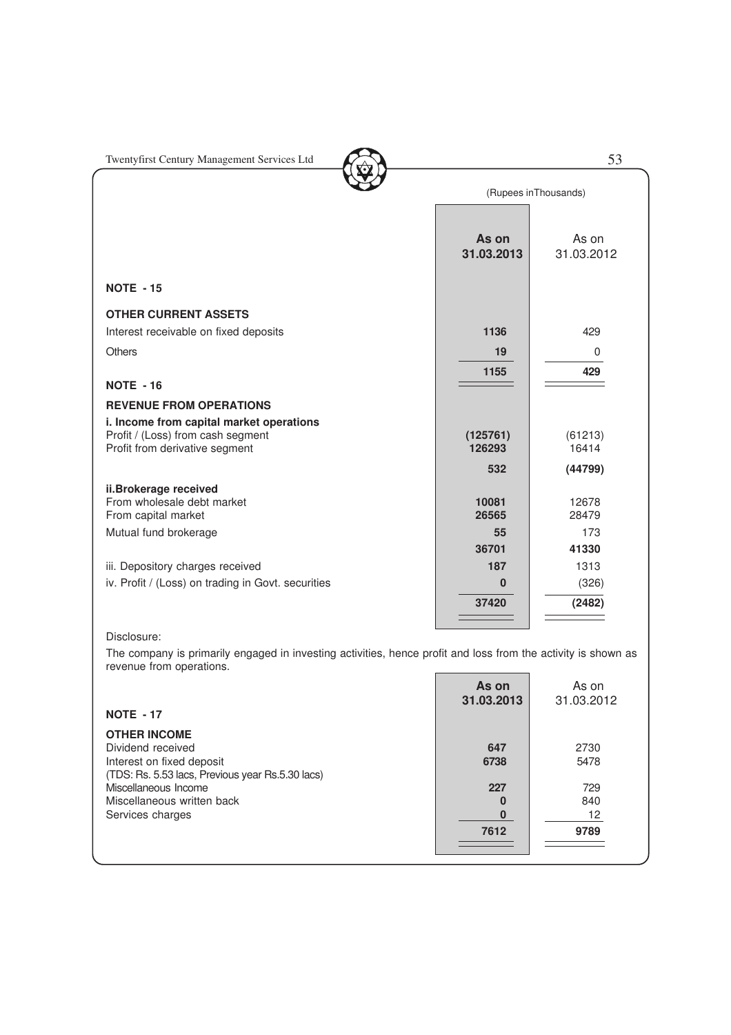(Rupees in Thousands)

| | As on 31.03.2013 | As on 31.03.2012 |
|---|---|---|
| **NOTE - 15** | | |
| **OTHER CURRENT ASSETS** | | |
| Interest receivable on fixed deposits | **1136** | 429 |
| Others | **19** | 0 |
| | **1155** | **429** |
| **NOTE - 16** | | |
| **REVENUE FROM OPERATIONS** | | |
| **i. Income from capital market operations** | | |
| Profit / (Loss) from cash segment | **(125761)** | (61213) |
| Profit from derivative segment | **126293** | 16414 |
| | **532** | **(44799)** |
| **ii.Brokerage received** | | |
| From wholesale debt market | **10081** | 12678 |
| From capital market | **26565** | 28479 |
| Mutual fund brokerage | **55** | 173 |
| | **36701** | **41330** |
| iii. Depository charges received | **187** | 1313 |
| iv. Profit / (Loss) on trading in Govt. securities | **0** | (326) |
| | **37420** | **(2482)** |

Disclosure:

The company is primarily engaged in investing activities, hence profit and loss from the activity is shown as revenue from operations.

| | As on 31.03.2013 | As on 31.03.2012 |
|---|---|---|
| **NOTE - 17** | | |
| **OTHER INCOME** | | |
| Dividend received | **647** | 2730 |
| Interest on fixed deposit | **6738** | 5478 |
| (TDS: Rs. 5.53 lacs, Previous year Rs.5.30 lacs) | | |
| Miscellaneous Income | **227** | 729 |
| Miscellaneous written back | **0** | 840 |
| Services charges | **0** | 12 |
| | **7612** | **9789** |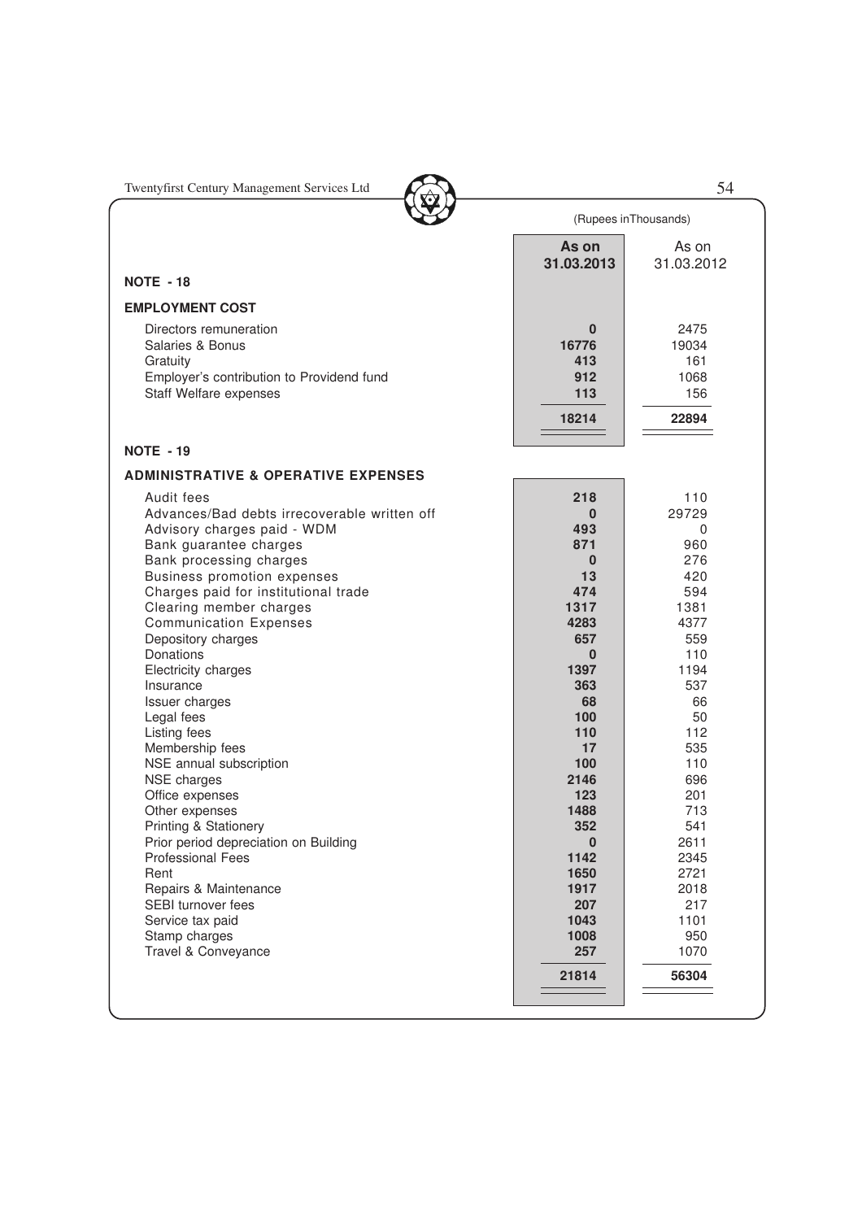(Rupees inThousands)

| | As on 31.03.2013 | As on 31.03.2012 |
|---|---|---|
| **NOTE - 18** | | |
| **EMPLOYMENT COST** | | |
| Directors remuneration | **0** | 2475 |
| Salaries & Bonus | **16776** | 19034 |
| Gratuity | **413** | 161 |
| Employer's contribution to Providend fund | **912** | 1068 |
| Staff Welfare expenses | **113** | 156 |
| | **18214** | **22894** |

| | As on 31.03.2013 | As on 31.03.2012 |
|---|---|---|
| **NOTE - 19** | | |
| **ADMINISTRATIVE & OPERATIVE EXPENSES** | | |
| Audit fees | **218** | 110 |
| Advances/Bad debts irrecoverable written off | **0** | 29729 |
| Advisory charges paid - WDM | **493** | 0 |
| Bank guarantee charges | **871** | 960 |
| Bank processing charges | **0** | 276 |
| Business promotion expenses | **13** | 420 |
| Charges paid for institutional trade | **474** | 594 |
| Clearing member charges | **1317** | 1381 |
| Communication Expenses | **4283** | 4377 |
| Depository charges | **657** | 559 |
| Donations | **0** | 110 |
| Electricity charges | **1397** | 1194 |
| Insurance | **363** | 537 |
| Issuer charges | **68** | 66 |
| Legal fees | **100** | 50 |
| Listing fees | **110** | 112 |
| Membership fees | **17** | 535 |
| NSE annual subscription | **100** | 110 |
| NSE charges | **2146** | 696 |
| Office expenses | **123** | 201 |
| Other expenses | **1488** | 713 |
| Printing & Stationery | **352** | 541 |
| Prior period depreciation on Building | **0** | 2611 |
| Professional Fees | **1142** | 2345 |
| Rent | **1650** | 2721 |
| Repairs & Maintenance | **1917** | 2018 |
| SEBI turnover fees | **207** | 217 |
| Service tax paid | **1043** | 1101 |
| Stamp charges | **1008** | 950 |
| Travel & Conveyance | **257** | 1070 |
| | **21814** | **56304** |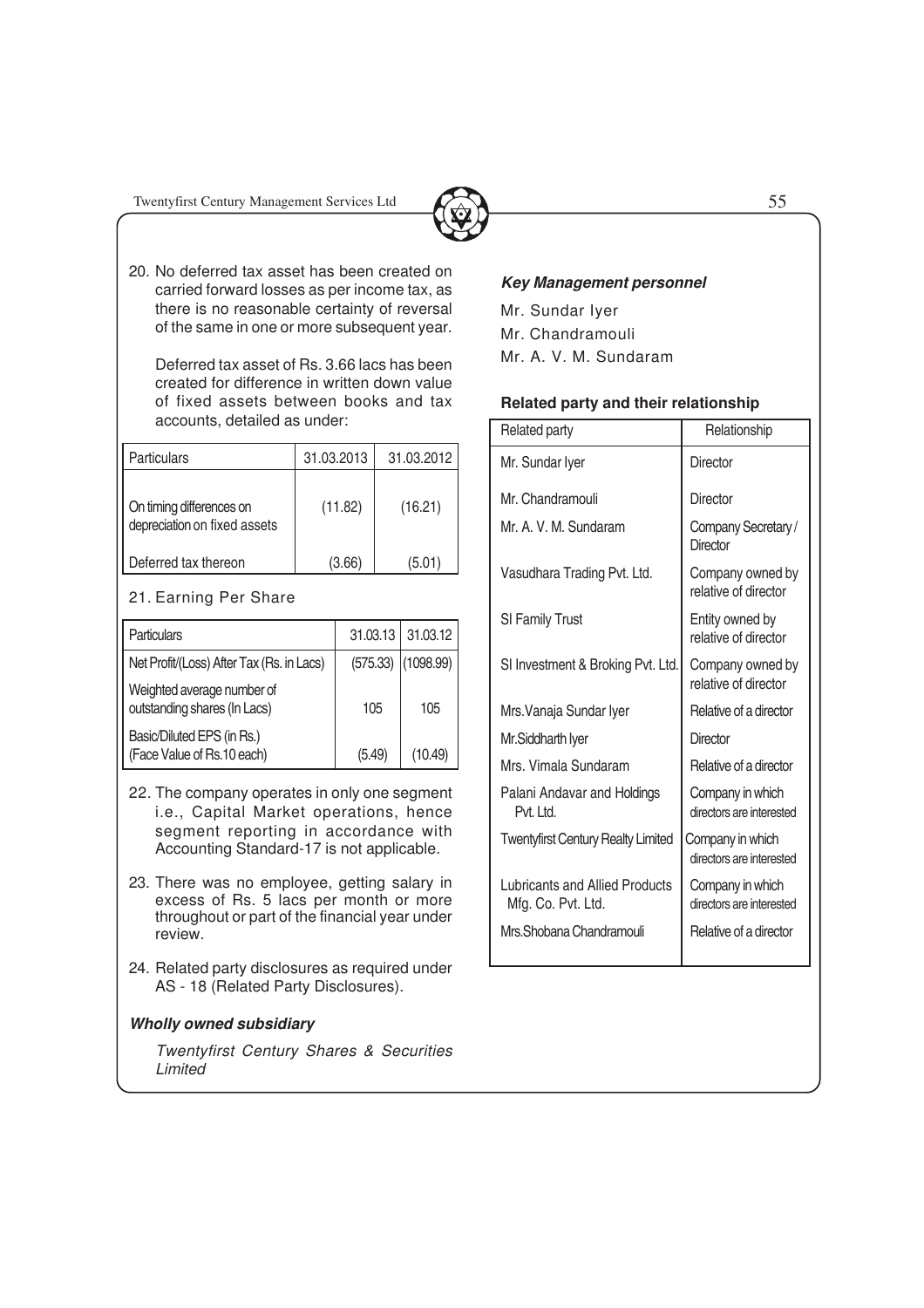20. No deferred tax asset has been created on carried forward losses as per income tax, as there is no reasonable certainty of reversal of the same in one or more subsequent year.

    Deferred tax asset of Rs. 3.66 lacs has been created for difference in written down value of fixed assets between books and tax accounts, detailed as under:

| Particulars | 31.03.2013 | 31.03.2012 |
|---|---|---|
| On timing differences on depreciation on fixed assets | (11.82) | (16.21) |
| Deferred tax thereon | (3.66) | (5.01) |

21. Earning Per Share

| Particulars | 31.03.13 | 31.03.12 |
|---|---|---|
| Net Profit/(Loss) After Tax (Rs. in Lacs) | (575.33) | (1098.99) |
| Weighted average number of outstanding shares (In Lacs) | 105 | 105 |
| Basic/Diluted EPS (in Rs.) (Face Value of Rs.10 each) | (5.49) | (10.49) |

22. The company operates in only one segment i.e., Capital Market operations, hence segment reporting in accordance with Accounting Standard-17 is not applicable.

23. There was no employee, getting salary in excess of Rs. 5 lacs per month or more throughout or part of the financial year under review.

24. Related party disclosures as required under AS - 18 (Related Party Disclosures).

***Wholly owned subsidiary***

*Twentyfirst Century Shares & Securities Limited*

***Key Management personnel***

Mr. Sundar Iyer
Mr. Chandramouli
Mr. A. V. M. Sundaram

**Related party and their relationship**

| Related party | Relationship |
|---|---|
| Mr. Sundar Iyer | Director |
| Mr. Chandramouli | Director |
| Mr. A. V. M. Sundaram | Company Secretary / Director |
| Vasudhara Trading Pvt. Ltd. | Company owned by relative of director |
| SI Family Trust | Entity owned by relative of director |
| SI Investment & Broking Pvt. Ltd. | Company owned by relative of director |
| Mrs.Vanaja Sundar Iyer | Relative of a director |
| Mr.Siddharth Iyer | Director |
| Mrs. Vimala Sundaram | Relative of a director |
| Palani Andavar and Holdings Pvt. Ltd. | Company in which directors are interested |
| Twentyfirst Century Realty Limited | Company in which directors are interested |
| Lubricants and Allied Products Mfg. Co. Pvt. Ltd. | Company in which directors are interested |
| Mrs.Shobana Chandramouli | Relative of a director |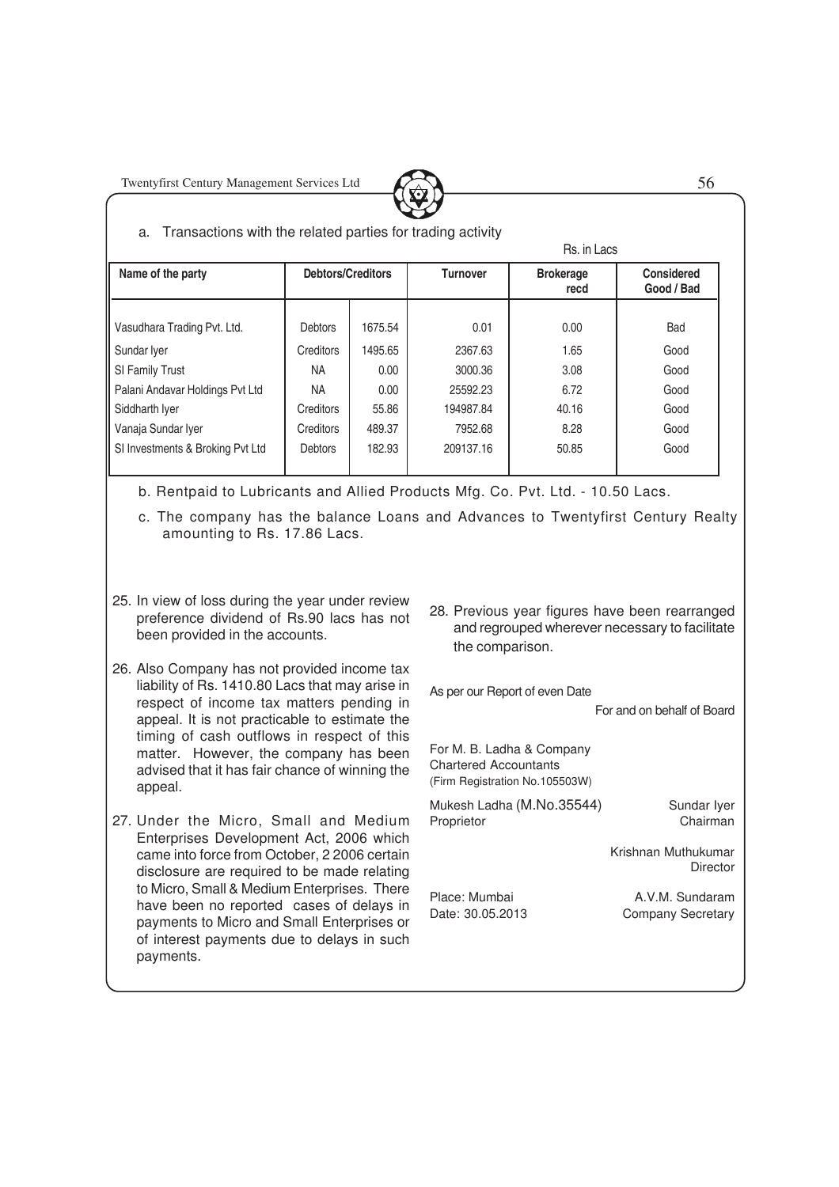a. Transactions with the related parties for trading activity

Rs. in Lacs

| Name of the party | Debtors/Creditors | | Turnover | Brokerage recd | Considered Good / Bad |
|---|---|---|---|---|---|
| Vasudhara Trading Pvt. Ltd. | Debtors | 1675.54 | 0.01 | 0.00 | Bad |
| Sundar Iyer | Creditors | 1495.65 | 2367.63 | 1.65 | Good |
| SI Family Trust | NA | 0.00 | 3000.36 | 3.08 | Good |
| Palani Andavar Holdings Pvt Ltd | NA | 0.00 | 25592.23 | 6.72 | Good |
| Siddharth Iyer | Creditors | 55.86 | 194987.84 | 40.16 | Good |
| Vanaja Sundar Iyer | Creditors | 489.37 | 7952.68 | 8.28 | Good |
| SI Investments & Broking Pvt Ltd | Debtors | 182.93 | 209137.16 | 50.85 | Good |

b. Rentpaid to Lubricants and Allied Products Mfg. Co. Pvt. Ltd. - 10.50 Lacs.

c. The company has the balance Loans and Advances to Twentyfirst Century Realty amounting to Rs. 17.86 Lacs.

25. In view of loss during the year under review preference dividend of Rs.90 lacs has not been provided in the accounts.

26. Also Company has not provided income tax liability of Rs. 1410.80 Lacs that may arise in respect of income tax matters pending in appeal. It is not practicable to estimate the timing of cash outflows in respect of this matter. However, the company has been advised that it has fair chance of winning the appeal.

27. Under the Micro, Small and Medium Enterprises Development Act, 2006 which came into force from October, 2 2006 certain disclosure are required to be made relating to Micro, Small & Medium Enterprises. There have been no reported cases of delays in payments to Micro and Small Enterprises or of interest payments due to delays in such payments.

28. Previous year figures have been rearranged and regrouped wherever necessary to facilitate the comparison.

As per our Report of even Date

For and on behalf of Board

For M. B. Ladha & Company
Chartered Accountants
(Firm Registration No.105503W)

Mukesh Ladha (M.No.35544)
Proprietor

Sundar Iyer
Chairman

Krishnan Muthukumar
Director

Place: Mumbai
Date: 30.05.2013

A.V.M. Sundaram
Company Secretary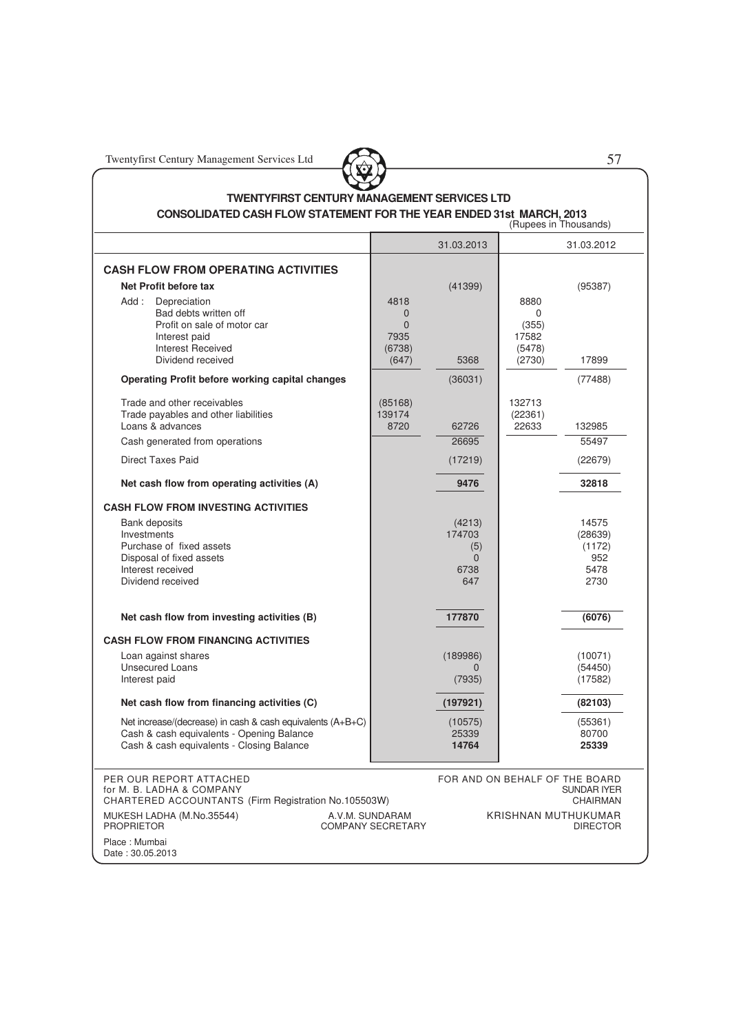## TWENTYFIRST CENTURY MANAGEMENT SERVICES LTD

### CONSOLIDATED CASH FLOW STATEMENT FOR THE YEAR ENDED 31st MARCH, 2013

(Rupees in Thousands)

| | | 31.03.2013 | | 31.03.2012 |
|---|---|---|---|---|
| **CASH FLOW FROM OPERATING ACTIVITIES** | | | | |
| **Net Profit before tax** | | (41399) | | (95387) |
| Add : Depreciation | 4818 | | 8880 | |
| Bad debts written off | 0 | | 0 | |
| Profit on sale of motor car | 0 | | (355) | |
| Interest paid | 7935 | | 17582 | |
| Interest Received | (6738) | | (5478) | |
| Dividend received | (647) | 5368 | (2730) | 17899 |
| **Operating Profit before working capital changes** | | (36031) | | (77488) |
| Trade and other receivables | (85168) | | 132713 | |
| Trade payables and other liabilities | 139174 | | (22361) | |
| Loans & advances | 8720 | 62726 | 22633 | 132985 |
| Cash generated from operations | | 26695 | | 55497 |
| Direct Taxes Paid | | (17219) | | (22679) |
| **Net cash flow from operating activities (A)** | | **9476** | | **32818** |
| **CASH FLOW FROM INVESTING ACTIVITIES** | | | | |
| Bank deposits | | (4213) | | 14575 |
| Investments | | 174703 | | (28639) |
| Purchase of fixed assets | | (5) | | (1172) |
| Disposal of fixed assets | | 0 | | 952 |
| Interest received | | 6738 | | 5478 |
| Dividend received | | 647 | | 2730 |
| **Net cash flow from investing activities (B)** | | **177870** | | **(6076)** |
| **CASH FLOW FROM FINANCING ACTIVITIES** | | | | |
| Loan against shares | | (189986) | | (10071) |
| Unsecured Loans | | 0 | | (54450) |
| Interest paid | | (7935) | | (17582) |
| **Net cash flow from financing activities (C)** | | **(197921)** | | **(82103)** |
| Net increase/(decrease) in cash & cash equivalents (A+B+C) | | (10575) | | (55361) |
| Cash & cash equivalents - Opening Balance | | 25339 | | 80700 |
| Cash & cash equivalents - Closing Balance | | **14764** | | **25339** |

PER OUR REPORT ATTACHED
for M. B. LADHA & COMPANY
CHARTERED ACCOUNTANTS (Firm Registration No.105503W)

MUKESH LADHA (M.No.35544)
PROPRIETOR

Place : Mumbai
Date : 30.05.2013

A.V.M. SUNDARAM
COMPANY SECRETARY

FOR AND ON BEHALF OF THE BOARD

SUNDAR IYER
CHAIRMAN

KRISHNAN MUTHUKUMAR
DIRECTOR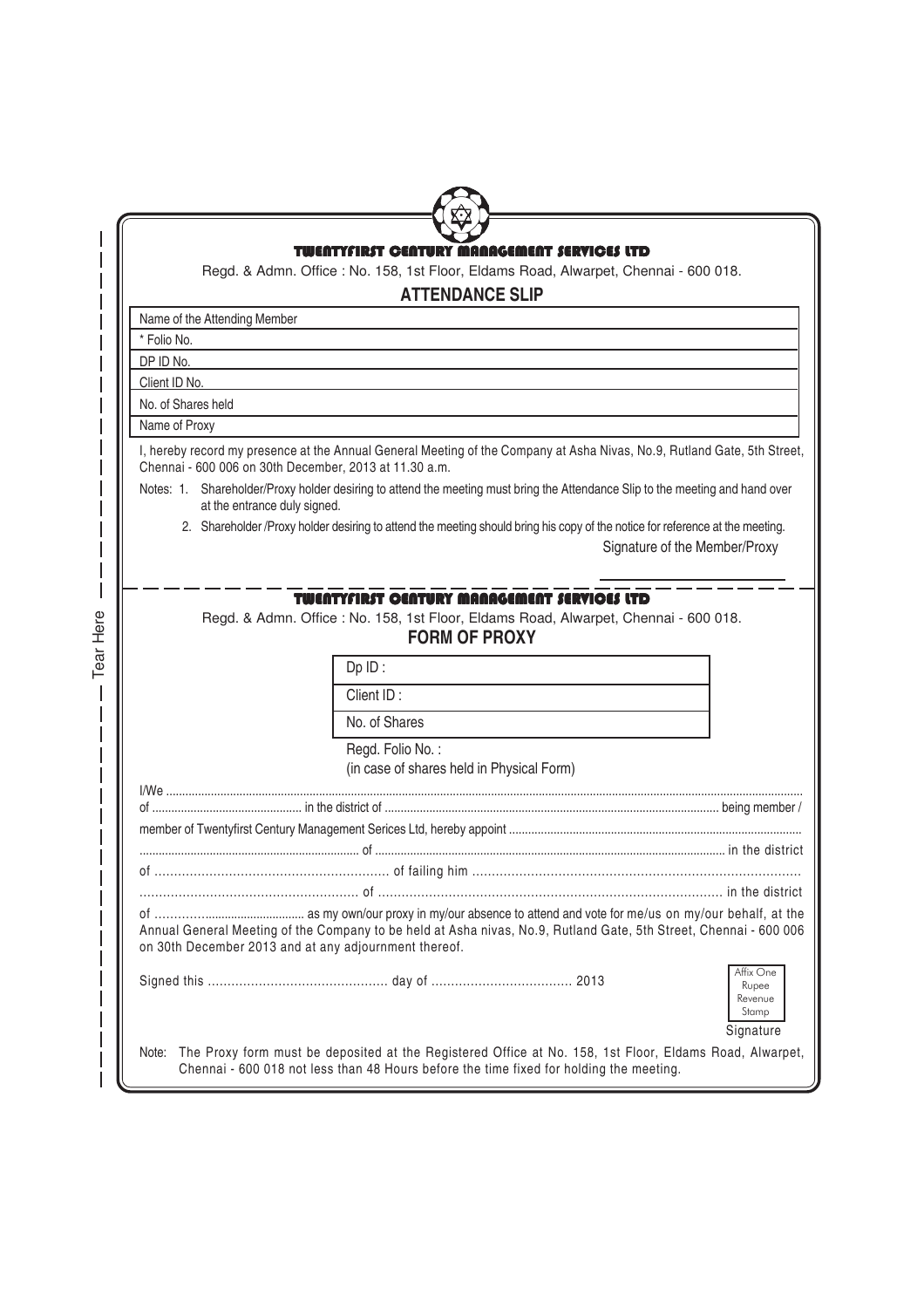# TWENTYFIRST CENTURY MANAGEMENT SERVICES LTD

Regd. & Admn. Office : No. 158, 1st Floor, Eldams Road, Alwarpet, Chennai - 600 018.

## ATTENDANCE SLIP

| Name of the Attending Member |
|---|
| * Folio No. |
| DP ID No. |
| Client ID No. |
| No. of Shares held |
| Name of Proxy |

I, hereby record my presence at the Annual General Meeting of the Company at Asha Nivas, No.9, Rutland Gate, 5th Street, Chennai - 600 006 on 30th December, 2013 at 11.30 a.m.

Notes: 1. Shareholder/Proxy holder desiring to attend the meeting must bring the Attendance Slip to the meeting and hand over at the entrance duly signed.

2. Shareholder /Proxy holder desiring to attend the meeting should bring his copy of the notice for reference at the meeting.

Signature of the Member/Proxy

Tear Here

# TWENTYFIRST CENTURY MANAGEMENT SERVICES LTD

Regd. & Admn. Office : No. 158, 1st Floor, Eldams Road, Alwarpet, Chennai - 600 018.

## FORM OF PROXY

| Dp ID : |
|---|
| Client ID : |
| No. of Shares |

Regd. Folio No. :
(in case of shares held in Physical Form)

I/We ..........................................................................................................................................................................

of .............................................. in the district of ........................................................................................... being member /

member of Twentyfirst Century Management Serices Ltd, hereby appoint .....................................................................................

.................................................................... of ............................................................................................... in the district

of ............................................................ of failing him ...................................................................................

....................................................... of ....................................................................................... in the district

of …………............................. as my own/our proxy in my/our absence to attend and vote for me/us on my/our behalf, at the Annual General Meeting of the Company to be held at Asha nivas, No.9, Rutland Gate, 5th Street, Chennai - 600 006 on 30th December 2013 and at any adjournment thereof.

Signed this ............................................. day of .................................... 2013

Affix One Rupee Revenue Stamp

Signature

Note: The Proxy form must be deposited at the Registered Office at No. 158, 1st Floor, Eldams Road, Alwarpet, Chennai - 600 018 not less than 48 Hours before the time fixed for holding the meeting.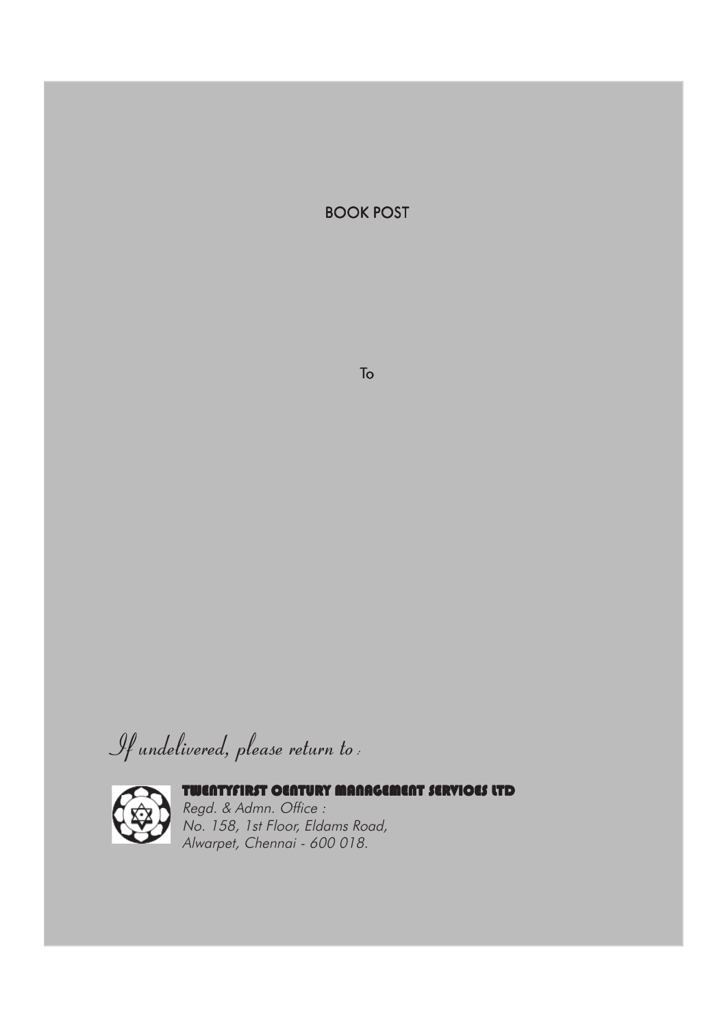BOOK POST

To

*If undelivered, please return to :*

**TWENTYFIRST CENTURY MANAGEMENT SERVICES LTD**

*Regd. & Admn. Office :*
*No. 158, 1st Floor, Eldams Road,*
*Alwarpet, Chennai - 600 018.*